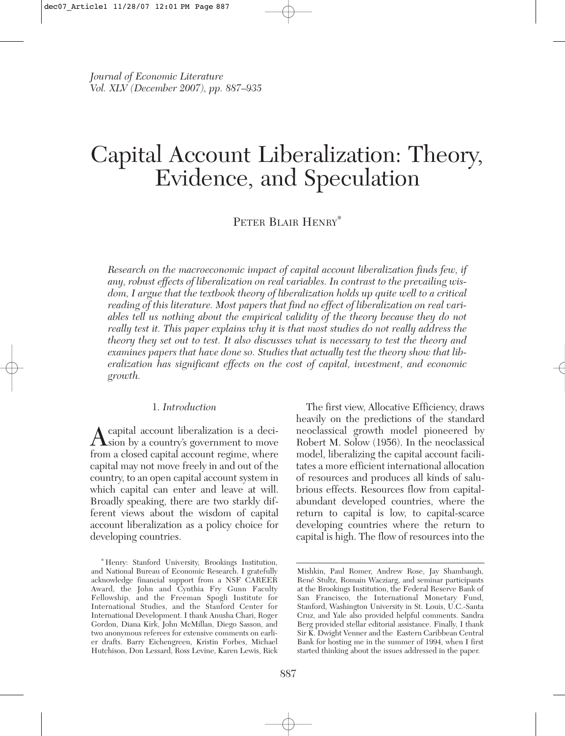# Capital Account Liberalization: Theory, Evidence, and Speculation

Peter Blair Henry*

*Research on the macroeconomic impact of capital account liberalization finds few, if any, robust effects of liberalization on real variables. In contrast to the prevailing wisdom, I argue that the textbook theory of liberalization holds up quite well to a critical reading of this literature. Most papers that find no effect of liberalization on real variables tell us nothing about the empirical validity of the theory because they do not really test it. This paper explains why it is that most studies do not really address the theory they set out to test. It also discusses what is necessary to test the theory and examines papers that have done so. Studies that actually test the theory show that liberalization has significant effects on the cost of capital, investment, and economic growth.*

## 1. *Introduction*

A capital account liberalization is a decision by a country's government to move from a closed capital account regime, where capital may not move freely in and out of the country, to an open capital account system in which capital can enter and leave at will. Broadly speaking, there are two starkly different views about the wisdom of capital account liberalization as a policy choice for developing countries.

The first view, Allocative Efficiency, draws heavily on the predictions of the standard neoclassical growth model pioneered by Robert M. Solow (1956). In the neoclassical model, liberalizing the capital account facilitates a more efficient international allocation of resources and produces all kinds of salubrious effects. Resources flow from capital-abundant developed countries, where the return to capital is low, to capital-scarce developing countries where the return to capital is high. The flow of resources into the

---

* Henry: Stanford University, Brookings Institution, and National Bureau of Economic Research. I gratefully acknowledge financial support from a NSF CAREER Award, the John and Cynthia Fry Gunn Faculty Fellowship, and the Freeman Spogli Institute for International Studies, and the Stanford Center for International Development. I thank Anusha Chari, Roger Gordon, Diana Kirk, John McMillan, Diego Sasson, and two anonymous referees for extensive comments on earlier drafts. Barry Eichengreen, Kristin Forbes, Michael Hutchison, Don Lessard, Ross Levine, Karen Lewis, Rick Mishkin, Paul Romer, Andrew Rose, Jay Shambaugh, René Stultz, Romain Wacziarg, and seminar participants at the Brookings Institution, the Federal Reserve Bank of San Francisco, the International Monetary Fund, Stanford, Washington University in St. Louis, U.C.-Santa Cruz, and Yale also provided helpful comments. Sandra Berg provided stellar editorial assistance. Finally, I thank Sir K. Dwight Venner and the Eastern Caribbean Central Bank for hosting me in the summer of 1994, when I first started thinking about the issues addressed in the paper.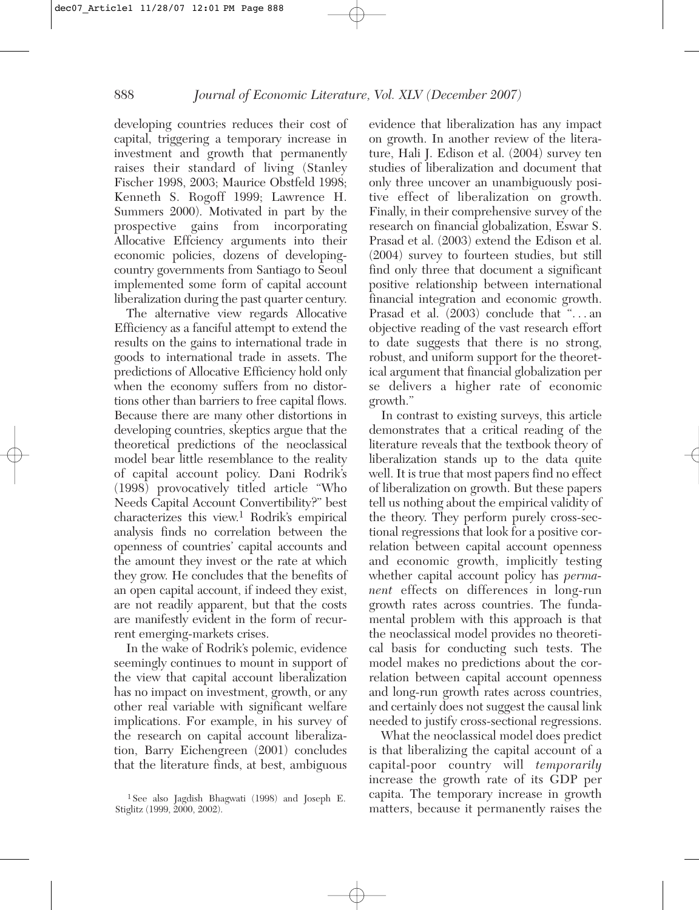developing countries reduces their cost of capital, triggering a temporary increase in investment and growth that permanently raises their standard of living (Stanley Fischer 1998, 2003; Maurice Obstfeld 1998; Kenneth S. Rogoff 1999; Lawrence H. Summers 2000). Motivated in part by the prospective gains from incorporating Allocative Effciency arguments into their economic policies, dozens of developing-country governments from Santiago to Seoul implemented some form of capital account liberalization during the past quarter century.

The alternative view regards Allocative Efficiency as a fanciful attempt to extend the results on the gains to international trade in goods to international trade in assets. The predictions of Allocative Efficiency hold only when the economy suffers from no distortions other than barriers to free capital flows. Because there are many other distortions in developing countries, skeptics argue that the theoretical predictions of the neoclassical model bear little resemblance to the reality of capital account policy. Dani Rodrik's (1998) provocatively titled article "Who Needs Capital Account Convertibility?" best characterizes this view.[1] Rodrik's empirical analysis finds no correlation between the openness of countries' capital accounts and the amount they invest or the rate at which they grow. He concludes that the benefits of an open capital account, if indeed they exist, are not readily apparent, but that the costs are manifestly evident in the form of recurrent emerging-markets crises.

In the wake of Rodrik's polemic, evidence seemingly continues to mount in support of the view that capital account liberalization has no impact on investment, growth, or any other real variable with significant welfare implications. For example, in his survey of the research on capital account liberalization, Barry Eichengreen (2001) concludes that the literature finds, at best, ambiguous evidence that liberalization has any impact on growth. In another review of the literature, Hali J. Edison et al. (2004) survey ten studies of liberalization and document that only three uncover an unambiguously positive effect of liberalization on growth. Finally, in their comprehensive survey of the research on financial globalization, Eswar S. Prasad et al. (2003) extend the Edison et al. (2004) survey to fourteen studies, but still find only three that document a significant positive relationship between international financial integration and economic growth. Prasad et al. (2003) conclude that ". . . an objective reading of the vast research effort to date suggests that there is no strong, robust, and uniform support for the theoretical argument that financial globalization per se delivers a higher rate of economic growth."

In contrast to existing surveys, this article demonstrates that a critical reading of the literature reveals that the textbook theory of liberalization stands up to the data quite well. It is true that most papers find no effect of liberalization on growth. But these papers tell us nothing about the empirical validity of the theory. They perform purely cross-sectional regressions that look for a positive correlation between capital account openness and economic growth, implicitly testing whether capital account policy has *permanent* effects on differences in long-run growth rates across countries. The fundamental problem with this approach is that the neoclassical model provides no theoretical basis for conducting such tests. The model makes no predictions about the correlation between capital account openness and long-run growth rates across countries, and certainly does not suggest the causal link needed to justify cross-sectional regressions.

What the neoclassical model does predict is that liberalizing the capital account of a capital-poor country will *temporarily* increase the growth rate of its GDP per capita. The temporary increase in growth matters, because it permanently raises the

[1] See also Jagdish Bhagwati (1998) and Joseph E. Stiglitz (1999, 2000, 2002).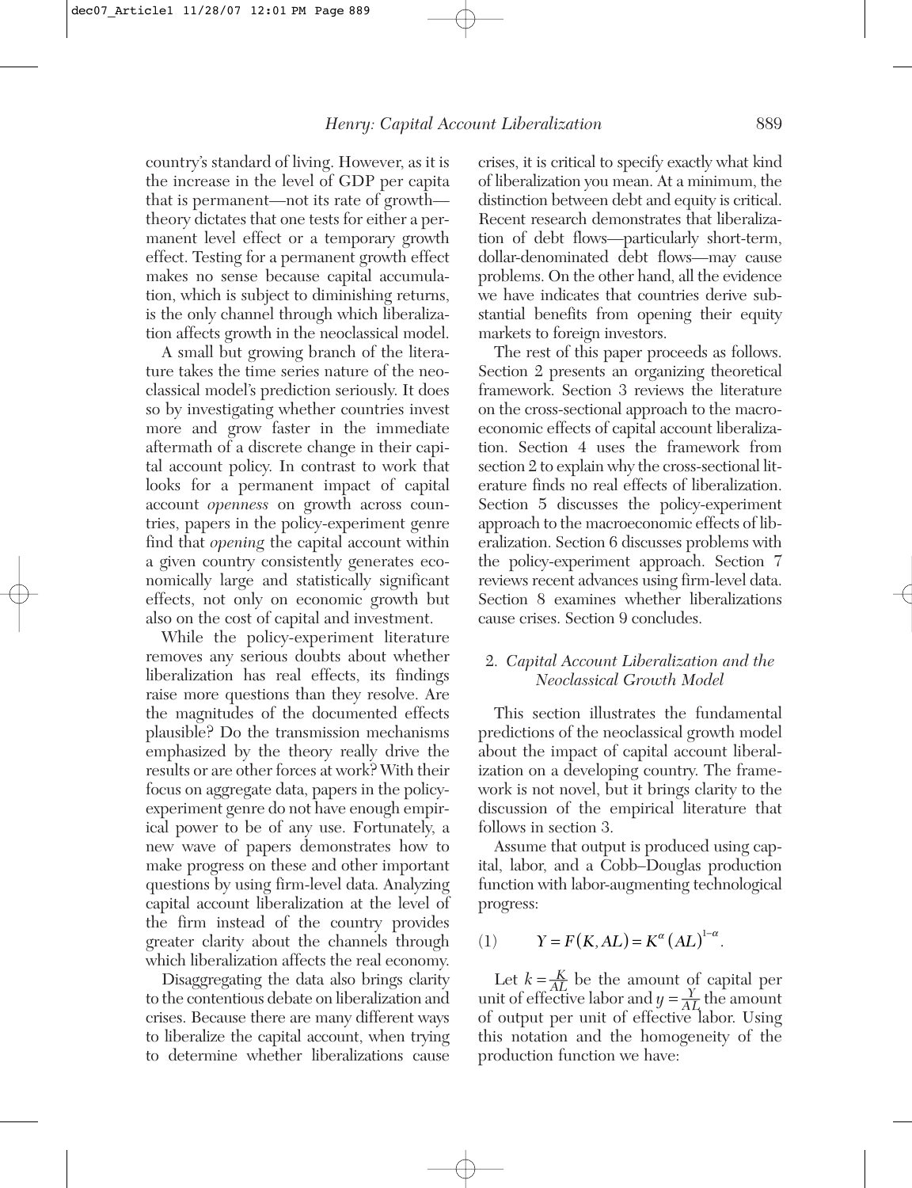country's standard of living. However, as it is the increase in the level of GDP per capita that is permanent—not its rate of growth—theory dictates that one tests for either a permanent level effect or a temporary growth effect. Testing for a permanent growth effect makes no sense because capital accumulation, which is subject to diminishing returns, is the only channel through which liberalization affects growth in the neoclassical model.

A small but growing branch of the literature takes the time series nature of the neoclassical model's prediction seriously. It does so by investigating whether countries invest more and grow faster in the immediate aftermath of a discrete change in their capital account policy. In contrast to work that looks for a permanent impact of capital account *openness* on growth across countries, papers in the policy-experiment genre find that *opening* the capital account within a given country consistently generates economically large and statistically significant effects, not only on economic growth but also on the cost of capital and investment.

While the policy-experiment literature removes any serious doubts about whether liberalization has real effects, its findings raise more questions than they resolve. Are the magnitudes of the documented effects plausible? Do the transmission mechanisms emphasized by the theory really drive the results or are other forces at work? With their focus on aggregate data, papers in the policy-experiment genre do not have enough empirical power to be of any use. Fortunately, a new wave of papers demonstrates how to make progress on these and other important questions by using firm-level data. Analyzing capital account liberalization at the level of the firm instead of the country provides greater clarity about the channels through which liberalization affects the real economy.

Disaggregating the data also brings clarity to the contentious debate on liberalization and crises. Because there are many different ways to liberalize the capital account, when trying to determine whether liberalizations cause crises, it is critical to specify exactly what kind of liberalization you mean. At a minimum, the distinction between debt and equity is critical. Recent research demonstrates that liberalization of debt flows—particularly short-term, dollar-denominated debt flows—may cause problems. On the other hand, all the evidence we have indicates that countries derive substantial benefits from opening their equity markets to foreign investors.

The rest of this paper proceeds as follows. Section 2 presents an organizing theoretical framework. Section 3 reviews the literature on the cross-sectional approach to the macroeconomic effects of capital account liberalization. Section 4 uses the framework from section 2 to explain why the cross-sectional literature finds no real effects of liberalization. Section 5 discusses the policy-experiment approach to the macroeconomic effects of liberalization. Section 6 discusses problems with the policy-experiment approach. Section 7 reviews recent advances using firm-level data. Section 8 examines whether liberalizations cause crises. Section 9 concludes.

## 2. *Capital Account Liberalization and the Neoclassical Growth Model*

This section illustrates the fundamental predictions of the neoclassical growth model about the impact of capital account liberalization on a developing country. The framework is not novel, but it brings clarity to the discussion of the empirical literature that follows in section 3.

Assume that output is produced using capital, labor, and a Cobb–Douglas production function with labor-augmenting technological progress:

$$(1) \qquad Y = F(K, AL) = K^{\alpha}(AL)^{1-\alpha}.$$

Let $k = \frac{K}{AL}$ be the amount of capital per unit of effective labor and $y = \frac{Y}{AL}$ the amount of output per unit of effective labor. Using this notation and the homogeneity of the production function we have: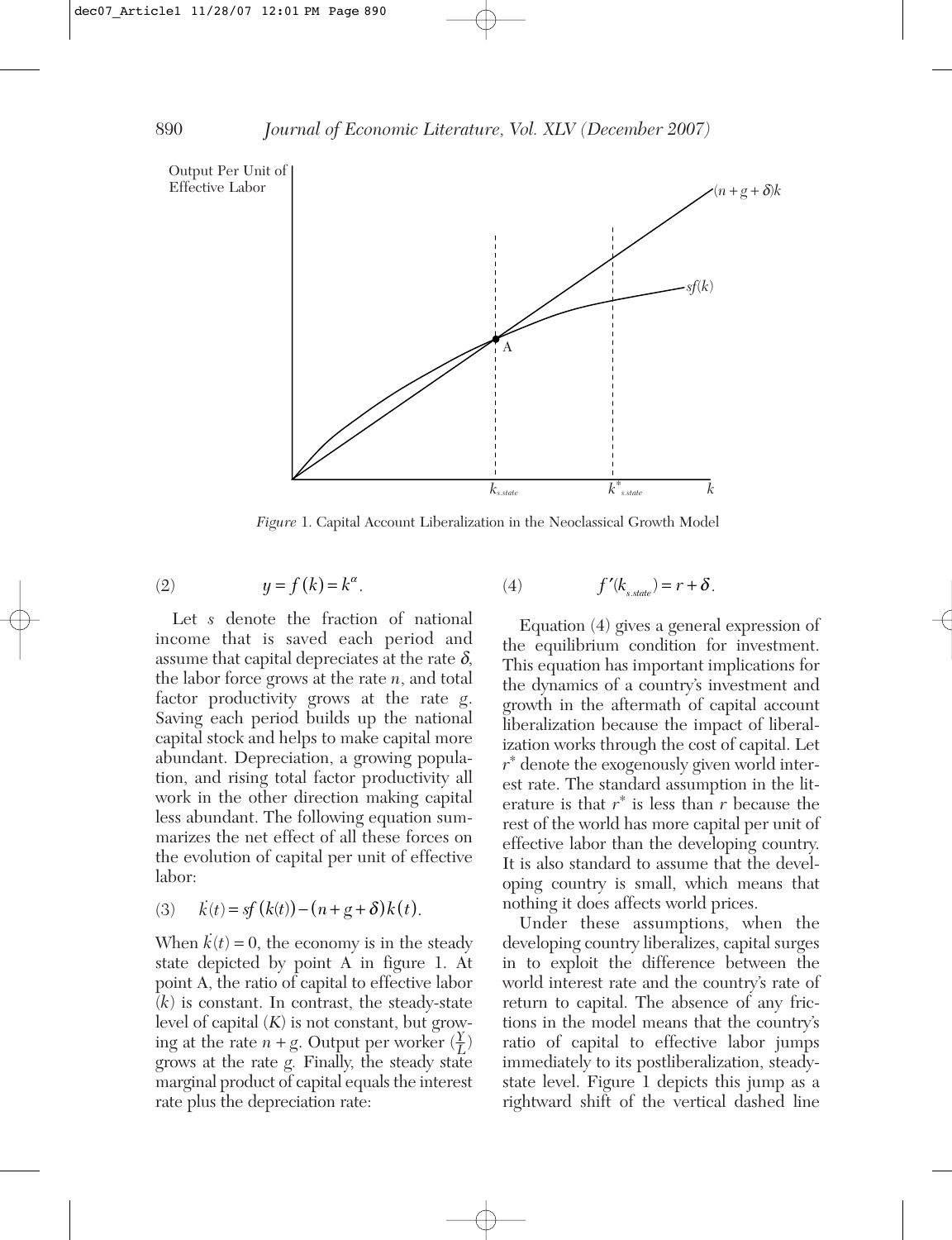*Figure* 1. Capital Account Liberalization in the Neoclassical Growth Model

$$y = f(k) = k^{\alpha}. \tag{2}$$

Let $s$ denote the fraction of national income that is saved each period and assume that capital depreciates at the rate $\delta$, the labor force grows at the rate $n$, and total factor productivity grows at the rate $g$. Saving each period builds up the national capital stock and helps to make capital more abundant. Depreciation, a growing population, and rising total factor productivity all work in the other direction making capital less abundant. The following equation summarizes the net effect of all these forces on the evolution of capital per unit of effective labor:

$$\dot{k}(t) = sf(k(t)) - (n + g + \delta)k(t). \tag{3}$$

When $\dot{k}(t) = 0$, the economy is in the steady state depicted by point A in figure 1. At point A, the ratio of capital to effective labor ($k$) is constant. In contrast, the steady-state level of capital ($K$) is not constant, but growing at the rate $n + g$. Output per worker ($\frac{Y}{L}$) grows at the rate $g$. Finally, the steady state marginal product of capital equals the interest rate plus the depreciation rate:

$$f'(k_{s.state}) = r + \delta. \tag{4}$$

Equation (4) gives a general expression of the equilibrium condition for investment. This equation has important implications for the dynamics of a country's investment and growth in the aftermath of capital account liberalization because the impact of liberalization works through the cost of capital. Let $r^*$ denote the exogenously given world interest rate. The standard assumption in the literature is that $r^*$ is less than $r$ because the rest of the world has more capital per unit of effective labor than the developing country. It is also standard to assume that the developing country is small, which means that nothing it does affects world prices.

Under these assumptions, when the developing country liberalizes, capital surges in to exploit the difference between the world interest rate and the country's rate of return to capital. The absence of any frictions in the model means that the country's ratio of capital to effective labor jumps immediately to its postliberalization, steady-state level. Figure 1 depicts this jump as a rightward shift of the vertical dashed line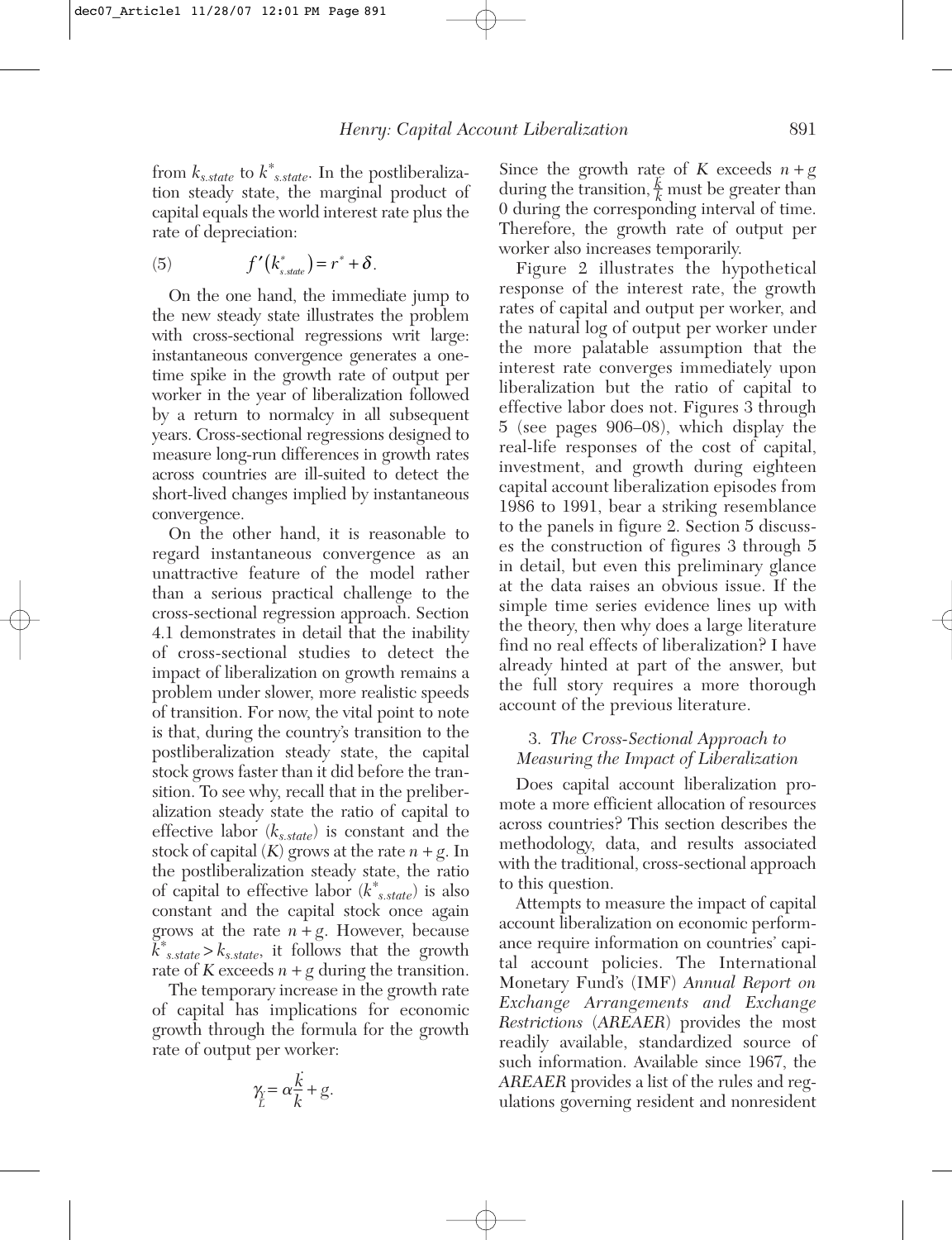from $k_{s.state}$ to $k^*_{s.state}$. In the postliberalization steady state, the marginal product of capital equals the world interest rate plus the rate of depreciation:

$$f'(k^*_{s.state}) = r^* + \delta. \tag{5}$$

On the one hand, the immediate jump to the new steady state illustrates the problem with cross-sectional regressions writ large: instantaneous convergence generates a one-time spike in the growth rate of output per worker in the year of liberalization followed by a return to normalcy in all subsequent years. Cross-sectional regressions designed to measure long-run differences in growth rates across countries are ill-suited to detect the short-lived changes implied by instantaneous convergence.

On the other hand, it is reasonable to regard instantaneous convergence as an unattractive feature of the model rather than a serious practical challenge to the cross-sectional regression approach. Section 4.1 demonstrates in detail that the inability of cross-sectional studies to detect the impact of liberalization on growth remains a problem under slower, more realistic speeds of transition. For now, the vital point to note is that, during the country's transition to the postliberalization steady state, the capital stock grows faster than it did before the transition. To see why, recall that in the preliberalization steady state the ratio of capital to effective labor ($k_{s.state}$) is constant and the stock of capital ($K$) grows at the rate $n + g$. In the postliberalization steady state, the ratio of capital to effective labor ($k^*_{s.state}$) is also constant and the capital stock once again grows at the rate $n + g$. However, because $k^*_{s.state} > k_{s.state}$, it follows that the growth rate of $K$ exceeds $n + g$ during the transition.

The temporary increase in the growth rate of capital has implications for economic growth through the formula for the growth rate of output per worker:

$$\gamma_{\frac{Y}{L}} = \alpha\frac{\dot{k}}{k} + g.$$

Since the growth rate of $K$ exceeds $n + g$ during the transition, $\frac{\dot{k}}{k}$ must be greater than 0 during the corresponding interval of time. Therefore, the growth rate of output per worker also increases temporarily.

Figure 2 illustrates the hypothetical response of the interest rate, the growth rates of capital and output per worker, and the natural log of output per worker under the more palatable assumption that the interest rate converges immediately upon liberalization but the ratio of capital to effective labor does not. Figures 3 through 5 (see pages 906–08), which display the real-life responses of the cost of capital, investment, and growth during eighteen capital account liberalization episodes from 1986 to 1991, bear a striking resemblance to the panels in figure 2. Section 5 discusses the construction of figures 3 through 5 in detail, but even this preliminary glance at the data raises an obvious issue. If the simple time series evidence lines up with the theory, then why does a large literature find no real effects of liberalization? I have already hinted at part of the answer, but the full story requires a more thorough account of the previous literature.

## 3. *The Cross-Sectional Approach to Measuring the Impact of Liberalization*

Does capital account liberalization promote a more efficient allocation of resources across countries? This section describes the methodology, data, and results associated with the traditional, cross-sectional approach to this question.

Attempts to measure the impact of capital account liberalization on economic performance require information on countries' capital account policies. The International Monetary Fund's (IMF) *Annual Report on Exchange Arrangements and Exchange Restrictions* (*AREAER*) provides the most readily available, standardized source of such information. Available since 1967, the *AREAER* provides a list of the rules and regulations governing resident and nonresident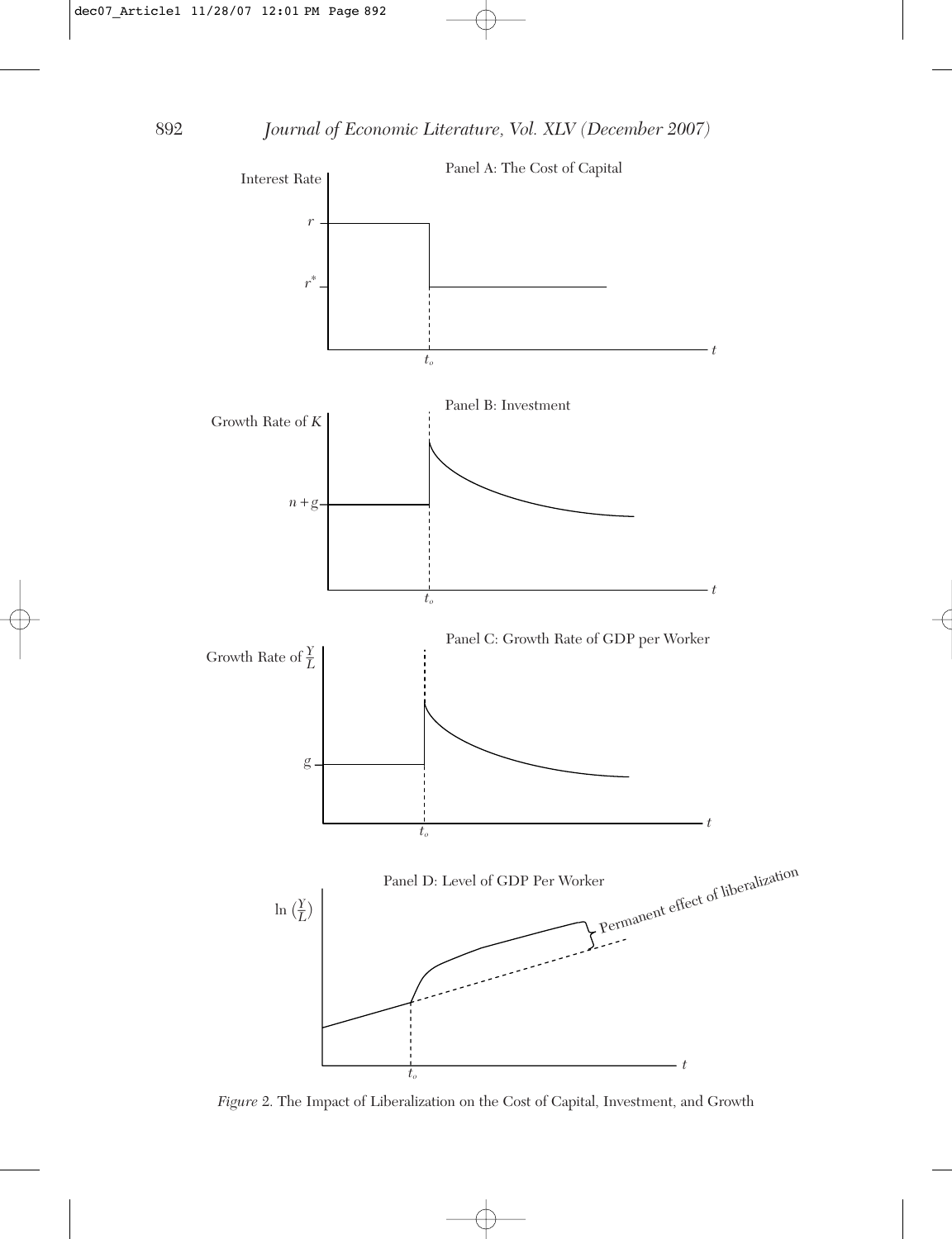*Figure* 2. The Impact of Liberalization on the Cost of Capital, Investment, and Growth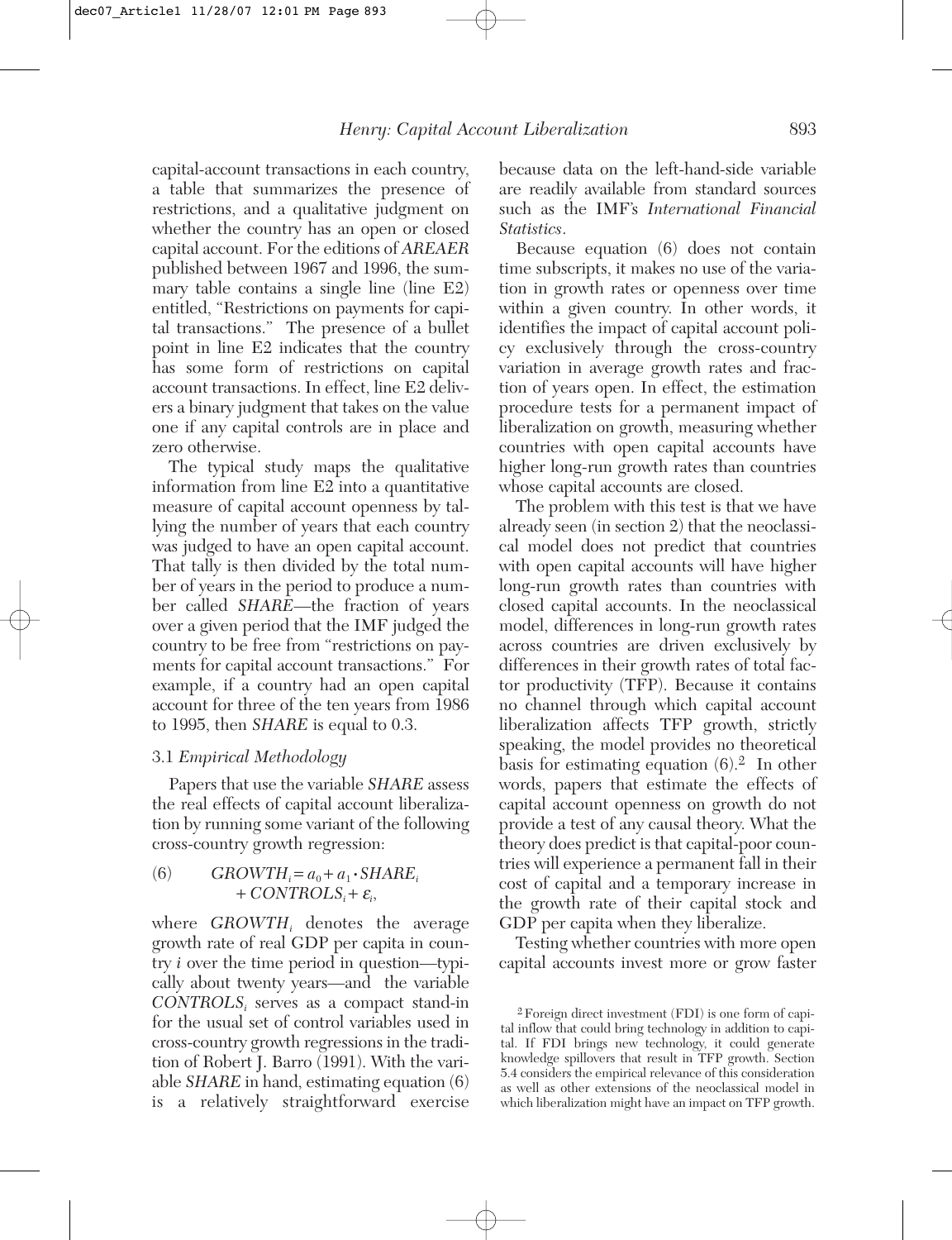capital-account transactions in each country, a table that summarizes the presence of restrictions, and a qualitative judgment on whether the country has an open or closed capital account. For the editions of *AREAER* published between 1967 and 1996, the summary table contains a single line (line E2) entitled, "Restrictions on payments for capital transactions." The presence of a bullet point in line E2 indicates that the country has some form of restrictions on capital account transactions. In effect, line E2 delivers a binary judgment that takes on the value one if any capital controls are in place and zero otherwise.

The typical study maps the qualitative information from line E2 into a quantitative measure of capital account openness by tallying the number of years that each country was judged to have an open capital account. That tally is then divided by the total number of years in the period to produce a number called *SHARE*—the fraction of years over a given period that the IMF judged the country to be free from "restrictions on payments for capital account transactions." For example, if a country had an open capital account for three of the ten years from 1986 to 1995, then *SHARE* is equal to 0.3.

### 3.1 *Empirical Methodology*

Papers that use the variable *SHARE* assess the real effects of capital account liberalization by running some variant of the following cross-country growth regression:

$$GROWTH_i = a_0 + a_1 \cdot SHARE_i + CONTROLS_i + \varepsilon_i, \tag{6}$$

where $GROWTH_i$ denotes the average growth rate of real GDP per capita in country $i$ over the time period in question—typically about twenty years—and the variable $CONTROLS_i$ serves as a compact stand-in for the usual set of control variables used in cross-country growth regressions in the tradition of Robert J. Barro (1991). With the variable *SHARE* in hand, estimating equation (6) is a relatively straightforward exercise because data on the left-hand-side variable are readily available from standard sources such as the IMF's *International Financial Statistics*.

Because equation (6) does not contain time subscripts, it makes no use of the variation in growth rates or openness over time within a given country. In other words, it identifies the impact of capital account policy exclusively through the cross-country variation in average growth rates and fraction of years open. In effect, the estimation procedure tests for a permanent impact of liberalization on growth, measuring whether countries with open capital accounts have higher long-run growth rates than countries whose capital accounts are closed.

The problem with this test is that we have already seen (in section 2) that the neoclassical model does not predict that countries with open capital accounts will have higher long-run growth rates than countries with closed capital accounts. In the neoclassical model, differences in long-run growth rates across countries are driven exclusively by differences in their growth rates of total factor productivity (TFP). Because it contains no channel through which capital account liberalization affects TFP growth, strictly speaking, the model provides no theoretical basis for estimating equation (6).[2] In other words, papers that estimate the effects of capital account openness on growth do not provide a test of any causal theory. What the theory does predict is that capital-poor countries will experience a permanent fall in their cost of capital and a temporary increase in the growth rate of their capital stock and GDP per capita when they liberalize.

Testing whether countries with more open capital accounts invest more or grow faster

[2] Foreign direct investment (FDI) is one form of capital inflow that could bring technology in addition to capital. If FDI brings new technology, it could generate knowledge spillovers that result in TFP growth. Section 5.4 considers the empirical relevance of this consideration as well as other extensions of the neoclassical model in which liberalization might have an impact on TFP growth.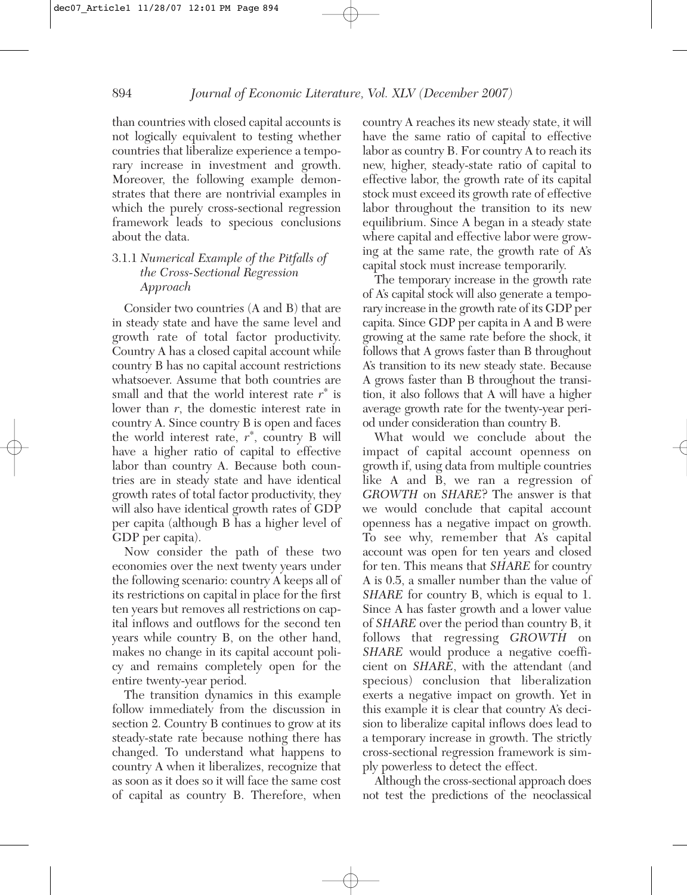than countries with closed capital accounts is not logically equivalent to testing whether countries that liberalize experience a temporary increase in investment and growth. Moreover, the following example demonstrates that there are nontrivial examples in which the purely cross-sectional regression framework leads to specious conclusions about the data.

#### 3.1.1 *Numerical Example of the Pitfalls of the Cross-Sectional Regression Approach*

Consider two countries (A and B) that are in steady state and have the same level and growth rate of total factor productivity. Country A has a closed capital account while country B has no capital account restrictions whatsoever. Assume that both countries are small and that the world interest rate $r^*$ is lower than $r$, the domestic interest rate in country A. Since country B is open and faces the world interest rate, $r^*$, country B will have a higher ratio of capital to effective labor than country A. Because both countries are in steady state and have identical growth rates of total factor productivity, they will also have identical growth rates of GDP per capita (although B has a higher level of GDP per capita).

Now consider the path of these two economies over the next twenty years under the following scenario: country A keeps all of its restrictions on capital in place for the first ten years but removes all restrictions on capital inflows and outflows for the second ten years while country B, on the other hand, makes no change in its capital account policy and remains completely open for the entire twenty-year period.

The transition dynamics in this example follow immediately from the discussion in section 2. Country B continues to grow at its steady-state rate because nothing there has changed. To understand what happens to country A when it liberalizes, recognize that as soon as it does so it will face the same cost of capital as country B. Therefore, when country A reaches its new steady state, it will have the same ratio of capital to effective labor as country B. For country A to reach its new, higher, steady-state ratio of capital to effective labor, the growth rate of its capital stock must exceed its growth rate of effective labor throughout the transition to its new equilibrium. Since A began in a steady state where capital and effective labor were growing at the same rate, the growth rate of A's capital stock must increase temporarily.

The temporary increase in the growth rate of A's capital stock will also generate a temporary increase in the growth rate of its GDP per capita. Since GDP per capita in A and B were growing at the same rate before the shock, it follows that A grows faster than B throughout A's transition to its new steady state. Because A grows faster than B throughout the transition, it also follows that A will have a higher average growth rate for the twenty-year period under consideration than country B.

What would we conclude about the impact of capital account openness on growth if, using data from multiple countries like A and B, we ran a regression of *GROWTH* on *SHARE*? The answer is that we would conclude that capital account openness has a negative impact on growth. To see why, remember that A's capital account was open for ten years and closed for ten. This means that *SHARE* for country A is 0.5, a smaller number than the value of *SHARE* for country B, which is equal to 1. Since A has faster growth and a lower value of *SHARE* over the period than country B, it follows that regressing *GROWTH* on *SHARE* would produce a negative coefficient on *SHARE*, with the attendant (and specious) conclusion that liberalization exerts a negative impact on growth. Yet in this example it is clear that country A's decision to liberalize capital inflows does lead to a temporary increase in growth. The strictly cross-sectional regression framework is simply powerless to detect the effect.

Although the cross-sectional approach does not test the predictions of the neoclassical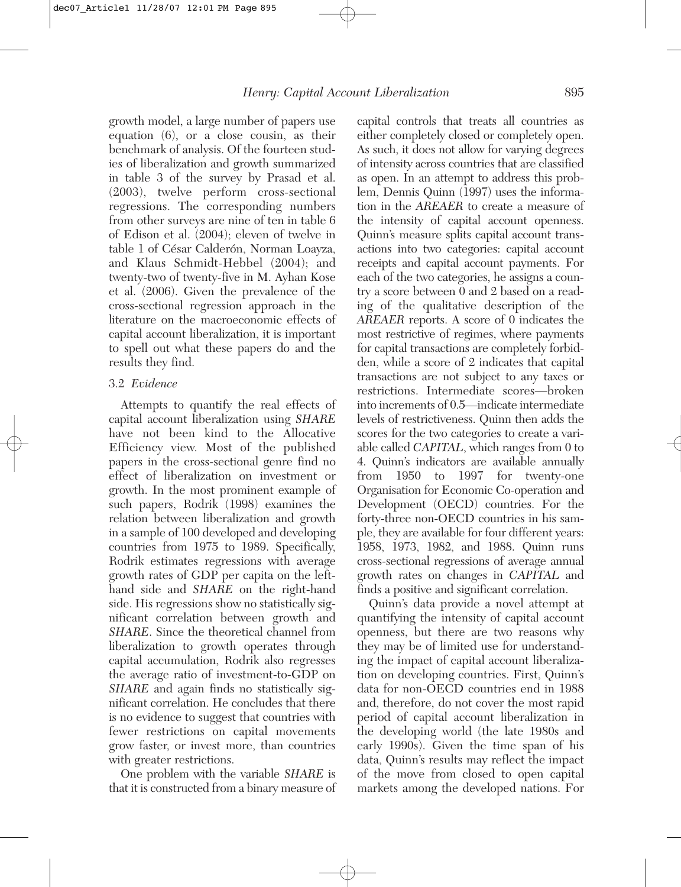growth model, a large number of papers use equation (6), or a close cousin, as their benchmark of analysis. Of the fourteen studies of liberalization and growth summarized in table 3 of the survey by Prasad et al. (2003), twelve perform cross-sectional regressions. The corresponding numbers from other surveys are nine of ten in table 6 of Edison et al. (2004); eleven of twelve in table 1 of César Calderón, Norman Loayza, and Klaus Schmidt-Hebbel (2004); and twenty-two of twenty-five in M. Ayhan Kose et al. (2006). Given the prevalence of the cross-sectional regression approach in the literature on the macroeconomic effects of capital account liberalization, it is important to spell out what these papers do and the results they find.

### 3.2 *Evidence*

Attempts to quantify the real effects of capital account liberalization using *SHARE* have not been kind to the Allocative Efficiency view. Most of the published papers in the cross-sectional genre find no effect of liberalization on investment or growth. In the most prominent example of such papers, Rodrik (1998) examines the relation between liberalization and growth in a sample of 100 developed and developing countries from 1975 to 1989. Specifically, Rodrik estimates regressions with average growth rates of GDP per capita on the left-hand side and *SHARE* on the right-hand side. His regressions show no statistically significant correlation between growth and *SHARE*. Since the theoretical channel from liberalization to growth operates through capital accumulation, Rodrik also regresses the average ratio of investment-to-GDP on *SHARE* and again finds no statistically significant correlation. He concludes that there is no evidence to suggest that countries with fewer restrictions on capital movements grow faster, or invest more, than countries with greater restrictions.

One problem with the variable *SHARE* is that it is constructed from a binary measure of capital controls that treats all countries as either completely closed or completely open. As such, it does not allow for varying degrees of intensity across countries that are classified as open. In an attempt to address this problem, Dennis Quinn (1997) uses the information in the *AREAER* to create a measure of the intensity of capital account openness. Quinn's measure splits capital account transactions into two categories: capital account receipts and capital account payments. For each of the two categories, he assigns a country a score between 0 and 2 based on a reading of the qualitative description of the *AREAER* reports. A score of 0 indicates the most restrictive of regimes, where payments for capital transactions are completely forbidden, while a score of 2 indicates that capital transactions are not subject to any taxes or restrictions. Intermediate scores—broken into increments of 0.5—indicate intermediate levels of restrictiveness. Quinn then adds the scores for the two categories to create a variable called *CAPITAL*, which ranges from 0 to 4. Quinn's indicators are available annually from 1950 to 1997 for twenty-one Organisation for Economic Co-operation and Development (OECD) countries. For the forty-three non-OECD countries in his sample, they are available for four different years: 1958, 1973, 1982, and 1988. Quinn runs cross-sectional regressions of average annual growth rates on changes in *CAPITAL* and finds a positive and significant correlation.

Quinn's data provide a novel attempt at quantifying the intensity of capital account openness, but there are two reasons why they may be of limited use for understanding the impact of capital account liberalization on developing countries. First, Quinn's data for non-OECD countries end in 1988 and, therefore, do not cover the most rapid period of capital account liberalization in the developing world (the late 1980s and early 1990s). Given the time span of his data, Quinn's results may reflect the impact of the move from closed to open capital markets among the developed nations. For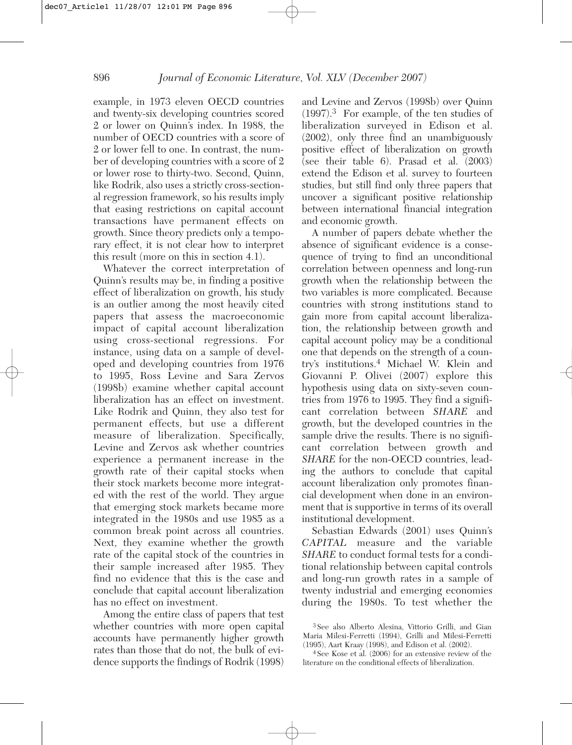example, in 1973 eleven OECD countries and twenty-six developing countries scored 2 or lower on Quinn's index. In 1988, the number of OECD countries with a score of 2 or lower fell to one. In contrast, the number of developing countries with a score of 2 or lower rose to thirty-two. Second, Quinn, like Rodrik, also uses a strictly cross-sectional regression framework, so his results imply that easing restrictions on capital account transactions have permanent effects on growth. Since theory predicts only a temporary effect, it is not clear how to interpret this result (more on this in section 4.1).

Whatever the correct interpretation of Quinn's results may be, in finding a positive effect of liberalization on growth, his study is an outlier among the most heavily cited papers that assess the macroeconomic impact of capital account liberalization using cross-sectional regressions. For instance, using data on a sample of developed and developing countries from 1976 to 1995, Ross Levine and Sara Zervos (1998b) examine whether capital account liberalization has an effect on investment. Like Rodrik and Quinn, they also test for permanent effects, but use a different measure of liberalization. Specifically, Levine and Zervos ask whether countries experience a permanent increase in the growth rate of their capital stocks when their stock markets become more integrated with the rest of the world. They argue that emerging stock markets became more integrated in the 1980s and use 1985 as a common break point across all countries. Next, they examine whether the growth rate of the capital stock of the countries in their sample increased after 1985. They find no evidence that this is the case and conclude that capital account liberalization has no effect on investment.

Among the entire class of papers that test whether countries with more open capital accounts have permanently higher growth rates than those that do not, the bulk of evidence supports the findings of Rodrik (1998) and Levine and Zervos (1998b) over Quinn (1997).[3] For example, of the ten studies of liberalization surveyed in Edison et al. (2002), only three find an unambiguously positive effect of liberalization on growth (see their table 6). Prasad et al. (2003) extend the Edison et al. survey to fourteen studies, but still find only three papers that uncover a significant positive relationship between international financial integration and economic growth.

A number of papers debate whether the absence of significant evidence is a consequence of trying to find an unconditional correlation between openness and long-run growth when the relationship between the two variables is more complicated. Because countries with strong institutions stand to gain more from capital account liberalization, the relationship between growth and capital account policy may be a conditional one that depends on the strength of a country's institutions.[4] Michael W. Klein and Giovanni P. Olivei (2007) explore this hypothesis using data on sixty-seven countries from 1976 to 1995. They find a significant correlation between *SHARE* and growth, but the developed countries in the sample drive the results. There is no significant correlation between growth and *SHARE* for the non-OECD countries, leading the authors to conclude that capital account liberalization only promotes financial development when done in an environment that is supportive in terms of its overall institutional development.

Sebastian Edwards (2001) uses Quinn's *CAPITAL* measure and the variable *SHARE* to conduct formal tests for a conditional relationship between capital controls and long-run growth rates in a sample of twenty industrial and emerging economies during the 1980s. To test whether the

[3] See also Alberto Alesina, Vittorio Grilli, and Gian Maria Milesi-Ferretti (1994), Grilli and Milesi-Ferretti (1995), Aart Kraay (1998), and Edison et al. (2002).

[4] See Kose et al. (2006) for an extensive review of the literature on the conditional effects of liberalization.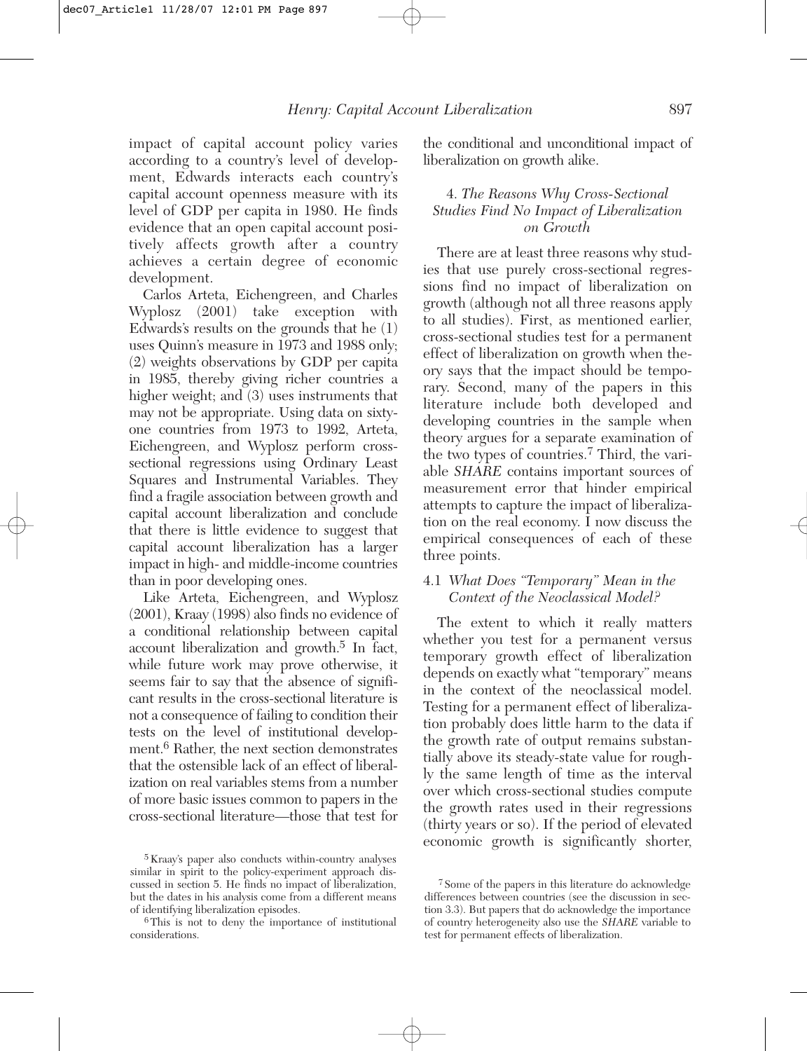impact of capital account policy varies according to a country's level of development, Edwards interacts each country's capital account openness measure with its level of GDP per capita in 1980. He finds evidence that an open capital account positively affects growth after a country achieves a certain degree of economic development.

Carlos Arteta, Eichengreen, and Charles Wyplosz (2001) take exception with Edwards's results on the grounds that he (1) uses Quinn's measure in 1973 and 1988 only; (2) weights observations by GDP per capita in 1985, thereby giving richer countries a higher weight; and (3) uses instruments that may not be appropriate. Using data on sixty-one countries from 1973 to 1992, Arteta, Eichengreen, and Wyplosz perform cross-sectional regressions using Ordinary Least Squares and Instrumental Variables. They find a fragile association between growth and capital account liberalization and conclude that there is little evidence to suggest that capital account liberalization has a larger impact in high- and middle-income countries than in poor developing ones.

Like Arteta, Eichengreen, and Wyplosz (2001), Kraay (1998) also finds no evidence of a conditional relationship between capital account liberalization and growth.[5] In fact, while future work may prove otherwise, it seems fair to say that the absence of significant results in the cross-sectional literature is not a consequence of failing to condition their tests on the level of institutional development.[6] Rather, the next section demonstrates that the ostensible lack of an effect of liberalization on real variables stems from a number of more basic issues common to papers in the cross-sectional literature—those that test for the conditional and unconditional impact of liberalization on growth alike.

## 4. *The Reasons Why Cross-Sectional Studies Find No Impact of Liberalization on Growth*

There are at least three reasons why studies that use purely cross-sectional regressions find no impact of liberalization on growth (although not all three reasons apply to all studies). First, as mentioned earlier, cross-sectional studies test for a permanent effect of liberalization on growth when theory says that the impact should be temporary. Second, many of the papers in this literature include both developed and developing countries in the sample when theory argues for a separate examination of the two types of countries.[7] Third, the variable *SHARE* contains important sources of measurement error that hinder empirical attempts to capture the impact of liberalization on the real economy. I now discuss the empirical consequences of each of these three points.

### 4.1 *What Does "Temporary" Mean in the Context of the Neoclassical Model?*

The extent to which it really matters whether you test for a permanent versus temporary growth effect of liberalization depends on exactly what "temporary" means in the context of the neoclassical model. Testing for a permanent effect of liberalization probably does little harm to the data if the growth rate of output remains substantially above its steady-state value for roughly the same length of time as the interval over which cross-sectional studies compute the growth rates used in their regressions (thirty years or so). If the period of elevated economic growth is significantly shorter,

[5] Kraay's paper also conducts within-country analyses similar in spirit to the policy-experiment approach discussed in section 5. He finds no impact of liberalization, but the dates in his analysis come from a different means of identifying liberalization episodes.

[6] This is not to deny the importance of institutional considerations.

[7] Some of the papers in this literature do acknowledge differences between countries (see the discussion in section 3.3). But papers that do acknowledge the importance of country heterogeneity also use the *SHARE* variable to test for permanent effects of liberalization.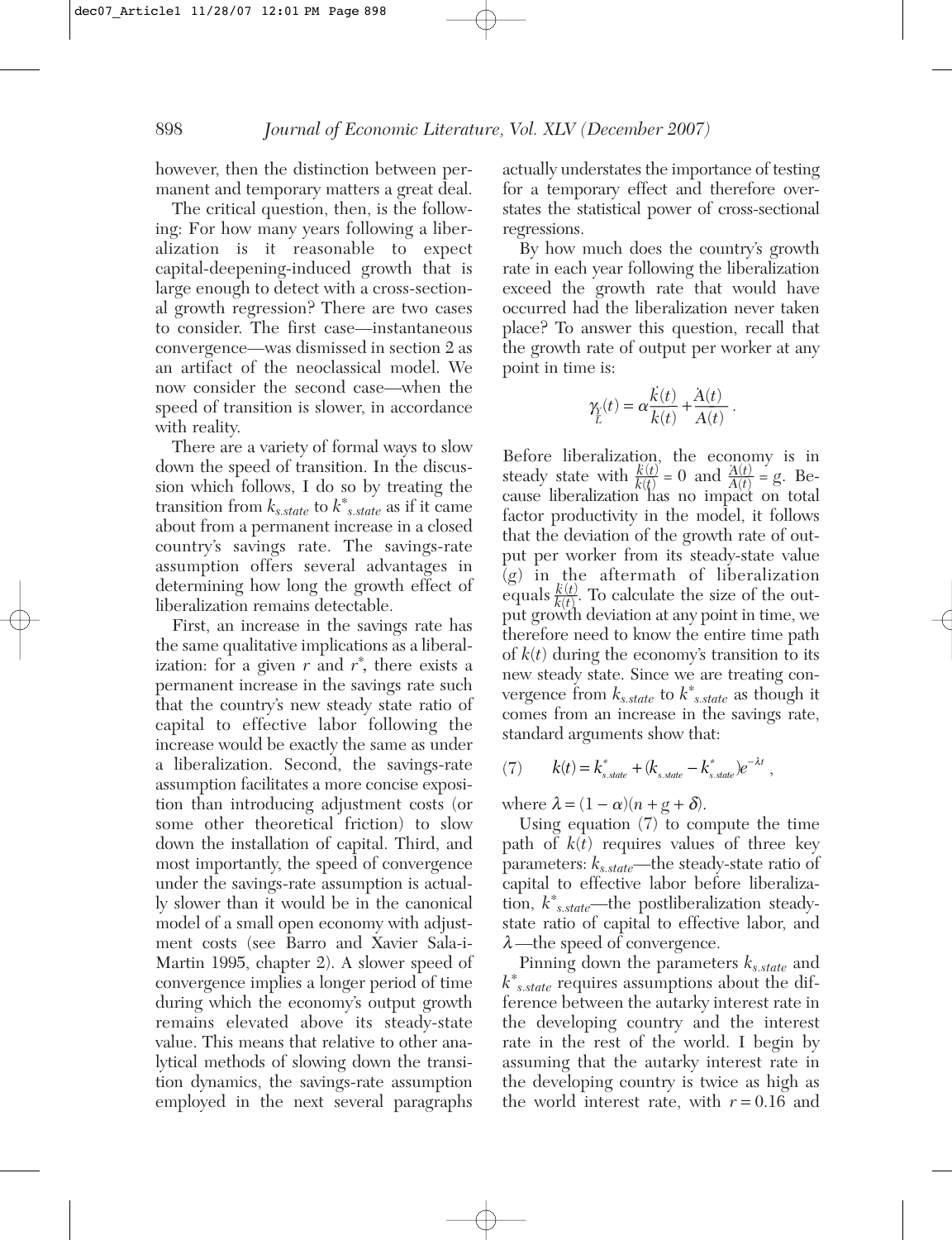however, then the distinction between permanent and temporary matters a great deal.

The critical question, then, is the following: For how many years following a liberalization is it reasonable to expect capital-deepening-induced growth that is large enough to detect with a cross-sectional growth regression? There are two cases to consider. The first case—instantaneous convergence—was dismissed in section 2 as an artifact of the neoclassical model. We now consider the second case—when the speed of transition is slower, in accordance with reality.

There are a variety of formal ways to slow down the speed of transition. In the discussion which follows, I do so by treating the transition from $k_{s.state}$ to $k^*_{s.state}$ as if it came about from a permanent increase in a closed country's savings rate. The savings-rate assumption offers several advantages in determining how long the growth effect of liberalization remains detectable.

First, an increase in the savings rate has the same qualitative implications as a liberalization: for a given $r$ and $r^*$, there exists a permanent increase in the savings rate such that the country's new steady state ratio of capital to effective labor following the increase would be exactly the same as under a liberalization. Second, the savings-rate assumption facilitates a more concise exposition than introducing adjustment costs (or some other theoretical friction) to slow down the installation of capital. Third, and most importantly, the speed of convergence under the savings-rate assumption is actually slower than it would be in the canonical model of a small open economy with adjustment costs (see Barro and Xavier Sala-i-Martin 1995, chapter 2). A slower speed of convergence implies a longer period of time during which the economy's output growth remains elevated above its steady-state value. This means that relative to other analytical methods of slowing down the transition dynamics, the savings-rate assumption employed in the next several paragraphs actually understates the importance of testing for a temporary effect and therefore overstates the statistical power of cross-sectional regressions.

By how much does the country's growth rate in each year following the liberalization exceed the growth rate that would have occurred had the liberalization never taken place? To answer this question, recall that the growth rate of output per worker at any point in time is:

$$\gamma_{\frac{Y}{L}}(t) = \alpha\frac{\dot{k}(t)}{k(t)} + \frac{\dot{A}(t)}{A(t)}.$$

Before liberalization, the economy is in steady state with $\frac{\dot{k}(t)}{k(t)} = 0$ and $\frac{\dot{A}(t)}{A(t)} = g$. Because liberalization has no impact on total factor productivity in the model, it follows that the deviation of the growth rate of output per worker from its steady-state value ($g$) in the aftermath of liberalization equals $\frac{\dot{k}(t)}{k(t)}$. To calculate the size of the output growth deviation at any point in time, we therefore need to know the entire time path of $k(t)$ during the economy's transition to its new steady state. Since we are treating convergence from $k_{s.state}$ to $k^*_{s.state}$ as though it comes from an increase in the savings rate, standard arguments show that:

$$(7) \qquad k(t) = k^*_{s.state} + (k_{s.state} - k^*_{s.state})e^{-\lambda t},$$

where $\lambda = (1 - \alpha)(n + g + \delta)$.

Using equation (7) to compute the time path of $k(t)$ requires values of three key parameters: $k_{s.state}$—the steady-state ratio of capital to effective labor before liberalization, $k^*_{s.state}$—the postliberalization steady-state ratio of capital to effective labor, and $\lambda$—the speed of convergence.

Pinning down the parameters $k_{s.state}$ and $k^*_{s.state}$ requires assumptions about the difference between the autarky interest rate in the developing country and the interest rate in the rest of the world. I begin by assuming that the autarky interest rate in the developing country is twice as high as the world interest rate, with $r = 0.16$ and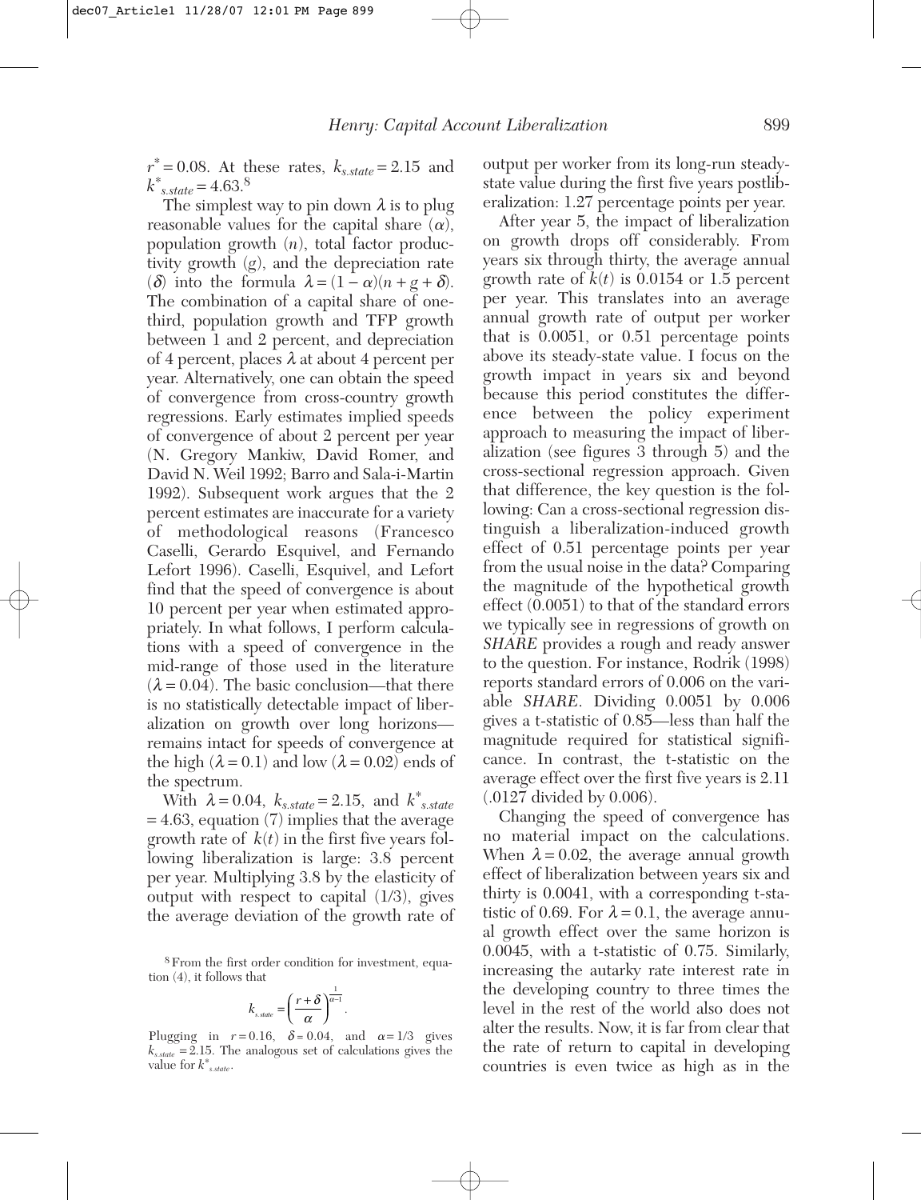$r^* = 0.08$. At these rates, $k_{s.state} = 2.15$ and $k^*_{s.state} = 4.63$.[8]

The simplest way to pin down $\lambda$ is to plug reasonable values for the capital share ($\alpha$), population growth ($n$), total factor productivity growth ($g$), and the depreciation rate ($\delta$) into the formula $\lambda = (1 - \alpha)(n + g + \delta)$. The combination of a capital share of one-third, population growth and TFP growth between 1 and 2 percent, and depreciation of 4 percent, places $\lambda$ at about 4 percent per year. Alternatively, one can obtain the speed of convergence from cross-country growth regressions. Early estimates implied speeds of convergence of about 2 percent per year (N. Gregory Mankiw, David Romer, and David N. Weil 1992; Barro and Sala-i-Martin 1992). Subsequent work argues that the 2 percent estimates are inaccurate for a variety of methodological reasons (Francesco Caselli, Gerardo Esquivel, and Fernando Lefort 1996). Caselli, Esquivel, and Lefort find that the speed of convergence is about 10 percent per year when estimated appropriately. In what follows, I perform calculations with a speed of convergence in the mid-range of those used in the literature ($\lambda = 0.04$). The basic conclusion—that there is no statistically detectable impact of liberalization on growth over long horizons—remains intact for speeds of convergence at the high ($\lambda = 0.1$) and low ($\lambda = 0.02$) ends of the spectrum.

With $\lambda = 0.04$, $k_{s.state} = 2.15$, and $k^*_{s.state} = 4.63$, equation (7) implies that the average growth rate of $k(t)$ in the first five years following liberalization is large: 3.8 percent per year. Multiplying 3.8 by the elasticity of output with respect to capital (1/3), gives the average deviation of the growth rate of output per worker from its long-run steady-state value during the first five years postliberalization: 1.27 percentage points per year.

After year 5, the impact of liberalization on growth drops off considerably. From years six through thirty, the average annual growth rate of $k(t)$ is 0.0154 or 1.5 percent per year. This translates into an average annual growth rate of output per worker that is 0.0051, or 0.51 percentage points above its steady-state value. I focus on the growth impact in years six and beyond because this period constitutes the difference between the policy experiment approach to measuring the impact of liberalization (see figures 3 through 5) and the cross-sectional regression approach. Given that difference, the key question is the following: Can a cross-sectional regression distinguish a liberalization-induced growth effect of 0.51 percentage points per year from the usual noise in the data? Comparing the magnitude of the hypothetical growth effect (0.0051) to that of the standard errors we typically see in regressions of growth on *SHARE* provides a rough and ready answer to the question. For instance, Rodrik (1998) reports standard errors of 0.006 on the variable *SHARE*. Dividing 0.0051 by 0.006 gives a t-statistic of 0.85—less than half the magnitude required for statistical significance. In contrast, the t-statistic on the average effect over the first five years is 2.11 (.0127 divided by 0.006).

Changing the speed of convergence has no material impact on the calculations. When $\lambda = 0.02$, the average annual growth effect of liberalization between years six and thirty is 0.0041, with a corresponding t-statistic of 0.69. For $\lambda = 0.1$, the average annual growth effect over the same horizon is 0.0045, with a t-statistic of 0.75. Similarly, increasing the autarky rate interest rate in the developing country to three times the level in the rest of the world also does not alter the results. Now, it is far from clear that the rate of return to capital in developing countries is even twice as high as in the

[8] From the first order condition for investment, equation (4), it follows that

$$k_{s.state} = \left(\frac{r+\delta}{\alpha}\right)^{\frac{1}{\alpha-1}}.$$

Plugging in $r = 0.16$, $\delta = 0.04$, and $\alpha = 1/3$ gives $k_{s.state} = 2.15$. The analogous set of calculations gives the value for $k^*_{s.state}$.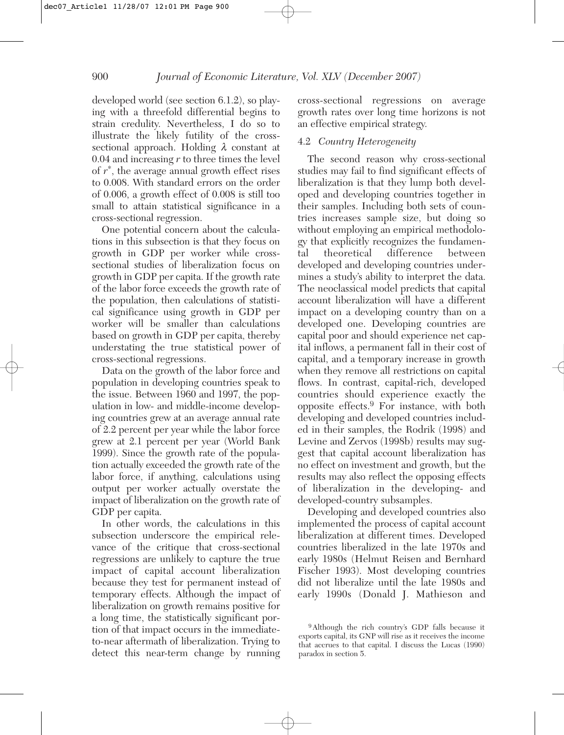developed world (see section 6.1.2), so playing with a threefold differential begins to strain credulity. Nevertheless, I do so to illustrate the likely futility of the cross-sectional approach. Holding $\lambda$ constant at 0.04 and increasing $r$ to three times the level of $r^*$, the average annual growth effect rises to 0.008. With standard errors on the order of 0.006, a growth effect of 0.008 is still too small to attain statistical significance in a cross-sectional regression.

One potential concern about the calculations in this subsection is that they focus on growth in GDP per worker while cross-sectional studies of liberalization focus on growth in GDP per capita. If the growth rate of the labor force exceeds the growth rate of the population, then calculations of statistical significance using growth in GDP per worker will be smaller than calculations based on growth in GDP per capita, thereby understating the true statistical power of cross-sectional regressions.

Data on the growth of the labor force and population in developing countries speak to the issue. Between 1960 and 1997, the population in low- and middle-income developing countries grew at an average annual rate of 2.2 percent per year while the labor force grew at 2.1 percent per year (World Bank 1999). Since the growth rate of the population actually exceeded the growth rate of the labor force, if anything, calculations using output per worker actually overstate the impact of liberalization on the growth rate of GDP per capita.

In other words, the calculations in this subsection underscore the empirical relevance of the critique that cross-sectional regressions are unlikely to capture the true impact of capital account liberalization because they test for permanent instead of temporary effects. Although the impact of liberalization on growth remains positive for a long time, the statistically significant portion of that impact occurs in the immediate-to-near aftermath of liberalization. Trying to detect this near-term change by running cross-sectional regressions on average growth rates over long time horizons is not an effective empirical strategy.

### 4.2 *Country Heterogeneity*

The second reason why cross-sectional studies may fail to find significant effects of liberalization is that they lump both developed and developing countries together in their samples. Including both sets of countries increases sample size, but doing so without employing an empirical methodology that explicitly recognizes the fundamental theoretical difference between developed and developing countries undermines a study's ability to interpret the data. The neoclassical model predicts that capital account liberalization will have a different impact on a developing country than on a developed one. Developing countries are capital poor and should experience net capital inflows, a permanent fall in their cost of capital, and a temporary increase in growth when they remove all restrictions on capital flows. In contrast, capital-rich, developed countries should experience exactly the opposite effects.[9] For instance, with both developing and developed countries included in their samples, the Rodrik (1998) and Levine and Zervos (1998b) results may suggest that capital account liberalization has no effect on investment and growth, but the results may also reflect the opposing effects of liberalization in the developing- and developed-country subsamples.

Developing and developed countries also implemented the process of capital account liberalization at different times. Developed countries liberalized in the late 1970s and early 1980s (Helmut Reisen and Bernhard Fischer 1993). Most developing countries did not liberalize until the late 1980s and early 1990s (Donald J. Mathieson and

[9] Although the rich country's GDP falls because it exports capital, its GNP will rise as it receives the income that accrues to that capital. I discuss the Lucas (1990) paradox in section 5.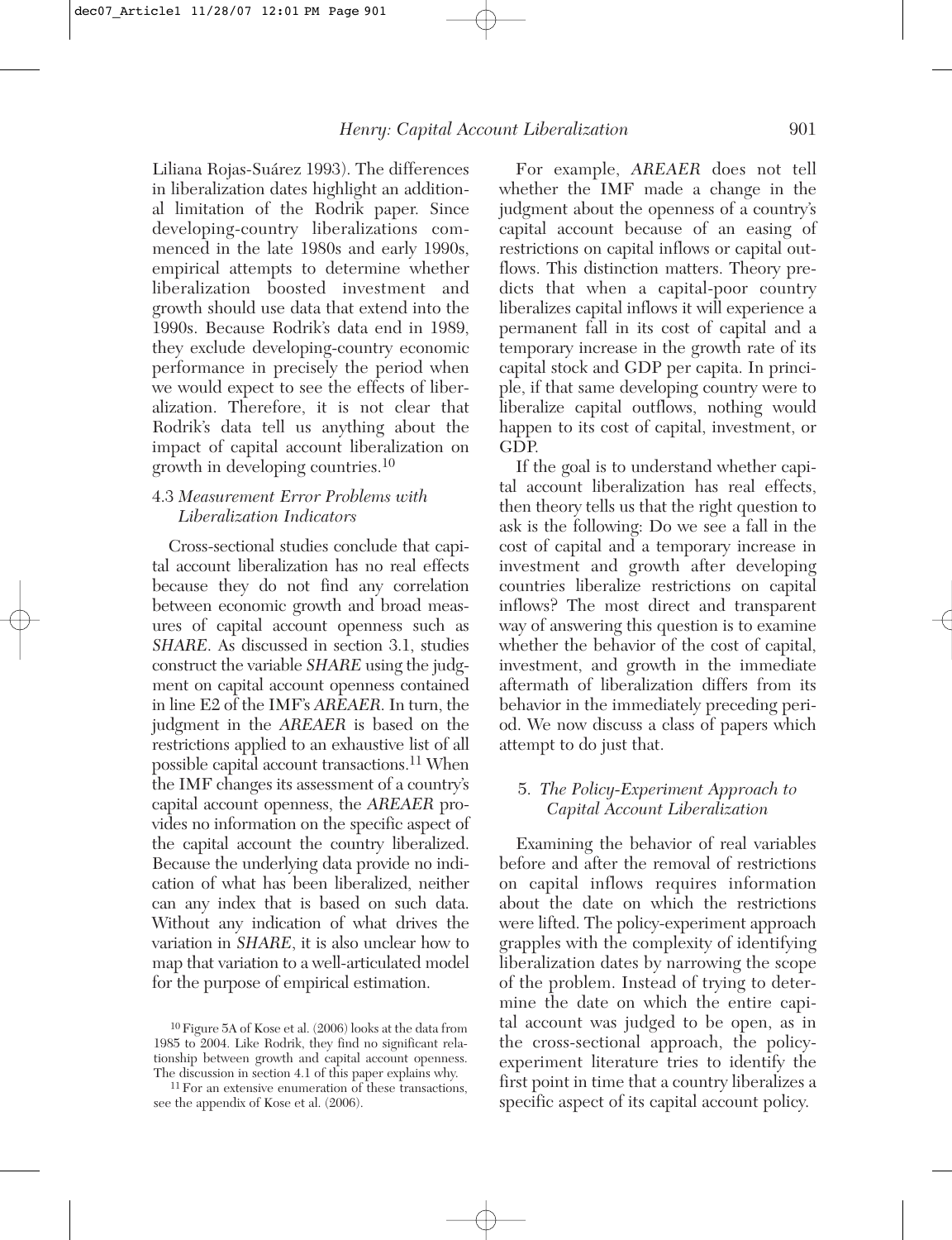Liliana Rojas-Suárez 1993). The differences in liberalization dates highlight an additional limitation of the Rodrik paper. Since developing-country liberalizations commenced in the late 1980s and early 1990s, empirical attempts to determine whether liberalization boosted investment and growth should use data that extend into the 1990s. Because Rodrik's data end in 1989, they exclude developing-country economic performance in precisely the period when we would expect to see the effects of liberalization. Therefore, it is not clear that Rodrik's data tell us anything about the impact of capital account liberalization on growth in developing countries.[10]

### 4.3 *Measurement Error Problems with Liberalization Indicators*

Cross-sectional studies conclude that capital account liberalization has no real effects because they do not find any correlation between economic growth and broad measures of capital account openness such as *SHARE*. As discussed in section 3.1, studies construct the variable *SHARE* using the judgment on capital account openness contained in line E2 of the IMF's *AREAER*. In turn, the judgment in the *AREAER* is based on the restrictions applied to an exhaustive list of all possible capital account transactions.[11] When the IMF changes its assessment of a country's capital account openness, the *AREAER* provides no information on the specific aspect of the capital account the country liberalized. Because the underlying data provide no indication of what has been liberalized, neither can any index that is based on such data. Without any indication of what drives the variation in *SHARE*, it is also unclear how to map that variation to a well-articulated model for the purpose of empirical estimation.

For example, *AREAER* does not tell whether the IMF made a change in the judgment about the openness of a country's capital account because of an easing of restrictions on capital inflows or capital outflows. This distinction matters. Theory predicts that when a capital-poor country liberalizes capital inflows it will experience a permanent fall in its cost of capital and a temporary increase in the growth rate of its capital stock and GDP per capita. In principle, if that same developing country were to liberalize capital outflows, nothing would happen to its cost of capital, investment, or GDP.

If the goal is to understand whether capital account liberalization has real effects, then theory tells us that the right question to ask is the following: Do we see a fall in the cost of capital and a temporary increase in investment and growth after developing countries liberalize restrictions on capital inflows? The most direct and transparent way of answering this question is to examine whether the behavior of the cost of capital, investment, and growth in the immediate aftermath of liberalization differs from its behavior in the immediately preceding period. We now discuss a class of papers which attempt to do just that.

## 5. *The Policy-Experiment Approach to Capital Account Liberalization*

Examining the behavior of real variables before and after the removal of restrictions on capital inflows requires information about the date on which the restrictions were lifted. The policy-experiment approach grapples with the complexity of identifying liberalization dates by narrowing the scope of the problem. Instead of trying to determine the date on which the entire capital account was judged to be open, as in the cross-sectional approach, the policy-experiment literature tries to identify the first point in time that a country liberalizes a specific aspect of its capital account policy.

---

[10] Figure 5A of Kose et al. (2006) looks at the data from 1985 to 2004. Like Rodrik, they find no significant relationship between growth and capital account openness. The discussion in section 4.1 of this paper explains why.

[11] For an extensive enumeration of these transactions, see the appendix of Kose et al. (2006).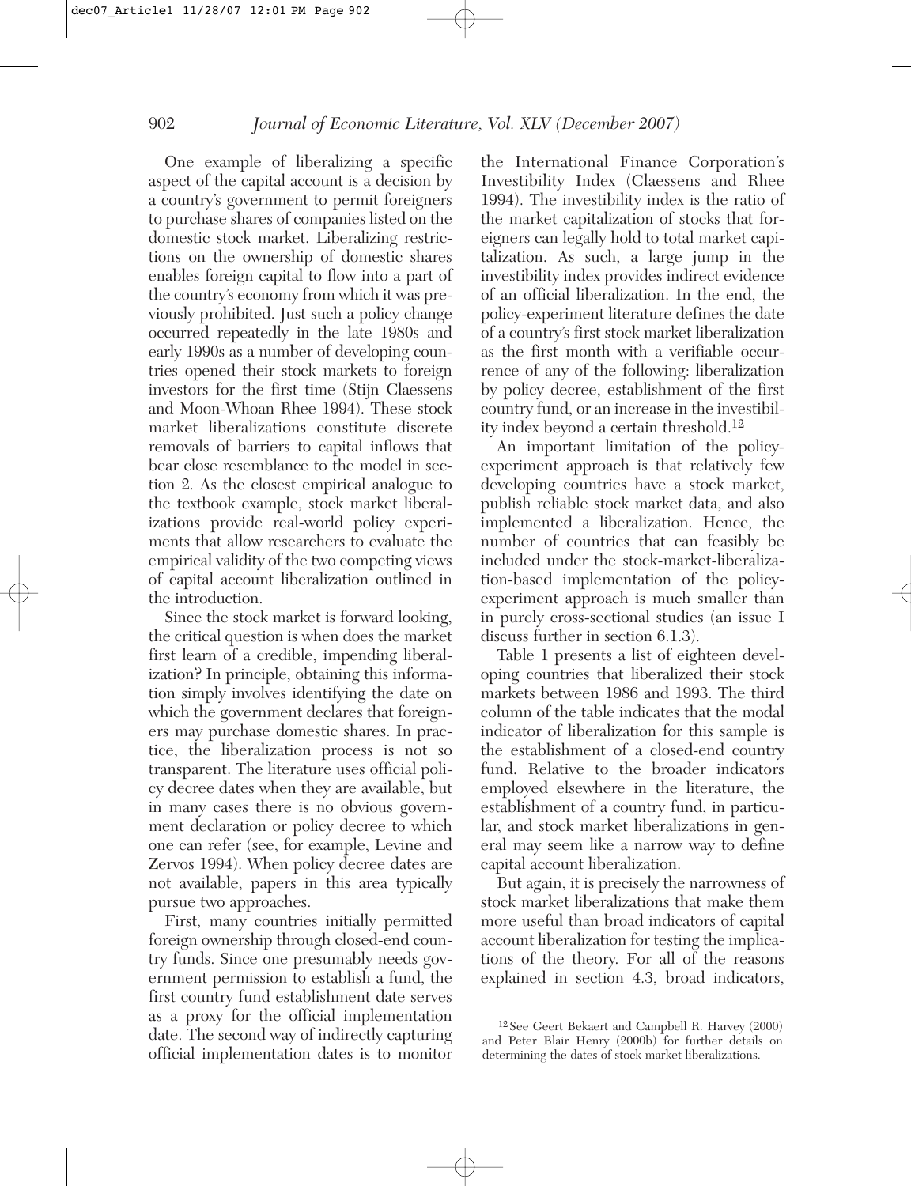One example of liberalizing a specific aspect of the capital account is a decision by a country's government to permit foreigners to purchase shares of companies listed on the domestic stock market. Liberalizing restrictions on the ownership of domestic shares enables foreign capital to flow into a part of the country's economy from which it was previously prohibited. Just such a policy change occurred repeatedly in the late 1980s and early 1990s as a number of developing countries opened their stock markets to foreign investors for the first time (Stijn Claessens and Moon-Whoan Rhee 1994). These stock market liberalizations constitute discrete removals of barriers to capital inflows that bear close resemblance to the model in section 2. As the closest empirical analogue to the textbook example, stock market liberalizations provide real-world policy experiments that allow researchers to evaluate the empirical validity of the two competing views of capital account liberalization outlined in the introduction.

Since the stock market is forward looking, the critical question is when does the market first learn of a credible, impending liberalization? In principle, obtaining this information simply involves identifying the date on which the government declares that foreigners may purchase domestic shares. In practice, the liberalization process is not so transparent. The literature uses official policy decree dates when they are available, but in many cases there is no obvious government declaration or policy decree to which one can refer (see, for example, Levine and Zervos 1994). When policy decree dates are not available, papers in this area typically pursue two approaches.

First, many countries initially permitted foreign ownership through closed-end country funds. Since one presumably needs government permission to establish a fund, the first country fund establishment date serves as a proxy for the official implementation date. The second way of indirectly capturing official implementation dates is to monitor the International Finance Corporation's Investibility Index (Claessens and Rhee 1994). The investibility index is the ratio of the market capitalization of stocks that foreigners can legally hold to total market capitalization. As such, a large jump in the investibility index provides indirect evidence of an official liberalization. In the end, the policy-experiment literature defines the date of a country's first stock market liberalization as the first month with a verifiable occurrence of any of the following: liberalization by policy decree, establishment of the first country fund, or an increase in the investibility index beyond a certain threshold.[12]

An important limitation of the policy-experiment approach is that relatively few developing countries have a stock market, publish reliable stock market data, and also implemented a liberalization. Hence, the number of countries that can feasibly be included under the stock-market-liberalization-based implementation of the policy-experiment approach is much smaller than in purely cross-sectional studies (an issue I discuss further in section 6.1.3).

Table 1 presents a list of eighteen developing countries that liberalized their stock markets between 1986 and 1993. The third column of the table indicates that the modal indicator of liberalization for this sample is the establishment of a closed-end country fund. Relative to the broader indicators employed elsewhere in the literature, the establishment of a country fund, in particular, and stock market liberalizations in general may seem like a narrow way to define capital account liberalization.

But again, it is precisely the narrowness of stock market liberalizations that make them more useful than broad indicators of capital account liberalization for testing the implications of the theory. For all of the reasons explained in section 4.3, broad indicators,

[12] See Geert Bekaert and Campbell R. Harvey (2000) and Peter Blair Henry (2000b) for further details on determining the dates of stock market liberalizations.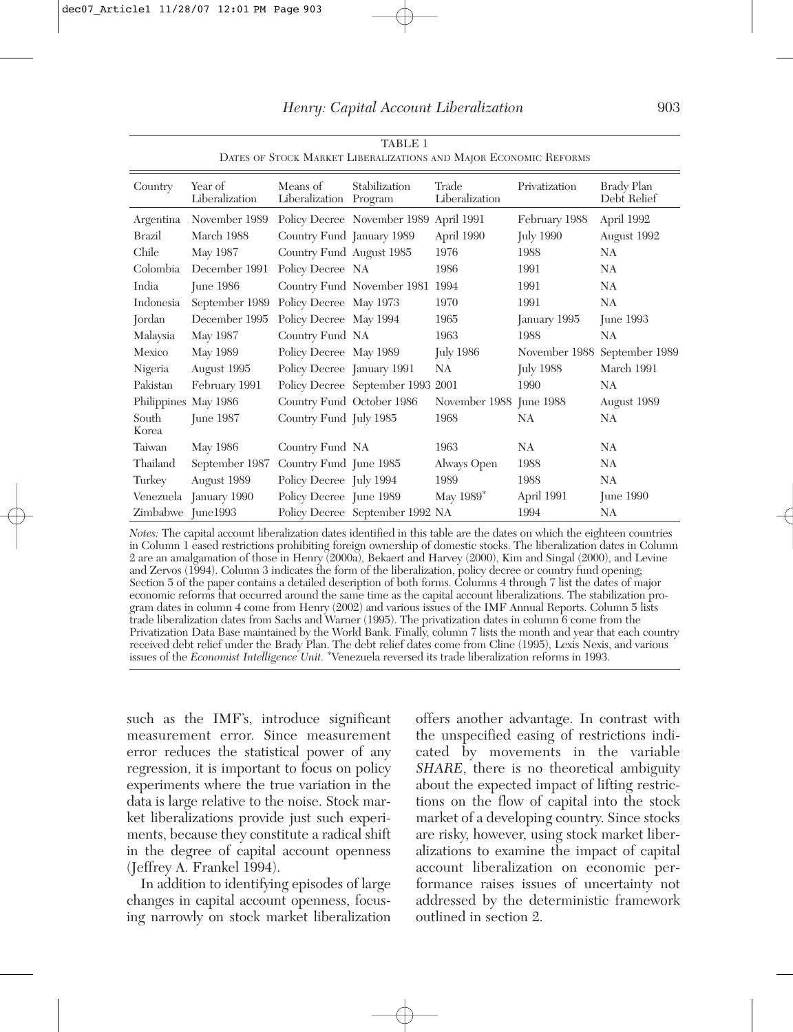TABLE 1

DATES OF STOCK MARKET LIBERALIZATIONS AND MAJOR ECONOMIC REFORMS

| Country | Year of Liberalization | Means of Liberalization | Stabilization Program | Trade Liberalization | Privatization | Brady Plan Debt Relief |
|---|---|---|---|---|---|---|
| Argentina | November 1989 | Policy Decree | November 1989 | April 1991 | February 1988 | April 1992 |
| Brazil | March 1988 | Country Fund | January 1989 | April 1990 | July 1990 | August 1992 |
| Chile | May 1987 | Country Fund | August 1985 | 1976 | 1988 | NA |
| Colombia | December 1991 | Policy Decree | NA | 1986 | 1991 | NA |
| India | June 1986 | Country Fund | November 1981 | 1994 | 1991 | NA |
| Indonesia | September 1989 | Policy Decree | May 1973 | 1970 | 1991 | NA |
| Jordan | December 1995 | Policy Decree | May 1994 | 1965 | January 1995 | June 1993 |
| Malaysia | May 1987 | Country Fund | NA | 1963 | 1988 | NA |
| Mexico | May 1989 | Policy Decree | May 1989 | July 1986 | November 1988 | September 1989 |
| Nigeria | August 1995 | Policy Decree | January 1991 | NA | July 1988 | March 1991 |
| Pakistan | February 1991 | Policy Decree | September 1993 | 2001 | 1990 | NA |
| Philippines | May 1986 | Country Fund | October 1986 | November 1988 | June 1988 | August 1989 |
| South Korea | June 1987 | Country Fund | July 1985 | 1968 | NA | NA |
| Taiwan | May 1986 | Country Fund | NA | 1963 | NA | NA |
| Thailand | September 1987 | Country Fund | June 1985 | Always Open | 1988 | NA |
| Turkey | August 1989 | Policy Decree | July 1994 | 1989 | 1988 | NA |
| Venezuela | January 1990 | Policy Decree | June 1989 | May 1989* | April 1991 | June 1990 |
| Zimbabwe | June1993 | Policy Decree | September 1992 | NA | 1994 | NA |

*Notes:* The capital account liberalization dates identified in this table are the dates on which the eighteen countries in Column 1 eased restrictions prohibiting foreign ownership of domestic stocks. The liberalization dates in Column 2 are an amalgamation of those in Henry (2000a), Bekaert and Harvey (2000), Kim and Singal (2000), and Levine and Zervos (1994). Column 3 indicates the form of the liberalization, policy decree or country fund opening; Section 5 of the paper contains a detailed description of both forms. Columns 4 through 7 list the dates of major economic reforms that occurred around the same time as the capital account liberalizations. The stabilization program dates in column 4 come from Henry (2002) and various issues of the IMF Annual Reports. Column 5 lists trade liberalization dates from Sachs and Warner (1995). The privatization dates in column 6 come from the Privatization Data Base maintained by the World Bank. Finally, column 7 lists the month and year that each country received debt relief under the Brady Plan. The debt relief dates come from Cline (1995), Lexis Nexis, and various issues of the *Economist Intelligence Unit.* *Venezuela reversed its trade liberalization reforms in 1993.

such as the IMF's, introduce significant measurement error. Since measurement error reduces the statistical power of any regression, it is important to focus on policy experiments where the true variation in the data is large relative to the noise. Stock market liberalizations provide just such experiments, because they constitute a radical shift in the degree of capital account openness (Jeffrey A. Frankel 1994).

In addition to identifying episodes of large changes in capital account openness, focusing narrowly on stock market liberalization offers another advantage. In contrast with the unspecified easing of restrictions indicated by movements in the variable *SHARE*, there is no theoretical ambiguity about the expected impact of lifting restrictions on the flow of capital into the stock market of a developing country. Since stocks are risky, however, using stock market liberalizations to examine the impact of capital account liberalization on economic performance raises issues of uncertainty not addressed by the deterministic framework outlined in section 2.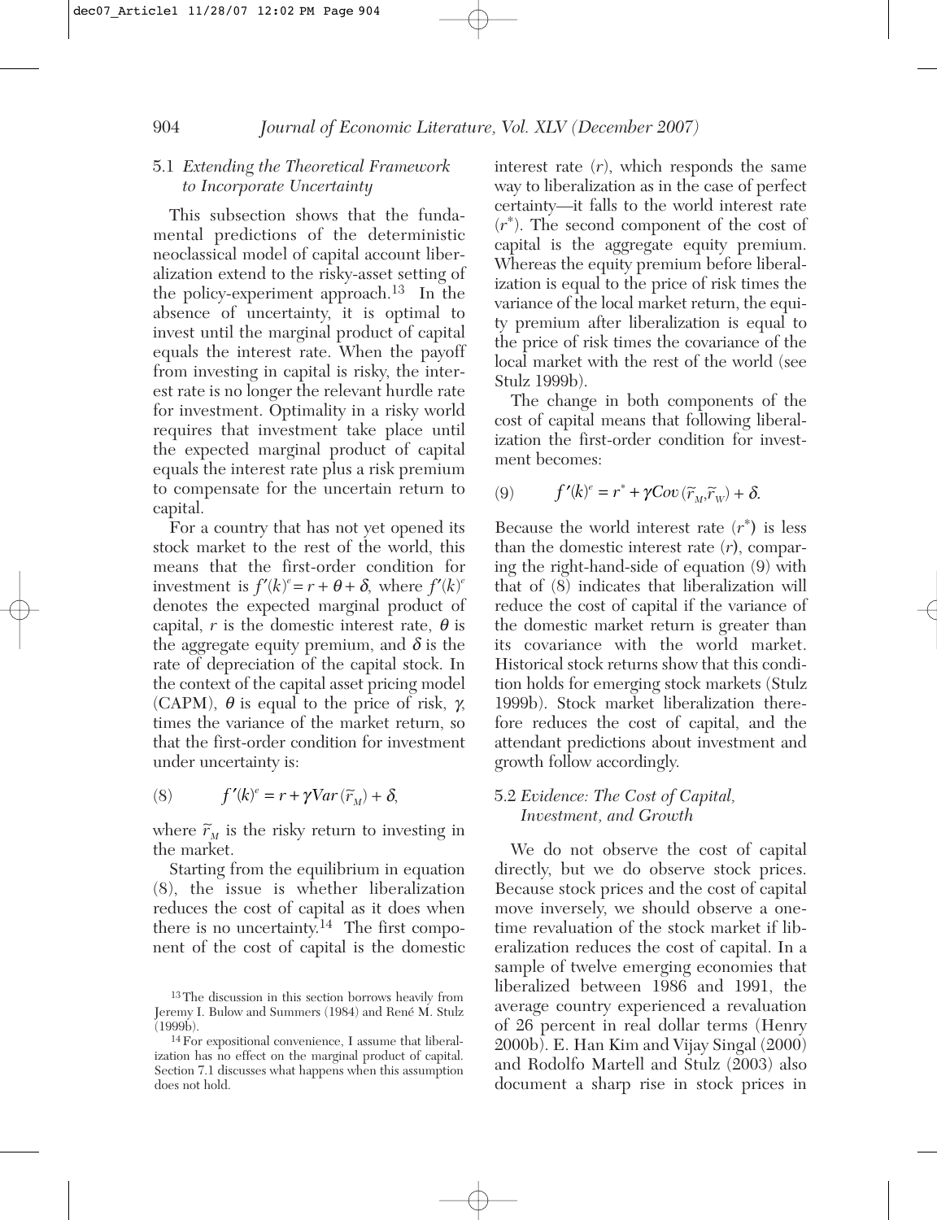### 5.1 *Extending the Theoretical Framework to Incorporate Uncertainty*

This subsection shows that the fundamental predictions of the deterministic neoclassical model of capital account liberalization extend to the risky-asset setting of the policy-experiment approach.[13] In the absence of uncertainty, it is optimal to invest until the marginal product of capital equals the interest rate. When the payoff from investing in capital is risky, the interest rate is no longer the relevant hurdle rate for investment. Optimality in a risky world requires that investment take place until the expected marginal product of capital equals the interest rate plus a risk premium to compensate for the uncertain return to capital.

For a country that has not yet opened its stock market to the rest of the world, this means that the first-order condition for investment is $f'(k)^e = r + \theta + \delta$, where $f'(k)^e$ denotes the expected marginal product of capital, $r$ is the domestic interest rate, $\theta$ is the aggregate equity premium, and $\delta$ is the rate of depreciation of the capital stock. In the context of the capital asset pricing model (CAPM), $\theta$ is equal to the price of risk, $\gamma$, times the variance of the market return, so that the first-order condition for investment under uncertainty is:

$$f'(k)^e = r + \gamma Var(\tilde{r}_M) + \delta, \tag{8}$$

where $\tilde{r}_M$ is the risky return to investing in the market.

Starting from the equilibrium in equation (8), the issue is whether liberalization reduces the cost of capital as it does when there is no uncertainty.[14] The first component of the cost of capital is the domestic interest rate ($r$), which responds the same way to liberalization as in the case of perfect certainty—it falls to the world interest rate ($r^*$). The second component of the cost of capital is the aggregate equity premium. Whereas the equity premium before liberalization is equal to the price of risk times the variance of the local market return, the equity premium after liberalization is equal to the price of risk times the covariance of the local market with the rest of the world (see Stulz 1999b).

The change in both components of the cost of capital means that following liberalization the first-order condition for investment becomes:

$$f'(k)^e = r^* + \gamma Cov(\tilde{r}_M, \tilde{r}_W) + \delta. \tag{9}$$

Because the world interest rate ($r^*$) is less than the domestic interest rate ($r$), comparing the right-hand-side of equation (9) with that of (8) indicates that liberalization will reduce the cost of capital if the variance of the domestic market return is greater than its covariance with the world market. Historical stock returns show that this condition holds for emerging stock markets (Stulz 1999b). Stock market liberalization therefore reduces the cost of capital, and the attendant predictions about investment and growth follow accordingly.

### 5.2 *Evidence: The Cost of Capital, Investment, and Growth*

We do not observe the cost of capital directly, but we do observe stock prices. Because stock prices and the cost of capital move inversely, we should observe a one-time revaluation of the stock market if liberalization reduces the cost of capital. In a sample of twelve emerging economies that liberalized between 1986 and 1991, the average country experienced a revaluation of 26 percent in real dollar terms (Henry 2000b). E. Han Kim and Vijay Singal (2000) and Rodolfo Martell and Stulz (2003) also document a sharp rise in stock prices in

[13] The discussion in this section borrows heavily from Jeremy I. Bulow and Summers (1984) and René M. Stulz (1999b).

[14] For expositional convenience, I assume that liberalization has no effect on the marginal product of capital. Section 7.1 discusses what happens when this assumption does not hold.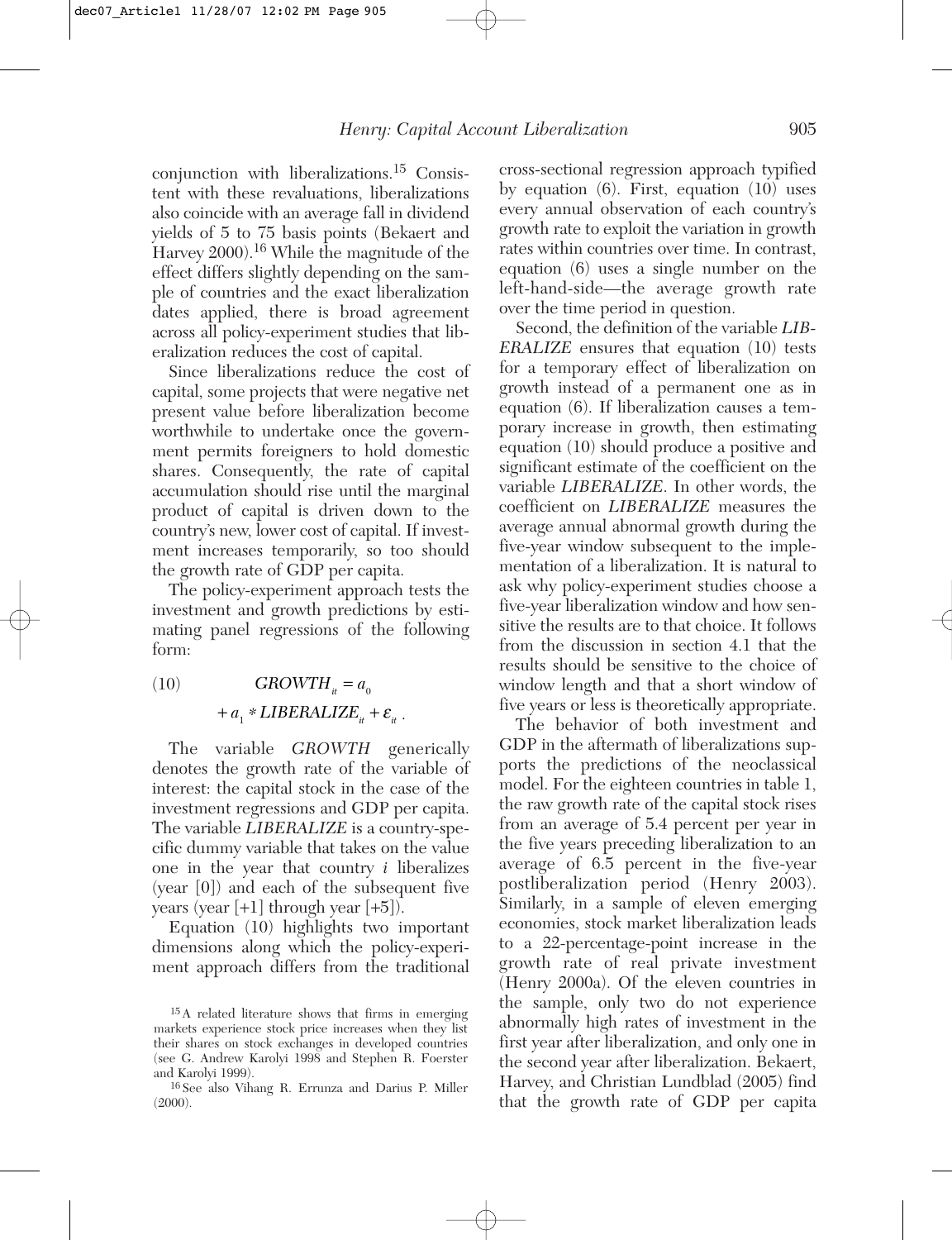conjunction with liberalizations.[15] Consistent with these revaluations, liberalizations also coincide with an average fall in dividend yields of 5 to 75 basis points (Bekaert and Harvey 2000).[16] While the magnitude of the effect differs slightly depending on the sample of countries and the exact liberalization dates applied, there is broad agreement across all policy-experiment studies that liberalization reduces the cost of capital.

Since liberalizations reduce the cost of capital, some projects that were negative net present value before liberalization become worthwhile to undertake once the government permits foreigners to hold domestic shares. Consequently, the rate of capital accumulation should rise until the marginal product of capital is driven down to the country's new, lower cost of capital. If investment increases temporarily, so too should the growth rate of GDP per capita.

The policy-experiment approach tests the investment and growth predictions by estimating panel regressions of the following form:

$$GROWTH_{it} = a_0 + a_1 * LIBERALIZE_{it} + \varepsilon_{it}. \quad (10)$$

The variable *GROWTH* generically denotes the growth rate of the variable of interest: the capital stock in the case of the investment regressions and GDP per capita. The variable *LIBERALIZE* is a country-specific dummy variable that takes on the value one in the year that country *i* liberalizes (year [0]) and each of the subsequent five years (year [+1] through year [+5]).

Equation (10) highlights two important dimensions along which the policy-experiment approach differs from the traditional cross-sectional regression approach typified by equation (6). First, equation (10) uses every annual observation of each country's growth rate to exploit the variation in growth rates within countries over time. In contrast, equation (6) uses a single number on the left-hand-side—the average growth rate over the time period in question.

Second, the definition of the variable *LIBERALIZE* ensures that equation (10) tests for a temporary effect of liberalization on growth instead of a permanent one as in equation (6). If liberalization causes a temporary increase in growth, then estimating equation (10) should produce a positive and significant estimate of the coefficient on the variable *LIBERALIZE*. In other words, the coefficient on *LIBERALIZE* measures the average annual abnormal growth during the five-year window subsequent to the implementation of a liberalization. It is natural to ask why policy-experiment studies choose a five-year liberalization window and how sensitive the results are to that choice. It follows from the discussion in section 4.1 that the results should be sensitive to the choice of window length and that a short window of five years or less is theoretically appropriate.

The behavior of both investment and GDP in the aftermath of liberalizations supports the predictions of the neoclassical model. For the eighteen countries in table 1, the raw growth rate of the capital stock rises from an average of 5.4 percent per year in the five years preceding liberalization to an average of 6.5 percent in the five-year postliberalization period (Henry 2003). Similarly, in a sample of eleven emerging economies, stock market liberalization leads to a 22-percentage-point increase in the growth rate of real private investment (Henry 2000a). Of the eleven countries in the sample, only two do not experience abnormally high rates of investment in the first year after liberalization, and only one in the second year after liberalization. Bekaert, Harvey, and Christian Lundblad (2005) find that the growth rate of GDP per capita

[15] A related literature shows that firms in emerging markets experience stock price increases when they list their shares on stock exchanges in developed countries (see G. Andrew Karolyi 1998 and Stephen R. Foerster and Karolyi 1999).

[16] See also Vihang R. Errunza and Darius P. Miller (2000).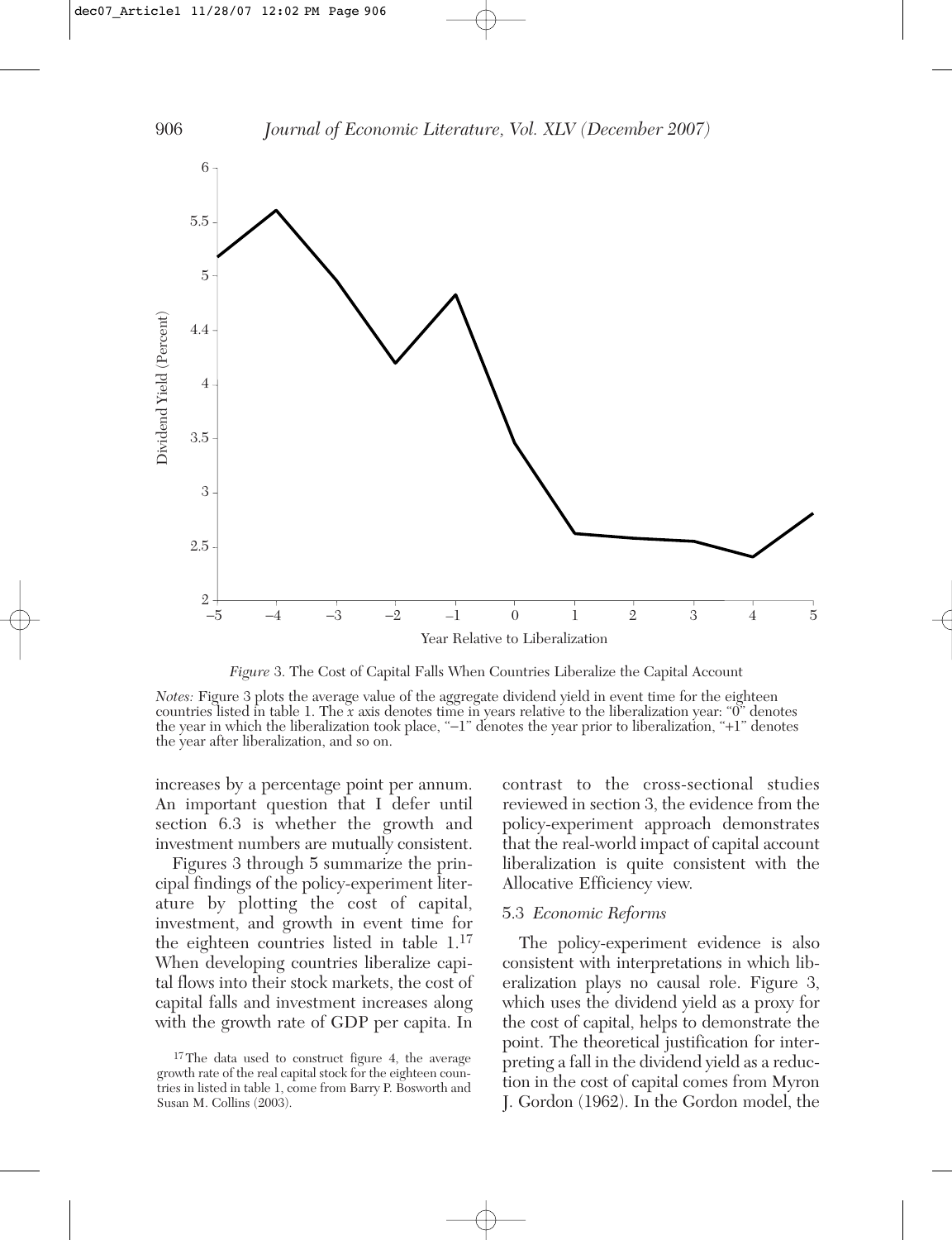*Figure* 3. The Cost of Capital Falls When Countries Liberalize the Capital Account

*Notes:* Figure 3 plots the average value of the aggregate dividend yield in event time for the eighteen countries listed in table 1. The *x* axis denotes time in years relative to the liberalization year: "0" denotes the year in which the liberalization took place, "−1" denotes the year prior to liberalization, "+1" denotes the year after liberalization, and so on.

increases by a percentage point per annum. An important question that I defer until section 6.3 is whether the growth and investment numbers are mutually consistent.

Figures 3 through 5 summarize the principal findings of the policy-experiment literature by plotting the cost of capital, investment, and growth in event time for the eighteen countries listed in table 1.[17] When developing countries liberalize capital flows into their stock markets, the cost of capital falls and investment increases along with the growth rate of GDP per capita. In contrast to the cross-sectional studies reviewed in section 3, the evidence from the policy-experiment approach demonstrates that the real-world impact of capital account liberalization is quite consistent with the Allocative Efficiency view.

### 5.3 *Economic Reforms*

The policy-experiment evidence is also consistent with interpretations in which liberalization plays no causal role. Figure 3, which uses the dividend yield as a proxy for the cost of capital, helps to demonstrate the point. The theoretical justification for interpreting a fall in the dividend yield as a reduction in the cost of capital comes from Myron J. Gordon (1962). In the Gordon model, the

[17] The data used to construct figure 4, the average growth rate of the real capital stock for the eighteen countries in listed in table 1, come from Barry P. Bosworth and Susan M. Collins (2003).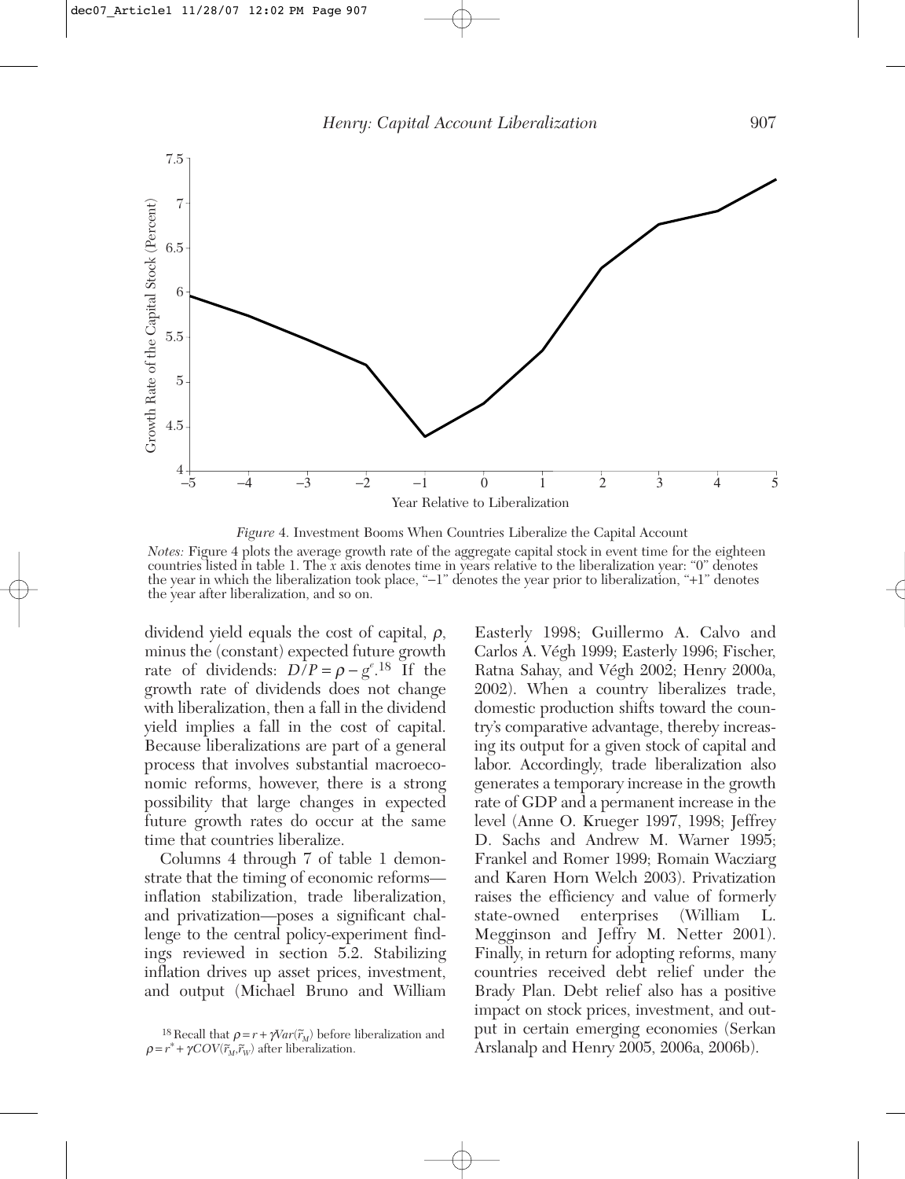*Figure* 4. Investment Booms When Countries Liberalize the Capital Account

*Notes:* Figure 4 plots the average growth rate of the aggregate capital stock in event time for the eighteen countries listed in table 1. The *x* axis denotes time in years relative to the liberalization year: "0" denotes the year in which the liberalization took place, "−1" denotes the year prior to liberalization, "+1" denotes the year after liberalization, and so on.

dividend yield equals the cost of capital, $\rho$, minus the (constant) expected future growth rate of dividends: $D/P = \rho - g^e$.[18] If the growth rate of dividends does not change with liberalization, then a fall in the dividend yield implies a fall in the cost of capital. Because liberalizations are part of a general process that involves substantial macroeconomic reforms, however, there is a strong possibility that large changes in expected future growth rates do occur at the same time that countries liberalize.

Columns 4 through 7 of table 1 demonstrate that the timing of economic reforms—inflation stabilization, trade liberalization, and privatization—poses a significant challenge to the central policy-experiment findings reviewed in section 5.2. Stabilizing inflation drives up asset prices, investment, and output (Michael Bruno and William Easterly 1998; Guillermo A. Calvo and Carlos A. Végh 1999; Easterly 1996; Fischer, Ratna Sahay, and Végh 2002; Henry 2000a, 2002). When a country liberalizes trade, domestic production shifts toward the country's comparative advantage, thereby increasing its output for a given stock of capital and labor. Accordingly, trade liberalization also generates a temporary increase in the growth rate of GDP and a permanent increase in the level (Anne O. Krueger 1997, 1998; Jeffrey D. Sachs and Andrew M. Warner 1995; Frankel and Romer 1999; Romain Wacziarg and Karen Horn Welch 2003). Privatization raises the efficiency and value of formerly state-owned enterprises (William L. Megginson and Jeffry M. Netter 2001). Finally, in return for adopting reforms, many countries received debt relief under the Brady Plan. Debt relief also has a positive impact on stock prices, investment, and output in certain emerging economies (Serkan Arslanalp and Henry 2005, 2006a, 2006b).

[18] Recall that $\rho = r + \gamma Var(\tilde{r}_M)$ before liberalization and $\rho = r^* + \gamma COV(\tilde{r}_M, \tilde{r}_W)$ after liberalization.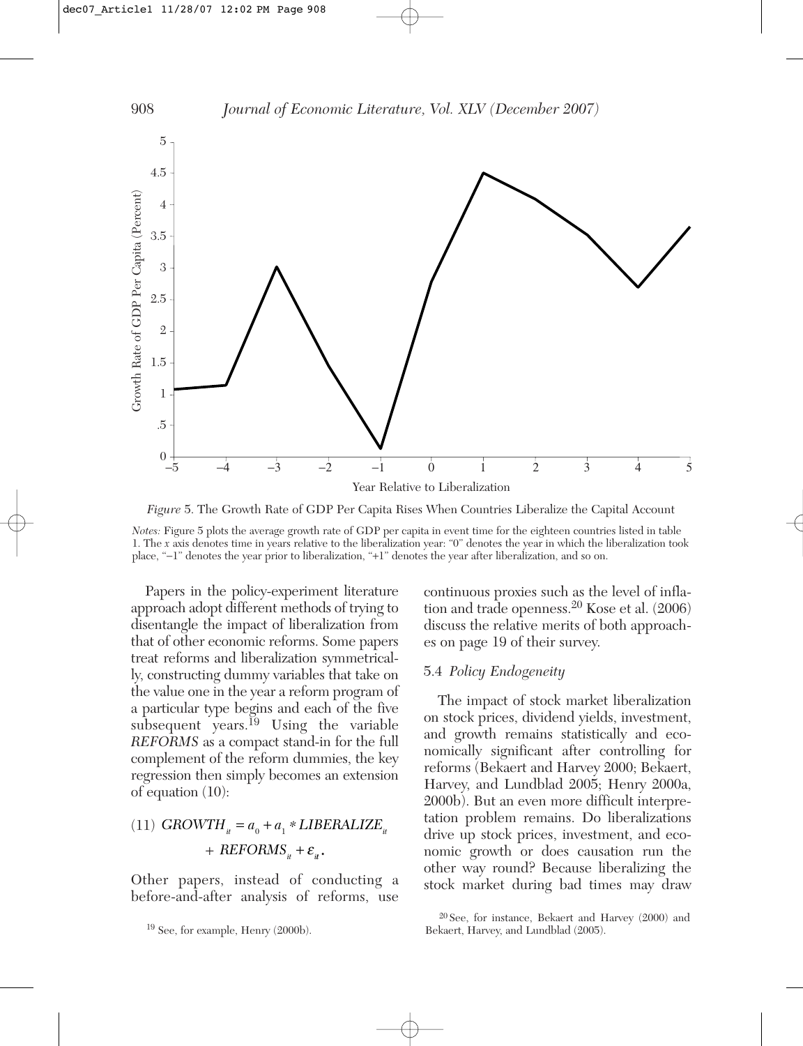*Figure* 5. The Growth Rate of GDP Per Capita Rises When Countries Liberalize the Capital Account

*Notes:* Figure 5 plots the average growth rate of GDP per capita in event time for the eighteen countries listed in table 1. The *x* axis denotes time in years relative to the liberalization year: "0" denotes the year in which the liberalization took place, "−1" denotes the year prior to liberalization, "+1" denotes the year after liberalization, and so on.

Papers in the policy-experiment literature approach adopt different methods of trying to disentangle the impact of liberalization from that of other economic reforms. Some papers treat reforms and liberalization symmetrically, constructing dummy variables that take on the value one in the year a reform program of a particular type begins and each of the five subsequent years.[19] Using the variable *REFORMS* as a compact stand-in for the full complement of the reform dummies, the key regression then simply becomes an extension of equation (10):

$$(11)\quad GROWTH_{it} = a_0 + a_1 * LIBERALIZE_{it} + REFORMS_{it} + \varepsilon_{it}.$$

Other papers, instead of conducting a before-and-after analysis of reforms, use continuous proxies such as the level of inflation and trade openness.[20] Kose et al. (2006) discuss the relative merits of both approaches on page 19 of their survey.

### 5.4 *Policy Endogeneity*

The impact of stock market liberalization on stock prices, dividend yields, investment, and growth remains statistically and economically significant after controlling for reforms (Bekaert and Harvey 2000; Bekaert, Harvey, and Lundblad 2005; Henry 2000a, 2000b). But an even more difficult interpretation problem remains. Do liberalizations drive up stock prices, investment, and economic growth or does causation run the other way round? Because liberalizing the stock market during bad times may draw

[19] See, for example, Henry (2000b).

[20] See, for instance, Bekaert and Harvey (2000) and Bekaert, Harvey, and Lundblad (2005).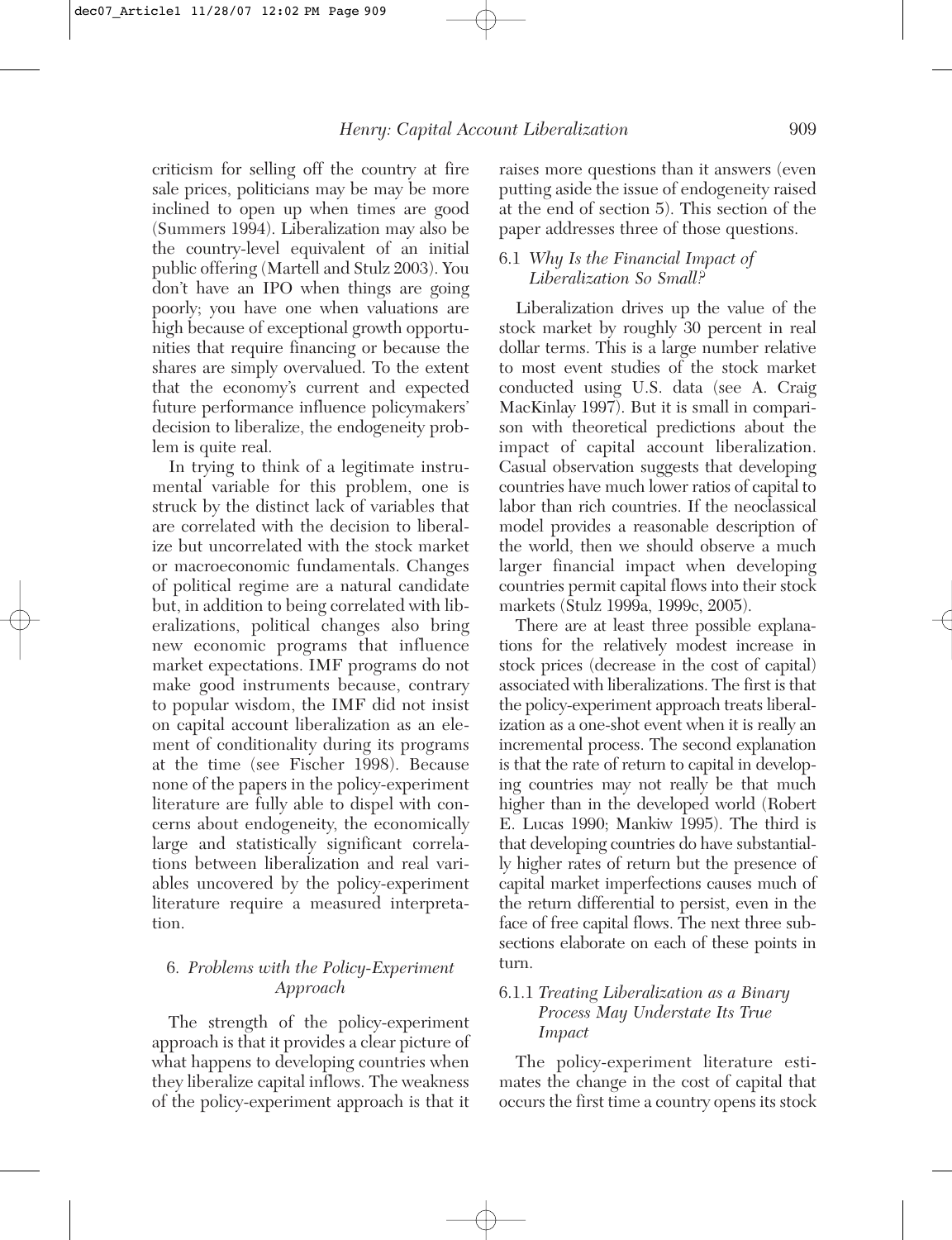criticism for selling off the country at fire sale prices, politicians may be may be more inclined to open up when times are good (Summers 1994). Liberalization may also be the country-level equivalent of an initial public offering (Martell and Stulz 2003). You don't have an IPO when things are going poorly; you have one when valuations are high because of exceptional growth opportunities that require financing or because the shares are simply overvalued. To the extent that the economy's current and expected future performance influence policymakers' decision to liberalize, the endogeneity problem is quite real.

In trying to think of a legitimate instrumental variable for this problem, one is struck by the distinct lack of variables that are correlated with the decision to liberalize but uncorrelated with the stock market or macroeconomic fundamentals. Changes of political regime are a natural candidate but, in addition to being correlated with liberalizations, political changes also bring new economic programs that influence market expectations. IMF programs do not make good instruments because, contrary to popular wisdom, the IMF did not insist on capital account liberalization as an element of conditionality during its programs at the time (see Fischer 1998). Because none of the papers in the policy-experiment literature are fully able to dispel with concerns about endogeneity, the economically large and statistically significant correlations between liberalization and real variables uncovered by the policy-experiment literature require a measured interpretation.

## 6. *Problems with the Policy-Experiment Approach*

The strength of the policy-experiment approach is that it provides a clear picture of what happens to developing countries when they liberalize capital inflows. The weakness of the policy-experiment approach is that it raises more questions than it answers (even putting aside the issue of endogeneity raised at the end of section 5). This section of the paper addresses three of those questions.

### 6.1 *Why Is the Financial Impact of Liberalization So Small?*

Liberalization drives up the value of the stock market by roughly 30 percent in real dollar terms. This is a large number relative to most event studies of the stock market conducted using U.S. data (see A. Craig MacKinlay 1997). But it is small in comparison with theoretical predictions about the impact of capital account liberalization. Casual observation suggests that developing countries have much lower ratios of capital to labor than rich countries. If the neoclassical model provides a reasonable description of the world, then we should observe a much larger financial impact when developing countries permit capital flows into their stock markets (Stulz 1999a, 1999c, 2005).

There are at least three possible explanations for the relatively modest increase in stock prices (decrease in the cost of capital) associated with liberalizations. The first is that the policy-experiment approach treats liberalization as a one-shot event when it is really an incremental process. The second explanation is that the rate of return to capital in developing countries may not really be that much higher than in the developed world (Robert E. Lucas 1990; Mankiw 1995). The third is that developing countries do have substantially higher rates of return but the presence of capital market imperfections causes much of the return differential to persist, even in the face of free capital flows. The next three subsections elaborate on each of these points in turn.

#### 6.1.1 *Treating Liberalization as a Binary Process May Understate Its True Impact*

The policy-experiment literature estimates the change in the cost of capital that occurs the first time a country opens its stock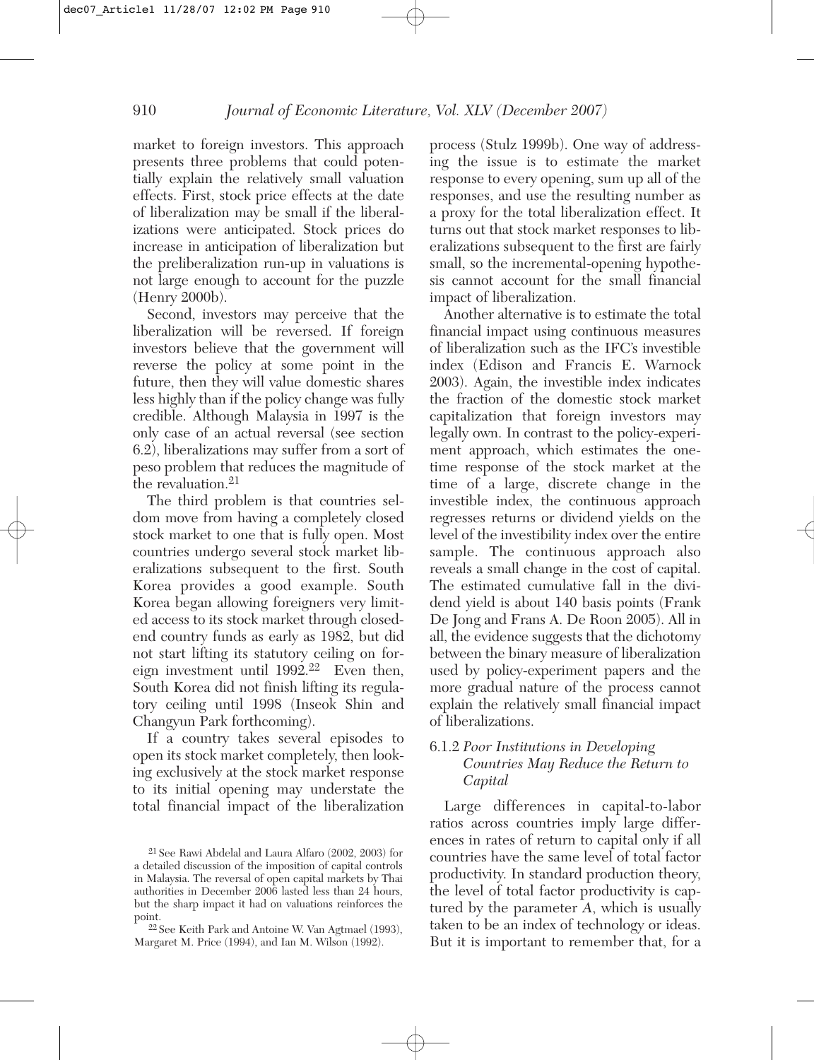market to foreign investors. This approach presents three problems that could potentially explain the relatively small valuation effects. First, stock price effects at the date of liberalization may be small if the liberalizations were anticipated. Stock prices do increase in anticipation of liberalization but the preliberalization run-up in valuations is not large enough to account for the puzzle (Henry 2000b).

Second, investors may perceive that the liberalization will be reversed. If foreign investors believe that the government will reverse the policy at some point in the future, then they will value domestic shares less highly than if the policy change was fully credible. Although Malaysia in 1997 is the only case of an actual reversal (see section 6.2), liberalizations may suffer from a sort of peso problem that reduces the magnitude of the revaluation.[21]

The third problem is that countries seldom move from having a completely closed stock market to one that is fully open. Most countries undergo several stock market liberalizations subsequent to the first. South Korea provides a good example. South Korea began allowing foreigners very limited access to its stock market through closed-end country funds as early as 1982, but did not start lifting its statutory ceiling on foreign investment until 1992.[22] Even then, South Korea did not finish lifting its regulatory ceiling until 1998 (Inseok Shin and Changyun Park forthcoming).

If a country takes several episodes to open its stock market completely, then looking exclusively at the stock market response to its initial opening may understate the total financial impact of the liberalization process (Stulz 1999b). One way of addressing the issue is to estimate the market response to every opening, sum up all of the responses, and use the resulting number as a proxy for the total liberalization effect. It turns out that stock market responses to liberalizations subsequent to the first are fairly small, so the incremental-opening hypothesis cannot account for the small financial impact of liberalization.

Another alternative is to estimate the total financial impact using continuous measures of liberalization such as the IFC's investible index (Edison and Francis E. Warnock 2003). Again, the investible index indicates the fraction of the domestic stock market capitalization that foreign investors may legally own. In contrast to the policy-experiment approach, which estimates the one-time response of the stock market at the time of a large, discrete change in the investible index, the continuous approach regresses returns or dividend yields on the level of the investibility index over the entire sample. The continuous approach also reveals a small change in the cost of capital. The estimated cumulative fall in the dividend yield is about 140 basis points (Frank De Jong and Frans A. De Roon 2005). All in all, the evidence suggests that the dichotomy between the binary measure of liberalization used by policy-experiment papers and the more gradual nature of the process cannot explain the relatively small financial impact of liberalizations.

### 6.1.2 *Poor Institutions in Developing Countries May Reduce the Return to Capital*

Large differences in capital-to-labor ratios across countries imply large differences in rates of return to capital only if all countries have the same level of total factor productivity. In standard production theory, the level of total factor productivity is captured by the parameter $A$, which is usually taken to be an index of technology or ideas. But it is important to remember that, for a

[21] See Rawi Abdelal and Laura Alfaro (2002, 2003) for a detailed discussion of the imposition of capital controls in Malaysia. The reversal of open capital markets by Thai authorities in December 2006 lasted less than 24 hours, but the sharp impact it had on valuations reinforces the point.

[22] See Keith Park and Antoine W. Van Agtmael (1993), Margaret M. Price (1994), and Ian M. Wilson (1992).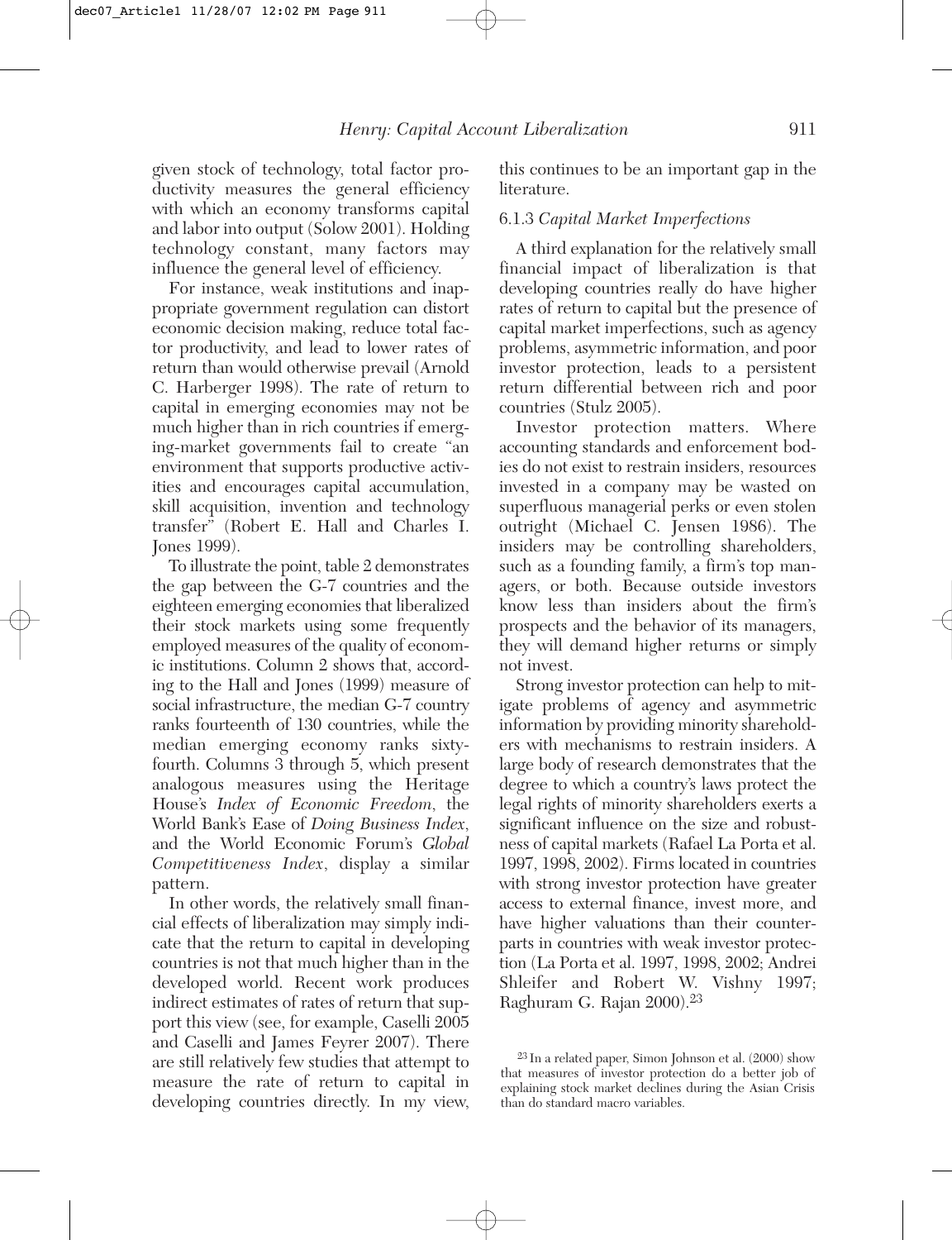given stock of technology, total factor productivity measures the general efficiency with which an economy transforms capital and labor into output (Solow 2001). Holding technology constant, many factors may influence the general level of efficiency.

For instance, weak institutions and inappropriate government regulation can distort economic decision making, reduce total factor productivity, and lead to lower rates of return than would otherwise prevail (Arnold C. Harberger 1998). The rate of return to capital in emerging economies may not be much higher than in rich countries if emerging-market governments fail to create "an environment that supports productive activities and encourages capital accumulation, skill acquisition, invention and technology transfer" (Robert E. Hall and Charles I. Jones 1999).

To illustrate the point, table 2 demonstrates the gap between the G-7 countries and the eighteen emerging economies that liberalized their stock markets using some frequently employed measures of the quality of economic institutions. Column 2 shows that, according to the Hall and Jones (1999) measure of social infrastructure, the median G-7 country ranks fourteenth of 130 countries, while the median emerging economy ranks sixty-fourth. Columns 3 through 5, which present analogous measures using the Heritage House's *Index of Economic Freedom*, the World Bank's Ease of *Doing Business Index*, and the World Economic Forum's *Global Competitiveness Index*, display a similar pattern.

In other words, the relatively small financial effects of liberalization may simply indicate that the return to capital in developing countries is not that much higher than in the developed world. Recent work produces indirect estimates of rates of return that support this view (see, for example, Caselli 2005 and Caselli and James Feyrer 2007). There are still relatively few studies that attempt to measure the rate of return to capital in developing countries directly. In my view, this continues to be an important gap in the literature.

### 6.1.3 *Capital Market Imperfections*

A third explanation for the relatively small financial impact of liberalization is that developing countries really do have higher rates of return to capital but the presence of capital market imperfections, such as agency problems, asymmetric information, and poor investor protection, leads to a persistent return differential between rich and poor countries (Stulz 2005).

Investor protection matters. Where accounting standards and enforcement bodies do not exist to restrain insiders, resources invested in a company may be wasted on superfluous managerial perks or even stolen outright (Michael C. Jensen 1986). The insiders may be controlling shareholders, such as a founding family, a firm's top managers, or both. Because outside investors know less than insiders about the firm's prospects and the behavior of its managers, they will demand higher returns or simply not invest.

Strong investor protection can help to mitigate problems of agency and asymmetric information by providing minority shareholders with mechanisms to restrain insiders. A large body of research demonstrates that the degree to which a country's laws protect the legal rights of minority shareholders exerts a significant influence on the size and robustness of capital markets (Rafael La Porta et al. 1997, 1998, 2002). Firms located in countries with strong investor protection have greater access to external finance, invest more, and have higher valuations than their counterparts in countries with weak investor protection (La Porta et al. 1997, 1998, 2002; Andrei Shleifer and Robert W. Vishny 1997; Raghuram G. Rajan 2000).[23]

[23] In a related paper, Simon Johnson et al. (2000) show that measures of investor protection do a better job of explaining stock market declines during the Asian Crisis than do standard macro variables.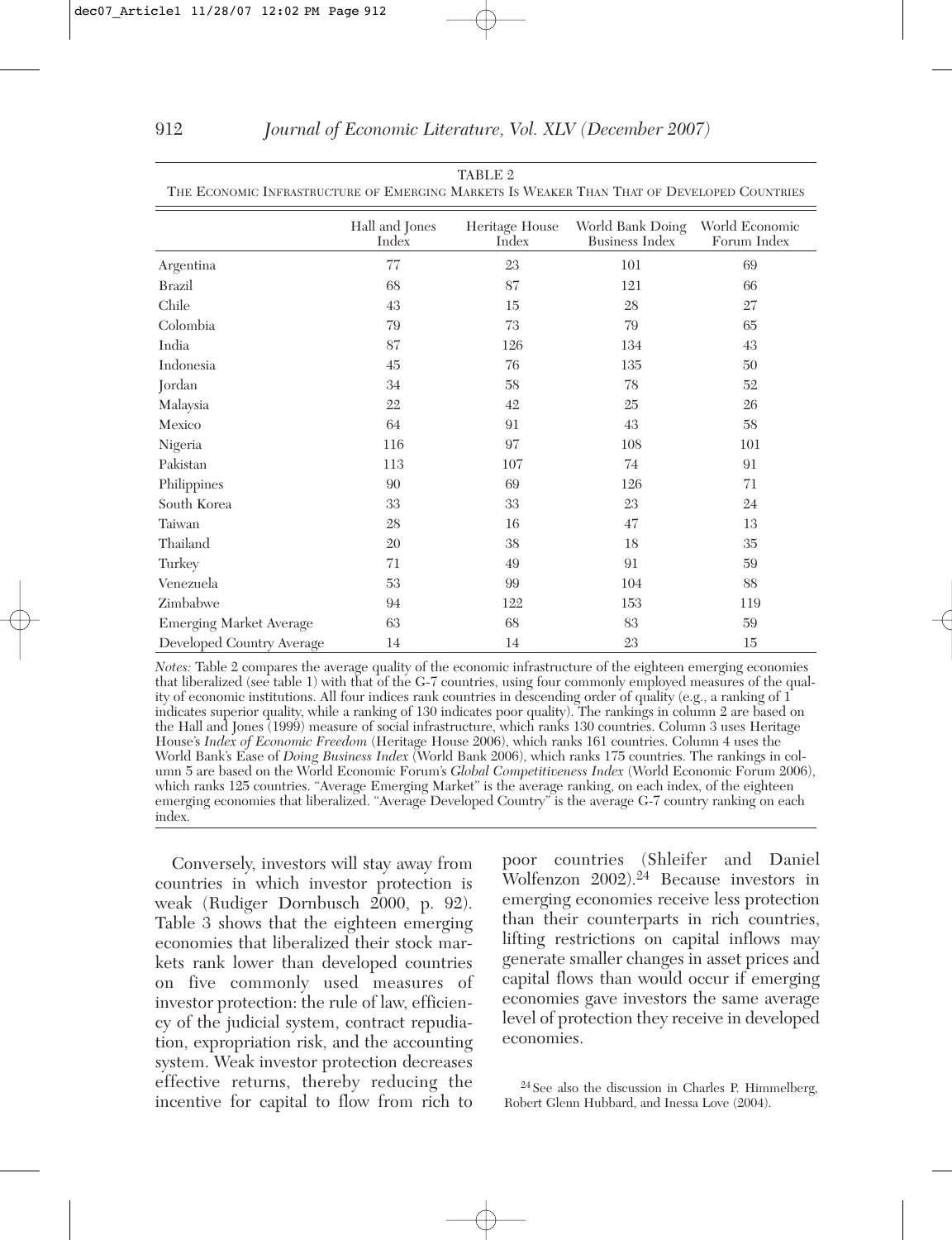TABLE 2
THE ECONOMIC INFRASTRUCTURE OF EMERGING MARKETS IS WEAKER THAN THAT OF DEVELOPED COUNTRIES

| | Hall and Jones Index | Heritage House Index | World Bank Doing Business Index | World Economic Forum Index |
|---|---|---|---|---|
| Argentina | 77 | 23 | 101 | 69 |
| Brazil | 68 | 87 | 121 | 66 |
| Chile | 43 | 15 | 28 | 27 |
| Colombia | 79 | 73 | 79 | 65 |
| India | 87 | 126 | 134 | 43 |
| Indonesia | 45 | 76 | 135 | 50 |
| Jordan | 34 | 58 | 78 | 52 |
| Malaysia | 22 | 42 | 25 | 26 |
| Mexico | 64 | 91 | 43 | 58 |
| Nigeria | 116 | 97 | 108 | 101 |
| Pakistan | 113 | 107 | 74 | 91 |
| Philippines | 90 | 69 | 126 | 71 |
| South Korea | 33 | 33 | 23 | 24 |
| Taiwan | 28 | 16 | 47 | 13 |
| Thailand | 20 | 38 | 18 | 35 |
| Turkey | 71 | 49 | 91 | 59 |
| Venezuela | 53 | 99 | 104 | 88 |
| Zimbabwe | 94 | 122 | 153 | 119 |
| Emerging Market Average | 63 | 68 | 83 | 59 |
| Developed Country Average | 14 | 14 | 23 | 15 |

*Notes:* Table 2 compares the average quality of the economic infrastructure of the eighteen emerging economies that liberalized (see table 1) with that of the G-7 countries, using four commonly employed measures of the quality of economic institutions. All four indices rank countries in descending order of quality (e.g., a ranking of 1 indicates superior quality, while a ranking of 130 indicates poor quality). The rankings in column 2 are based on the Hall and Jones (1999) measure of social infrastructure, which ranks 130 countries. Column 3 uses Heritage House's *Index of Economic Freedom* (Heritage House 2006), which ranks 161 countries. Column 4 uses the World Bank's Ease of *Doing Business Index* (World Bank 2006), which ranks 175 countries. The rankings in column 5 are based on the World Economic Forum's *Global Competitiveness Index* (World Economic Forum 2006), which ranks 125 countries. "Average Emerging Market" is the average ranking, on each index, of the eighteen emerging economies that liberalized. "Average Developed Country" is the average G-7 country ranking on each index.

Conversely, investors will stay away from countries in which investor protection is weak (Rudiger Dornbusch 2000, p. 92). Table 3 shows that the eighteen emerging economies that liberalized their stock markets rank lower than developed countries on five commonly used measures of investor protection: the rule of law, efficiency of the judicial system, contract repudiation, expropriation risk, and the accounting system. Weak investor protection decreases effective returns, thereby reducing the incentive for capital to flow from rich to poor countries (Shleifer and Daniel Wolfenzon 2002).[24] Because investors in emerging economies receive less protection than their counterparts in rich countries, lifting restrictions on capital inflows may generate smaller changes in asset prices and capital flows than would occur if emerging economies gave investors the same average level of protection they receive in developed economies.

[24] See also the discussion in Charles P. Himmelberg, Robert Glenn Hubbard, and Inessa Love (2004).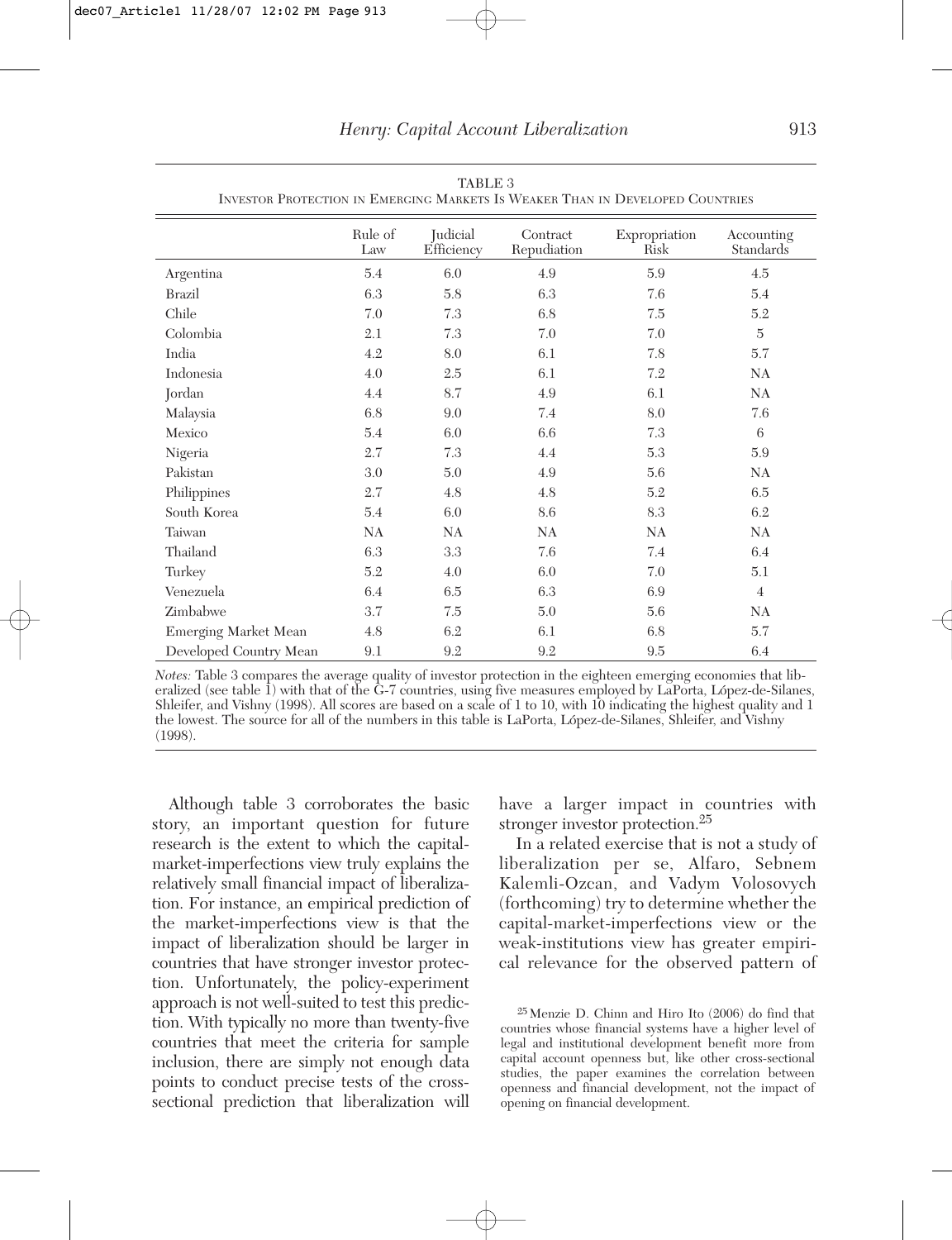TABLE 3
INVESTOR PROTECTION IN EMERGING MARKETS IS WEAKER THAN IN DEVELOPED COUNTRIES

| | Rule of Law | Judicial Efficiency | Contract Repudiation | Expropriation Risk | Accounting Standards |
|---|---|---|---|---|---|
| Argentina | 5.4 | 6.0 | 4.9 | 5.9 | 4.5 |
| Brazil | 6.3 | 5.8 | 6.3 | 7.6 | 5.4 |
| Chile | 7.0 | 7.3 | 6.8 | 7.5 | 5.2 |
| Colombia | 2.1 | 7.3 | 7.0 | 7.0 | 5 |
| India | 4.2 | 8.0 | 6.1 | 7.8 | 5.7 |
| Indonesia | 4.0 | 2.5 | 6.1 | 7.2 | NA |
| Jordan | 4.4 | 8.7 | 4.9 | 6.1 | NA |
| Malaysia | 6.8 | 9.0 | 7.4 | 8.0 | 7.6 |
| Mexico | 5.4 | 6.0 | 6.6 | 7.3 | 6 |
| Nigeria | 2.7 | 7.3 | 4.4 | 5.3 | 5.9 |
| Pakistan | 3.0 | 5.0 | 4.9 | 5.6 | NA |
| Philippines | 2.7 | 4.8 | 4.8 | 5.2 | 6.5 |
| South Korea | 5.4 | 6.0 | 8.6 | 8.3 | 6.2 |
| Taiwan | NA | NA | NA | NA | NA |
| Thailand | 6.3 | 3.3 | 7.6 | 7.4 | 6.4 |
| Turkey | 5.2 | 4.0 | 6.0 | 7.0 | 5.1 |
| Venezuela | 6.4 | 6.5 | 6.3 | 6.9 | 4 |
| Zimbabwe | 3.7 | 7.5 | 5.0 | 5.6 | NA |
| Emerging Market Mean | 4.8 | 6.2 | 6.1 | 6.8 | 5.7 |
| Developed Country Mean | 9.1 | 9.2 | 9.2 | 9.5 | 6.4 |

*Notes:* Table 3 compares the average quality of investor protection in the eighteen emerging economies that liberalized (see table 1) with that of the G-7 countries, using five measures employed by LaPorta, López-de-Silanes, Shleifer, and Vishny (1998). All scores are based on a scale of 1 to 10, with 10 indicating the highest quality and 1 the lowest. The source for all of the numbers in this table is LaPorta, López-de-Silanes, Shleifer, and Vishny (1998).

Although table 3 corroborates the basic story, an important question for future research is the extent to which the capital-market-imperfections view truly explains the relatively small financial impact of liberalization. For instance, an empirical prediction of the market-imperfections view is that the impact of liberalization should be larger in countries that have stronger investor protection. Unfortunately, the policy-experiment approach is not well-suited to test this prediction. With typically no more than twenty-five countries that meet the criteria for sample inclusion, there are simply not enough data points to conduct precise tests of the cross-sectional prediction that liberalization will have a larger impact in countries with stronger investor protection.[25]

In a related exercise that is not a study of liberalization per se, Alfaro, Sebnem Kalemli-Ozcan, and Vadym Volosovych (forthcoming) try to determine whether the capital-market-imperfections view or the weak-institutions view has greater empirical relevance for the observed pattern of

[25] Menzie D. Chinn and Hiro Ito (2006) do find that countries whose financial systems have a higher level of legal and institutional development benefit more from capital account openness but, like other cross-sectional studies, the paper examines the correlation between openness and financial development, not the impact of opening on financial development.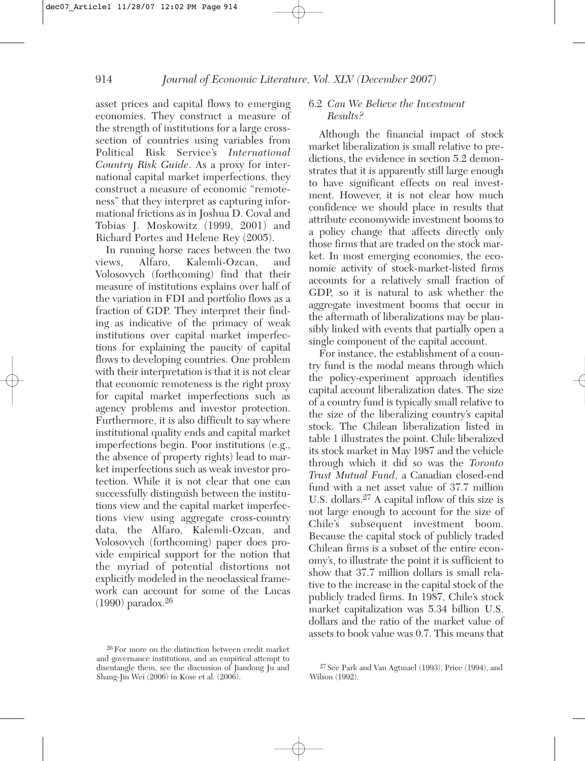asset prices and capital flows to emerging economies. They construct a measure of the strength of institutions for a large cross-section of countries using variables from Political Risk Service's *International Country Risk Guide*. As a proxy for international capital market imperfections, they construct a measure of economic "remoteness" that they interpret as capturing informational frictions as in Joshua D. Coval and Tobias J. Moskowitz (1999, 2001) and Richard Portes and Helene Rey (2005).

In running horse races between the two views, Alfaro, Kalemli-Ozcan, and Volosovych (forthcoming) find that their measure of institutions explains over half of the variation in FDI and portfolio flows as a fraction of GDP. They interpret their finding as indicative of the primacy of weak institutions over capital market imperfections for explaining the paucity of capital flows to developing countries. One problem with their interpretation is that it is not clear that economic remoteness is the right proxy for capital market imperfections such as agency problems and investor protection. Furthermore, it is also difficult to say where institutional quality ends and capital market imperfections begin. Poor institutions (e.g., the absence of property rights) lead to market imperfections such as weak investor protection. While it is not clear that one can successfully distinguish between the institutions view and the capital market imperfections view using aggregate cross-country data, the Alfaro, Kalemli-Ozcan, and Volosovych (forthcoming) paper does provide empirical support for the notion that the myriad of potential distortions not explicitly modeled in the neoclassical framework can account for some of the Lucas (1990) paradox.[26]

### 6.2 *Can We Believe the Investment Results?*

Although the financial impact of stock market liberalization is small relative to predictions, the evidence in section 5.2 demonstrates that it is apparently still large enough to have significant effects on real investment. However, it is not clear how much confidence we should place in results that attribute economywide investment booms to a policy change that affects directly only those firms that are traded on the stock market. In most emerging economies, the economic activity of stock-market-listed firms accounts for a relatively small fraction of GDP, so it is natural to ask whether the aggregate investment booms that occur in the aftermath of liberalizations may be plausibly linked with events that partially open a single component of the capital account.

For instance, the establishment of a country fund is the modal means through which the policy-experiment approach identifies capital account liberalization dates. The size of a country fund is typically small relative to the size of the liberalizing country's capital stock. The Chilean liberalization listed in table 1 illustrates the point. Chile liberalized its stock market in May 1987 and the vehicle through which it did so was the *Toronto Trust Mutual Fund*, a Canadian closed-end fund with a net asset value of 37.7 million U.S. dollars.[27] A capital inflow of this size is not large enough to account for the size of Chile's subsequent investment boom. Because the capital stock of publicly traded Chilean firms is a subset of the entire economy's, to illustrate the point it is sufficient to show that 37.7 million dollars is small relative to the increase in the capital stock of the publicly traded firms. In 1987, Chile's stock market capitalization was 5.34 billion U.S. dollars and the ratio of the market value of assets to book value was 0.7. This means that

[26] For more on the distinction between credit market and governance institutions, and an empirical attempt to disentangle them, see the discussion of Jiandong Ju and Shang-Jin Wei (2006) in Kose et al. (2006).

[27] See Park and Van Agtmael (1993), Price (1994), and Wilson (1992).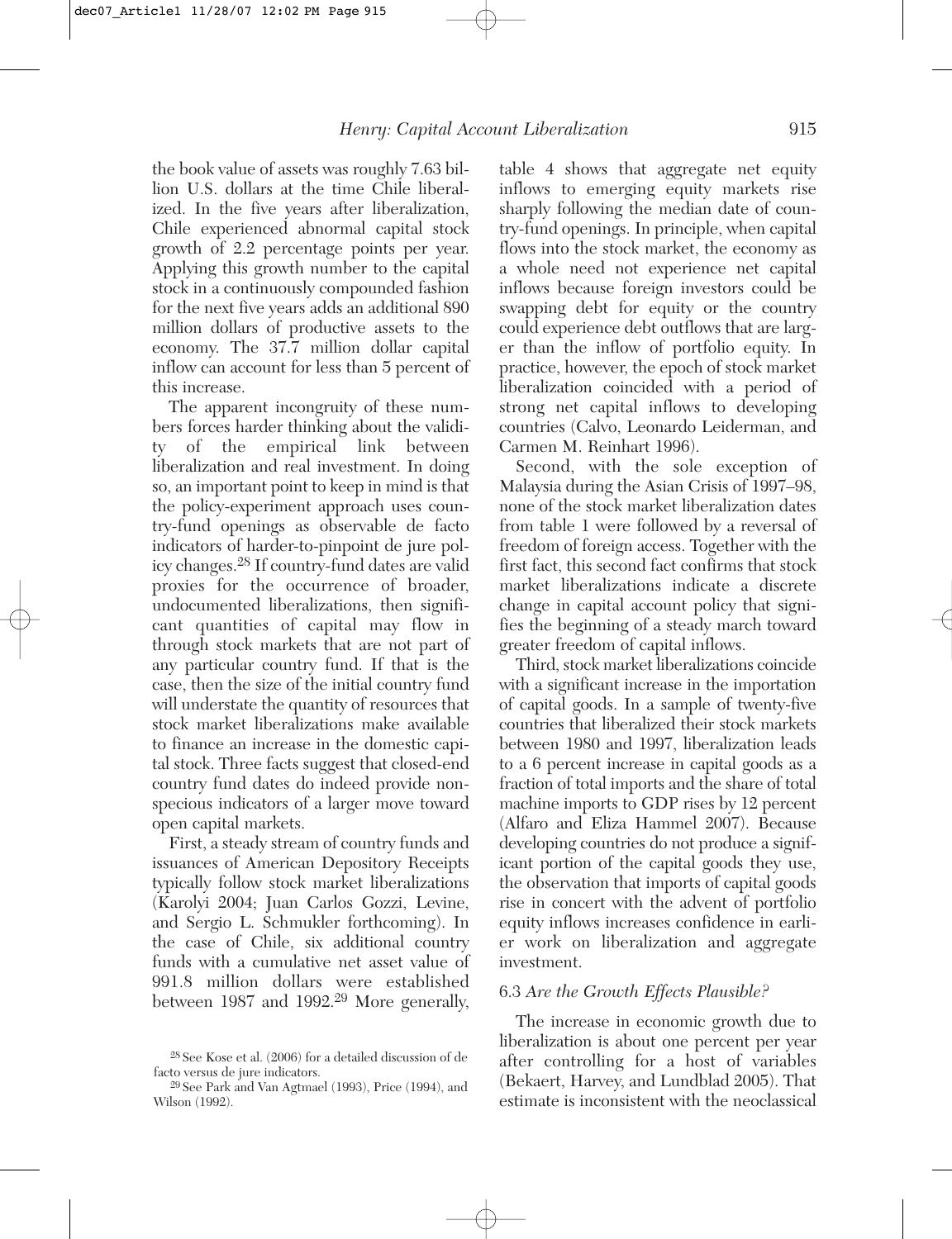the book value of assets was roughly 7.63 billion U.S. dollars at the time Chile liberalized. In the five years after liberalization, Chile experienced abnormal capital stock growth of 2.2 percentage points per year. Applying this growth number to the capital stock in a continuously compounded fashion for the next five years adds an additional 890 million dollars of productive assets to the economy. The 37.7 million dollar capital inflow can account for less than 5 percent of this increase.

The apparent incongruity of these numbers forces harder thinking about the validity of the empirical link between liberalization and real investment. In doing so, an important point to keep in mind is that the policy-experiment approach uses country-fund openings as observable de facto indicators of harder-to-pinpoint de jure policy changes.[28] If country-fund dates are valid proxies for the occurrence of broader, undocumented liberalizations, then significant quantities of capital may flow in through stock markets that are not part of any particular country fund. If that is the case, then the size of the initial country fund will understate the quantity of resources that stock market liberalizations make available to finance an increase in the domestic capital stock. Three facts suggest that closed-end country fund dates do indeed provide nonspecious indicators of a larger move toward open capital markets.

First, a steady stream of country funds and issuances of American Depository Receipts typically follow stock market liberalizations (Karolyi 2004; Juan Carlos Gozzi, Levine, and Sergio L. Schmukler forthcoming). In the case of Chile, six additional country funds with a cumulative net asset value of 991.8 million dollars were established between 1987 and 1992.[29] More generally, table 4 shows that aggregate net equity inflows to emerging equity markets rise sharply following the median date of country-fund openings. In principle, when capital flows into the stock market, the economy as a whole need not experience net capital inflows because foreign investors could be swapping debt for equity or the country could experience debt outflows that are larger than the inflow of portfolio equity. In practice, however, the epoch of stock market liberalization coincided with a period of strong net capital inflows to developing countries (Calvo, Leonardo Leiderman, and Carmen M. Reinhart 1996).

Second, with the sole exception of Malaysia during the Asian Crisis of 1997–98, none of the stock market liberalization dates from table 1 were followed by a reversal of freedom of foreign access. Together with the first fact, this second fact confirms that stock market liberalizations indicate a discrete change in capital account policy that signifies the beginning of a steady march toward greater freedom of capital inflows.

Third, stock market liberalizations coincide with a significant increase in the importation of capital goods. In a sample of twenty-five countries that liberalized their stock markets between 1980 and 1997, liberalization leads to a 6 percent increase in capital goods as a fraction of total imports and the share of total machine imports to GDP rises by 12 percent (Alfaro and Eliza Hammel 2007). Because developing countries do not produce a significant portion of the capital goods they use, the observation that imports of capital goods rise in concert with the advent of portfolio equity inflows increases confidence in earlier work on liberalization and aggregate investment.

### 6.3 *Are the Growth Effects Plausible?*

The increase in economic growth due to liberalization is about one percent per year after controlling for a host of variables (Bekaert, Harvey, and Lundblad 2005). That estimate is inconsistent with the neoclassical

[28] See Kose et al. (2006) for a detailed discussion of de facto versus de jure indicators.

[29] See Park and Van Agtmael (1993), Price (1994), and Wilson (1992).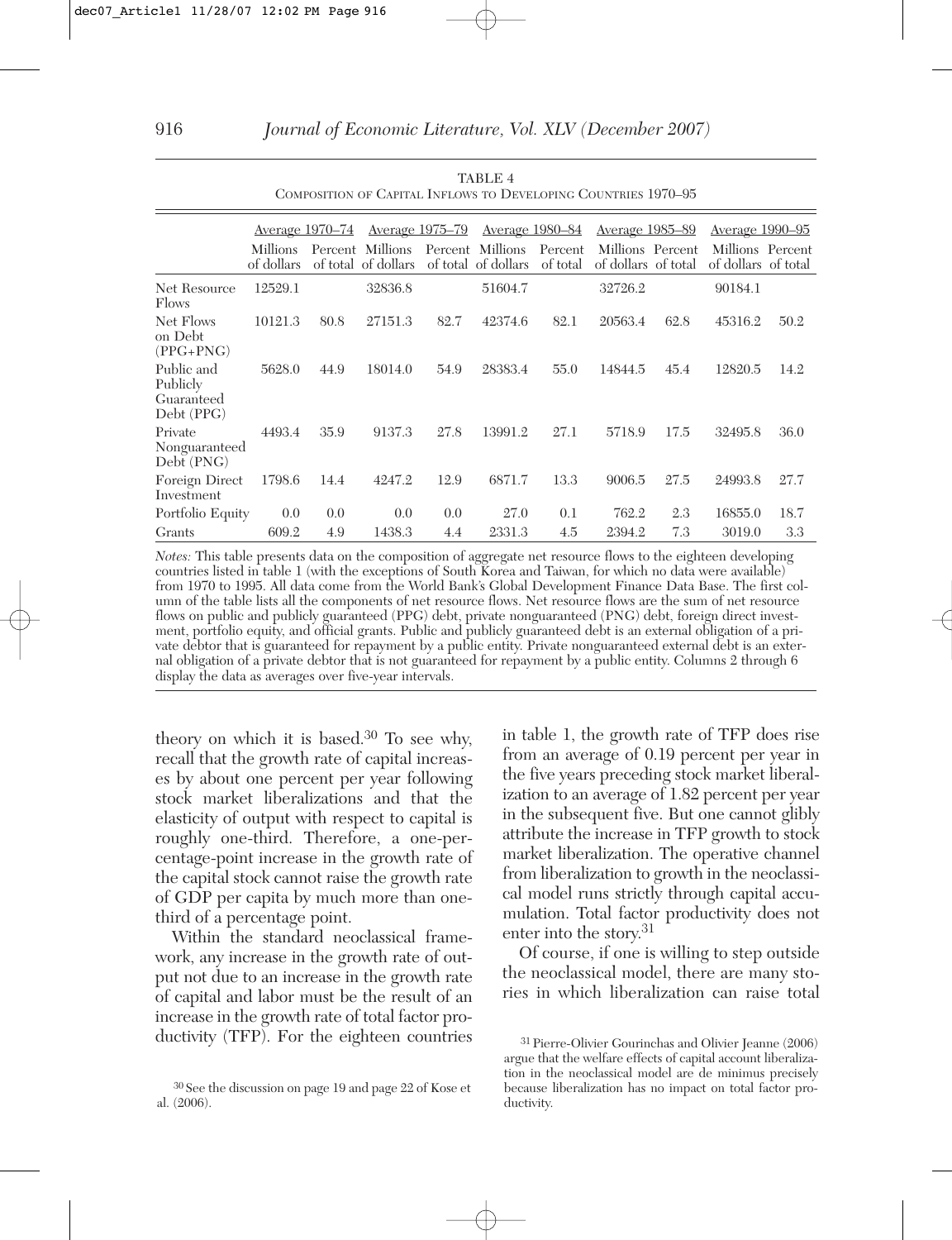TABLE 4
COMPOSITION OF CAPITAL INFLOWS TO DEVELOPING COUNTRIES 1970–95

| | Average 1970–74 | | Average 1975–79 | | Average 1980–84 | | Average 1985–89 | | Average 1990–95 | |
|---|---|---|---|---|---|---|---|---|---|---|
| | Millions of dollars | Percent of total | Millions of dollars | Percent of total | Millions of dollars | Percent of total | Millions of dollars | Percent of total | Millions of dollars | Percent of total |
| Net Resource Flows | 12529.1 | | 32836.8 | | 51604.7 | | 32726.2 | | 90184.1 | |
| Net Flows on Debt (PPG+PNG) | 10121.3 | 80.8 | 27151.3 | 82.7 | 42374.6 | 82.1 | 20563.4 | 62.8 | 45316.2 | 50.2 |
| Public and Publicly Guaranteed Debt (PPG) | 5628.0 | 44.9 | 18014.0 | 54.9 | 28383.4 | 55.0 | 14844.5 | 45.4 | 12820.5 | 14.2 |
| Private Nonguaranteed Debt (PNG) | 4493.4 | 35.9 | 9137.3 | 27.8 | 13991.2 | 27.1 | 5718.9 | 17.5 | 32495.8 | 36.0 |
| Foreign Direct Investment | 1798.6 | 14.4 | 4247.2 | 12.9 | 6871.7 | 13.3 | 9006.5 | 27.5 | 24993.8 | 27.7 |
| Portfolio Equity | 0.0 | 0.0 | 0.0 | 0.0 | 27.0 | 0.1 | 762.2 | 2.3 | 16855.0 | 18.7 |
| Grants | 609.2 | 4.9 | 1438.3 | 4.4 | 2331.3 | 4.5 | 2394.2 | 7.3 | 3019.0 | 3.3 |

*Notes:* This table presents data on the composition of aggregate net resource flows to the eighteen developing countries listed in table 1 (with the exceptions of South Korea and Taiwan, for which no data were available) from 1970 to 1995. All data come from the World Bank's Global Development Finance Data Base. The first column of the table lists all the components of net resource flows. Net resource flows are the sum of net resource flows on public and publicly guaranteed (PPG) debt, private nonguaranteed (PNG) debt, foreign direct investment, portfolio equity, and official grants. Public and publicly guaranteed debt is an external obligation of a private debtor that is guaranteed for repayment by a public entity. Private nonguaranteed external debt is an external obligation of a private debtor that is not guaranteed for repayment by a public entity. Columns 2 through 6 display the data as averages over five-year intervals.

theory on which it is based.[30] To see why, recall that the growth rate of capital increases by about one percent per year following stock market liberalizations and that the elasticity of output with respect to capital is roughly one-third. Therefore, a one-percentage-point increase in the growth rate of the capital stock cannot raise the growth rate of GDP per capita by much more than one-third of a percentage point.

Within the standard neoclassical framework, any increase in the growth rate of output not due to an increase in the growth rate of capital and labor must be the result of an increase in the growth rate of total factor productivity (TFP). For the eighteen countries in table 1, the growth rate of TFP does rise from an average of 0.19 percent per year in the five years preceding stock market liberalization to an average of 1.82 percent per year in the subsequent five. But one cannot glibly attribute the increase in TFP growth to stock market liberalization. The operative channel from liberalization to growth in the neoclassical model runs strictly through capital accumulation. Total factor productivity does not enter into the story.[31]

Of course, if one is willing to step outside the neoclassical model, there are many stories in which liberalization can raise total

[30] See the discussion on page 19 and page 22 of Kose et al. (2006).

[31] Pierre-Olivier Gourinchas and Olivier Jeanne (2006) argue that the welfare effects of capital account liberalization in the neoclassical model are de minimus precisely because liberalization has no impact on total factor productivity.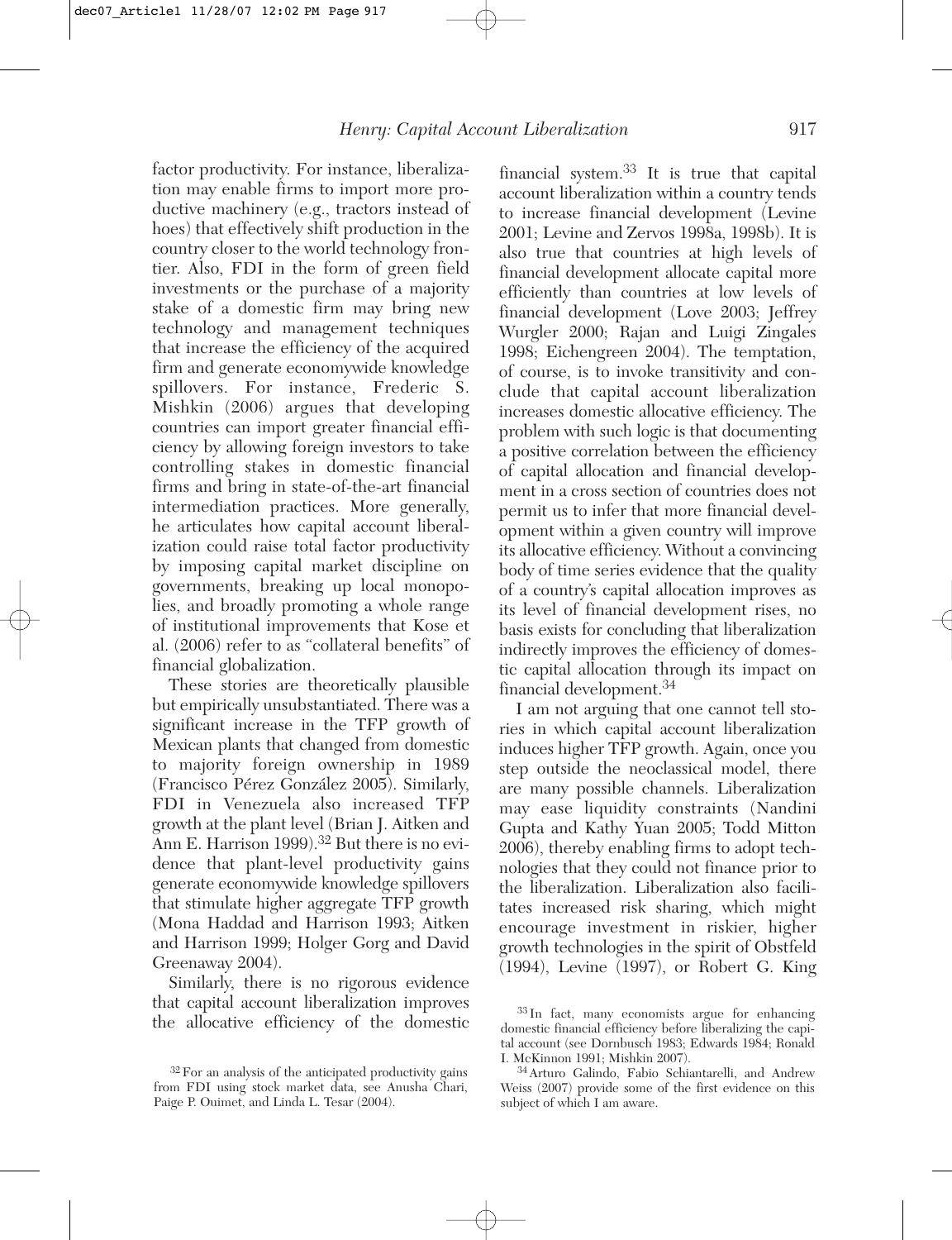factor productivity. For instance, liberalization may enable firms to import more productive machinery (e.g., tractors instead of hoes) that effectively shift production in the country closer to the world technology frontier. Also, FDI in the form of green field investments or the purchase of a majority stake of a domestic firm may bring new technology and management techniques that increase the efficiency of the acquired firm and generate economywide knowledge spillovers. For instance, Frederic S. Mishkin (2006) argues that developing countries can import greater financial efficiency by allowing foreign investors to take controlling stakes in domestic financial firms and bring in state-of-the-art financial intermediation practices. More generally, he articulates how capital account liberalization could raise total factor productivity by imposing capital market discipline on governments, breaking up local monopolies, and broadly promoting a whole range of institutional improvements that Kose et al. (2006) refer to as "collateral benefits" of financial globalization.

These stories are theoretically plausible but empirically unsubstantiated. There was a significant increase in the TFP growth of Mexican plants that changed from domestic to majority foreign ownership in 1989 (Francisco Pérez González 2005). Similarly, FDI in Venezuela also increased TFP growth at the plant level (Brian J. Aitken and Ann E. Harrison 1999).[32] But there is no evidence that plant-level productivity gains generate economywide knowledge spillovers that stimulate higher aggregate TFP growth (Mona Haddad and Harrison 1993; Aitken and Harrison 1999; Holger Gorg and David Greenaway 2004).

Similarly, there is no rigorous evidence that capital account liberalization improves the allocative efficiency of the domestic financial system.[33] It is true that capital account liberalization within a country tends to increase financial development (Levine 2001; Levine and Zervos 1998a, 1998b). It is also true that countries at high levels of financial development allocate capital more efficiently than countries at low levels of financial development (Love 2003; Jeffrey Wurgler 2000; Rajan and Luigi Zingales 1998; Eichengreen 2004). The temptation, of course, is to invoke transitivity and conclude that capital account liberalization increases domestic allocative efficiency. The problem with such logic is that documenting a positive correlation between the efficiency of capital allocation and financial development in a cross section of countries does not permit us to infer that more financial development within a given country will improve its allocative efficiency. Without a convincing body of time series evidence that the quality of a country's capital allocation improves as its level of financial development rises, no basis exists for concluding that liberalization indirectly improves the efficiency of domestic capital allocation through its impact on financial development.[34]

I am not arguing that one cannot tell stories in which capital account liberalization induces higher TFP growth. Again, once you step outside the neoclassical model, there are many possible channels. Liberalization may ease liquidity constraints (Nandini Gupta and Kathy Yuan 2005; Todd Mitton 2006), thereby enabling firms to adopt technologies that they could not finance prior to the liberalization. Liberalization also facilitates increased risk sharing, which might encourage investment in riskier, higher growth technologies in the spirit of Obstfeld (1994), Levine (1997), or Robert G. King

[32] For an analysis of the anticipated productivity gains from FDI using stock market data, see Anusha Chari, Paige P. Ouimet, and Linda L. Tesar (2004).

[33] In fact, many economists argue for enhancing domestic financial efficiency before liberalizing the capital account (see Dornbusch 1983; Edwards 1984; Ronald I. McKinnon 1991; Mishkin 2007).

[34] Arturo Galindo, Fabio Schiantarelli, and Andrew Weiss (2007) provide some of the first evidence on this subject of which I am aware.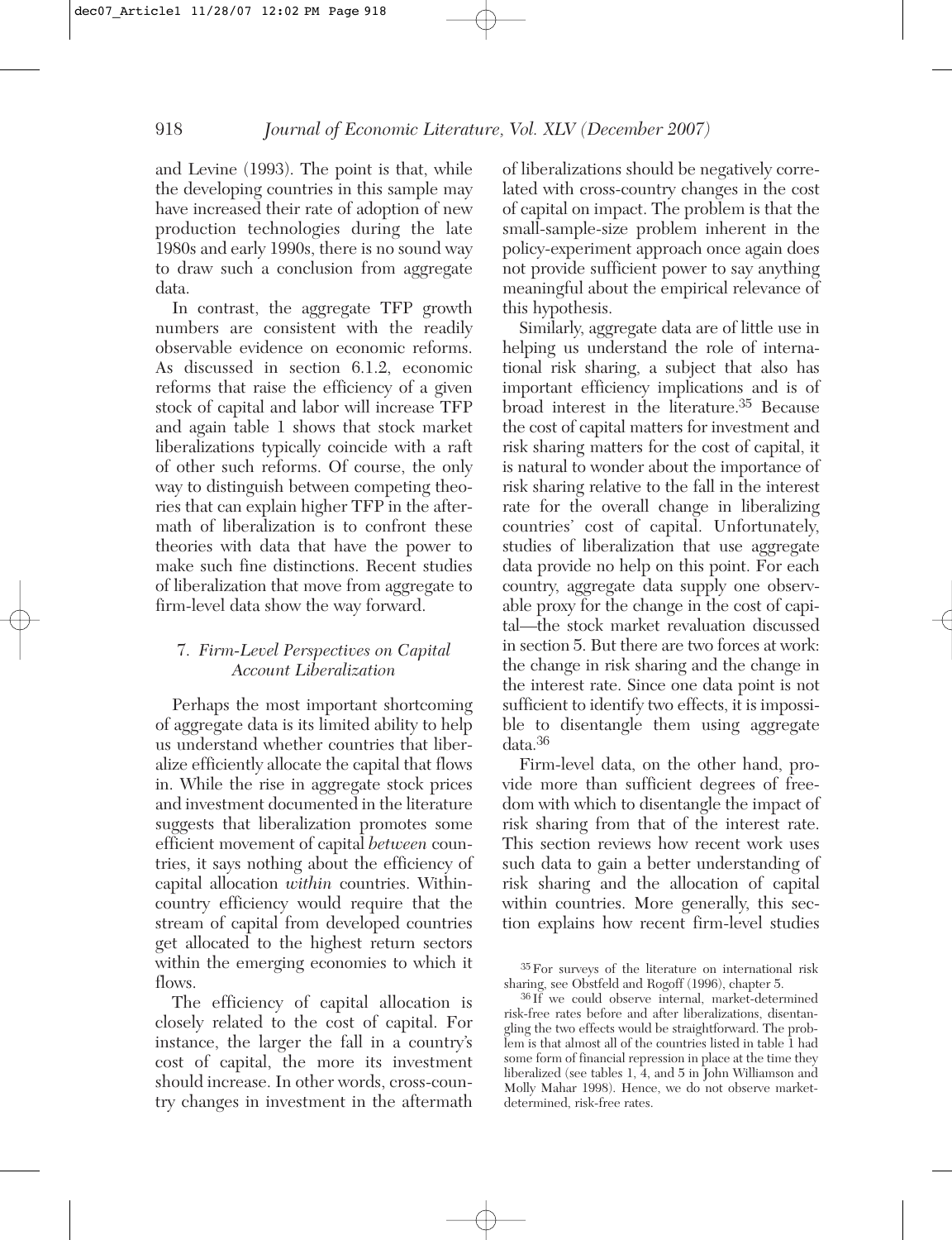and Levine (1993). The point is that, while the developing countries in this sample may have increased their rate of adoption of new production technologies during the late 1980s and early 1990s, there is no sound way to draw such a conclusion from aggregate data.

In contrast, the aggregate TFP growth numbers are consistent with the readily observable evidence on economic reforms. As discussed in section 6.1.2, economic reforms that raise the efficiency of a given stock of capital and labor will increase TFP and again table 1 shows that stock market liberalizations typically coincide with a raft of other such reforms. Of course, the only way to distinguish between competing theories that can explain higher TFP in the aftermath of liberalization is to confront these theories with data that have the power to make such fine distinctions. Recent studies of liberalization that move from aggregate to firm-level data show the way forward.

## 7. *Firm-Level Perspectives on Capital Account Liberalization*

Perhaps the most important shortcoming of aggregate data is its limited ability to help us understand whether countries that liberalize efficiently allocate the capital that flows in. While the rise in aggregate stock prices and investment documented in the literature suggests that liberalization promotes some efficient movement of capital *between* countries, it says nothing about the efficiency of capital allocation *within* countries. Within-country efficiency would require that the stream of capital from developed countries get allocated to the highest return sectors within the emerging economies to which it flows.

The efficiency of capital allocation is closely related to the cost of capital. For instance, the larger the fall in a country's cost of capital, the more its investment should increase. In other words, cross-country changes in investment in the aftermath of liberalizations should be negatively correlated with cross-country changes in the cost of capital on impact. The problem is that the small-sample-size problem inherent in the policy-experiment approach once again does not provide sufficient power to say anything meaningful about the empirical relevance of this hypothesis.

Similarly, aggregate data are of little use in helping us understand the role of international risk sharing, a subject that also has important efficiency implications and is of broad interest in the literature.[35] Because the cost of capital matters for investment and risk sharing matters for the cost of capital, it is natural to wonder about the importance of risk sharing relative to the fall in the interest rate for the overall change in liberalizing countries' cost of capital. Unfortunately, studies of liberalization that use aggregate data provide no help on this point. For each country, aggregate data supply one observable proxy for the change in the cost of capital—the stock market revaluation discussed in section 5. But there are two forces at work: the change in risk sharing and the change in the interest rate. Since one data point is not sufficient to identify two effects, it is impossible to disentangle them using aggregate data.[36]

Firm-level data, on the other hand, provide more than sufficient degrees of freedom with which to disentangle the impact of risk sharing from that of the interest rate. This section reviews how recent work uses such data to gain a better understanding of risk sharing and the allocation of capital within countries. More generally, this section explains how recent firm-level studies

[35] For surveys of the literature on international risk sharing, see Obstfeld and Rogoff (1996), chapter 5.

[36] If we could observe internal, market-determined risk-free rates before and after liberalizations, disentangling the two effects would be straightforward. The problem is that almost all of the countries listed in table 1 had some form of financial repression in place at the time they liberalized (see tables 1, 4, and 5 in John Williamson and Molly Mahar 1998). Hence, we do not observe market-determined, risk-free rates.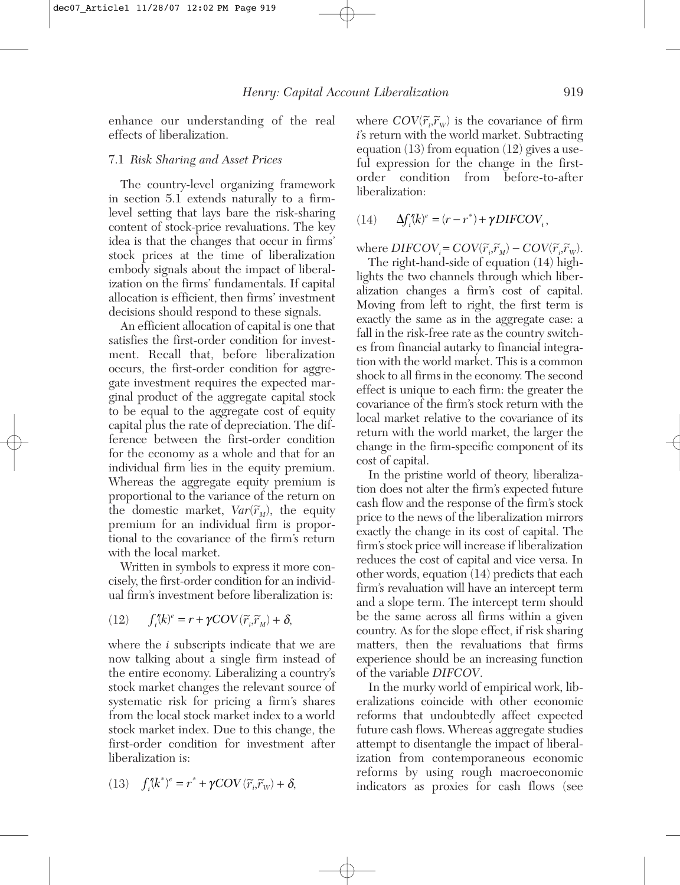enhance our understanding of the real effects of liberalization.

### 7.1 *Risk Sharing and Asset Prices*

The country-level organizing framework in section 5.1 extends naturally to a firm-level setting that lays bare the risk-sharing content of stock-price revaluations. The key idea is that the changes that occur in firms' stock prices at the time of liberalization embody signals about the impact of liberalization on the firms' fundamentals. If capital allocation is efficient, then firms' investment decisions should respond to these signals.

An efficient allocation of capital is one that satisfies the first-order condition for investment. Recall that, before liberalization occurs, the first-order condition for aggregate investment requires the expected marginal product of the aggregate capital stock to be equal to the aggregate cost of equity capital plus the rate of depreciation. The difference between the first-order condition for the economy as a whole and that for an individual firm lies in the equity premium. Whereas the aggregate equity premium is proportional to the variance of the return on the domestic market, $Var(\tilde{r}_M)$, the equity premium for an individual firm is proportional to the covariance of the firm's return with the local market.

Written in symbols to express it more concisely, the first-order condition for an individual firm's investment before liberalization is:

$$(12) \qquad f_i'(k)^e = r + \gamma COV(\tilde{r}_i, \tilde{r}_M) + \delta,$$

where the $i$ subscripts indicate that we are now talking about a single firm instead of the entire economy. Liberalizing a country's stock market changes the relevant source of systematic risk for pricing a firm's shares from the local stock market index to a world stock market index. Due to this change, the first-order condition for investment after liberalization is:

$$(13) \qquad f_i'(k^*)^e = r^* + \gamma COV(\tilde{r}_i, \tilde{r}_W) + \delta,$$

where $COV(\tilde{r}_i, \tilde{r}_W)$ is the covariance of firm $i$'s return with the world market. Subtracting equation (13) from equation (12) gives a useful expression for the change in the first-order condition from before-to-after liberalization:

$$(14) \qquad \Delta f_i'(k)^e = (r - r^*) + \gamma DIFCOV_i,$$

where $DIFCOV_i = COV(\tilde{r}_i, \tilde{r}_M) - COV(\tilde{r}_i, \tilde{r}_W)$.

The right-hand-side of equation (14) highlights the two channels through which liberalization changes a firm's cost of capital. Moving from left to right, the first term is exactly the same as in the aggregate case: a fall in the risk-free rate as the country switches from financial autarky to financial integration with the world market. This is a common shock to all firms in the economy. The second effect is unique to each firm: the greater the covariance of the firm's stock return with the local market relative to the covariance of its return with the world market, the larger the change in the firm-specific component of its cost of capital.

In the pristine world of theory, liberalization does not alter the firm's expected future cash flow and the response of the firm's stock price to the news of the liberalization mirrors exactly the change in its cost of capital. The firm's stock price will increase if liberalization reduces the cost of capital and vice versa. In other words, equation (14) predicts that each firm's revaluation will have an intercept term and a slope term. The intercept term should be the same across all firms within a given country. As for the slope effect, if risk sharing matters, then the revaluations that firms experience should be an increasing function of the variable *DIFCOV*.

In the murky world of empirical work, liberalizations coincide with other economic reforms that undoubtedly affect expected future cash flows. Whereas aggregate studies attempt to disentangle the impact of liberalization from contemporaneous economic reforms by using rough macroeconomic indicators as proxies for cash flows (see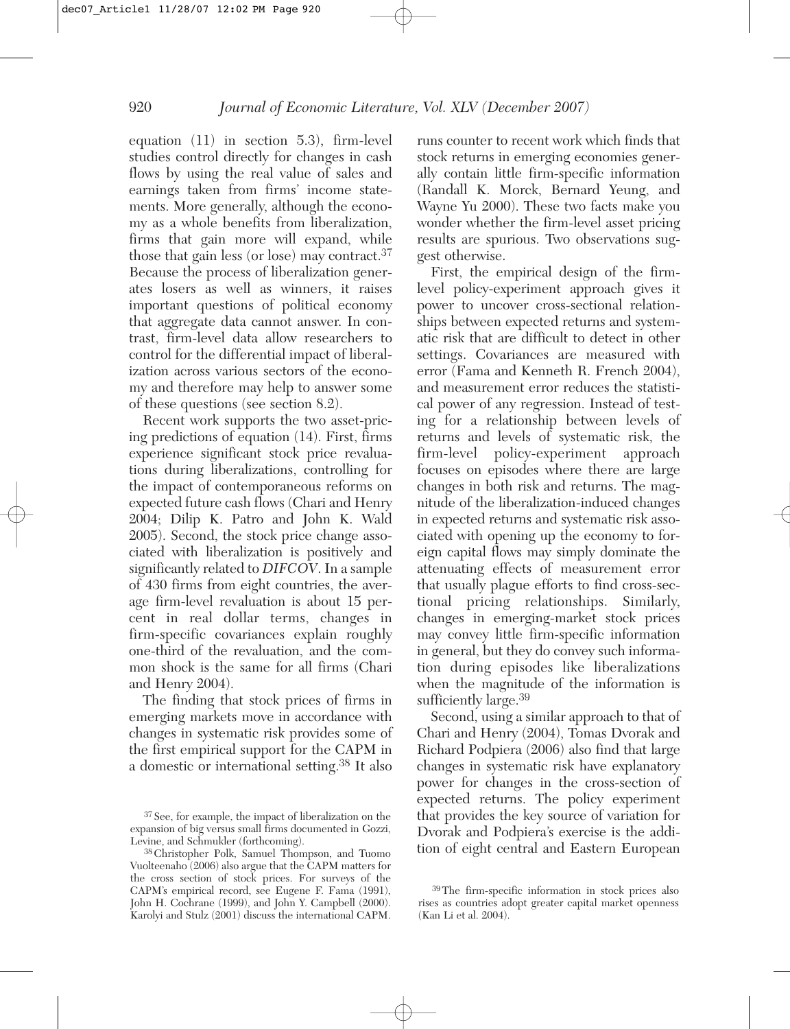equation (11) in section 5.3), firm-level studies control directly for changes in cash flows by using the real value of sales and earnings taken from firms' income statements. More generally, although the economy as a whole benefits from liberalization, firms that gain more will expand, while those that gain less (or lose) may contract.[37] Because the process of liberalization generates losers as well as winners, it raises important questions of political economy that aggregate data cannot answer. In contrast, firm-level data allow researchers to control for the differential impact of liberalization across various sectors of the economy and therefore may help to answer some of these questions (see section 8.2).

Recent work supports the two asset-pricing predictions of equation (14). First, firms experience significant stock price revaluations during liberalizations, controlling for the impact of contemporaneous reforms on expected future cash flows (Chari and Henry 2004; Dilip K. Patro and John K. Wald 2005). Second, the stock price change associated with liberalization is positively and significantly related to *DIFCOV*. In a sample of 430 firms from eight countries, the average firm-level revaluation is about 15 percent in real dollar terms, changes in firm-specific covariances explain roughly one-third of the revaluation, and the common shock is the same for all firms (Chari and Henry 2004).

The finding that stock prices of firms in emerging markets move in accordance with changes in systematic risk provides some of the first empirical support for the CAPM in a domestic or international setting.[38] It also runs counter to recent work which finds that stock returns in emerging economies generally contain little firm-specific information (Randall K. Morck, Bernard Yeung, and Wayne Yu 2000). These two facts make you wonder whether the firm-level asset pricing results are spurious. Two observations suggest otherwise.

First, the empirical design of the firm-level policy-experiment approach gives it power to uncover cross-sectional relationships between expected returns and systematic risk that are difficult to detect in other settings. Covariances are measured with error (Fama and Kenneth R. French 2004), and measurement error reduces the statistical power of any regression. Instead of testing for a relationship between levels of returns and levels of systematic risk, the firm-level policy-experiment approach focuses on episodes where there are large changes in both risk and returns. The magnitude of the liberalization-induced changes in expected returns and systematic risk associated with opening up the economy to foreign capital flows may simply dominate the attenuating effects of measurement error that usually plague efforts to find cross-sectional pricing relationships. Similarly, changes in emerging-market stock prices may convey little firm-specific information in general, but they do convey such information during episodes like liberalizations when the magnitude of the information is sufficiently large.[39]

Second, using a similar approach to that of Chari and Henry (2004), Tomas Dvorak and Richard Podpiera (2006) also find that large changes in systematic risk have explanatory power for changes in the cross-section of expected returns. The policy experiment that provides the key source of variation for Dvorak and Podpiera's exercise is the addition of eight central and Eastern European

[37] See, for example, the impact of liberalization on the expansion of big versus small firms documented in Gozzi, Levine, and Schmukler (forthcoming).

[38] Christopher Polk, Samuel Thompson, and Tuomo Vuolteenaho (2006) also argue that the CAPM matters for the cross section of stock prices. For surveys of the CAPM's empirical record, see Eugene F. Fama (1991), John H. Cochrane (1999), and John Y. Campbell (2000). Karolyi and Stulz (2001) discuss the international CAPM.

[39] The firm-specific information in stock prices also rises as countries adopt greater capital market openness (Kan Li et al. 2004).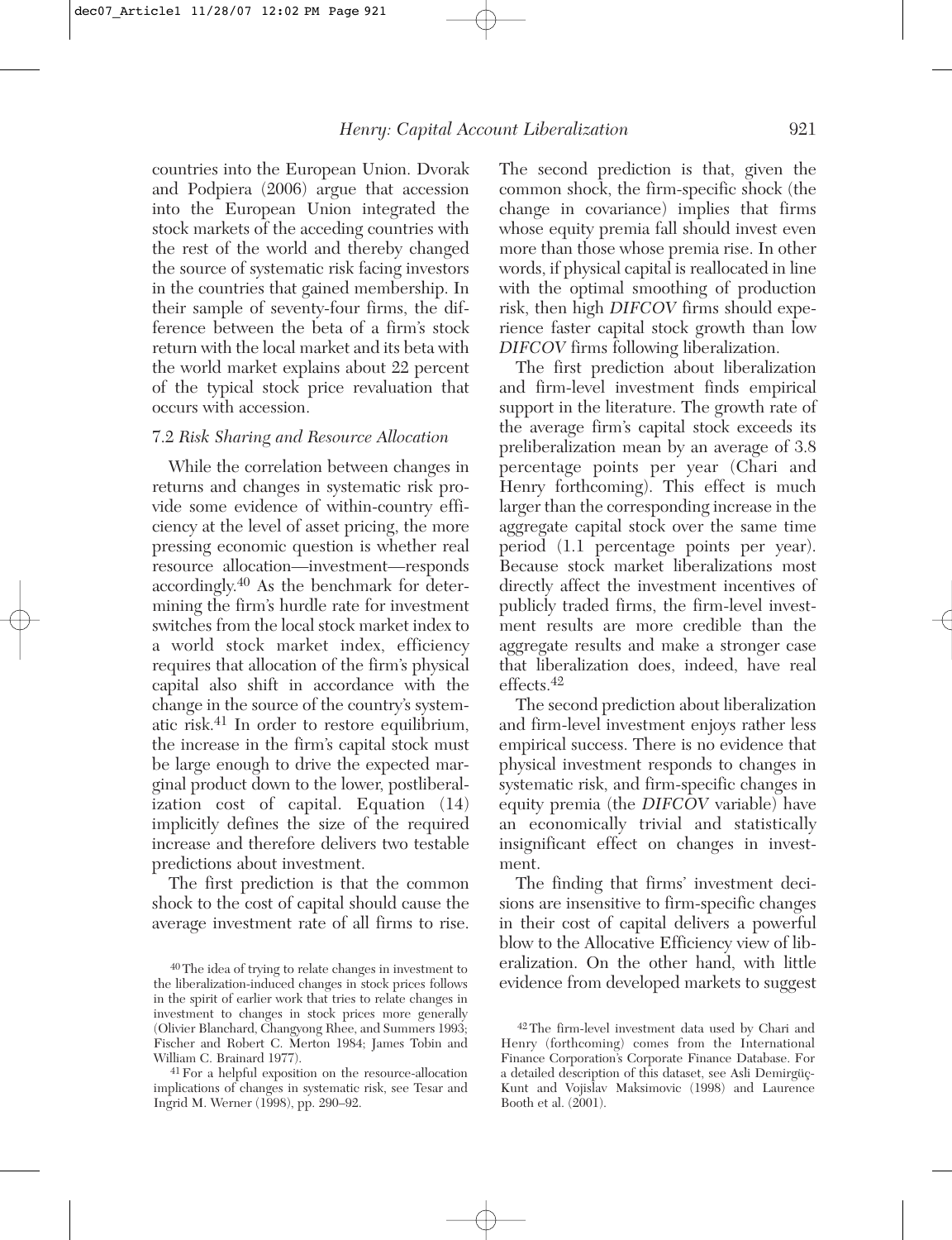countries into the European Union. Dvorak and Podpiera (2006) argue that accession into the European Union integrated the stock markets of the acceding countries with the rest of the world and thereby changed the source of systematic risk facing investors in the countries that gained membership. In their sample of seventy-four firms, the difference between the beta of a firm's stock return with the local market and its beta with the world market explains about 22 percent of the typical stock price revaluation that occurs with accession.

### 7.2 *Risk Sharing and Resource Allocation*

While the correlation between changes in returns and changes in systematic risk provide some evidence of within-country efficiency at the level of asset pricing, the more pressing economic question is whether real resource allocation—investment—responds accordingly.[40] As the benchmark for determining the firm's hurdle rate for investment switches from the local stock market index to a world stock market index, efficiency requires that allocation of the firm's physical capital also shift in accordance with the change in the source of the country's systematic risk.[41] In order to restore equilibrium, the increase in the firm's capital stock must be large enough to drive the expected marginal product down to the lower, postliberalization cost of capital. Equation (14) implicitly defines the size of the required increase and therefore delivers two testable predictions about investment.

The first prediction is that the common shock to the cost of capital should cause the average investment rate of all firms to rise. The second prediction is that, given the common shock, the firm-specific shock (the change in covariance) implies that firms whose equity premia fall should invest even more than those whose premia rise. In other words, if physical capital is reallocated in line with the optimal smoothing of production risk, then high *DIFCOV* firms should experience faster capital stock growth than low *DIFCOV* firms following liberalization.

The first prediction about liberalization and firm-level investment finds empirical support in the literature. The growth rate of the average firm's capital stock exceeds its preliberalization mean by an average of 3.8 percentage points per year (Chari and Henry forthcoming). This effect is much larger than the corresponding increase in the aggregate capital stock over the same time period (1.1 percentage points per year). Because stock market liberalizations most directly affect the investment incentives of publicly traded firms, the firm-level investment results are more credible than the aggregate results and make a stronger case that liberalization does, indeed, have real effects.[42]

The second prediction about liberalization and firm-level investment enjoys rather less empirical success. There is no evidence that physical investment responds to changes in systematic risk, and firm-specific changes in equity premia (the *DIFCOV* variable) have an economically trivial and statistically insignificant effect on changes in investment.

The finding that firms' investment decisions are insensitive to firm-specific changes in their cost of capital delivers a powerful blow to the Allocative Efficiency view of liberalization. On the other hand, with little evidence from developed markets to suggest

---

[40] The idea of trying to relate changes in investment to the liberalization-induced changes in stock prices follows in the spirit of earlier work that tries to relate changes in investment to changes in stock prices more generally (Olivier Blanchard, Changyong Rhee, and Summers 1993; Fischer and Robert C. Merton 1984; James Tobin and William C. Brainard 1977).

[41] For a helpful exposition on the resource-allocation implications of changes in systematic risk, see Tesar and Ingrid M. Werner (1998), pp. 290–92.

[42] The firm-level investment data used by Chari and Henry (forthcoming) comes from the International Finance Corporation's Corporate Finance Database. For a detailed description of this dataset, see Asli Demirgüç-Kunt and Vojislav Maksimovic (1998) and Laurence Booth et al. (2001).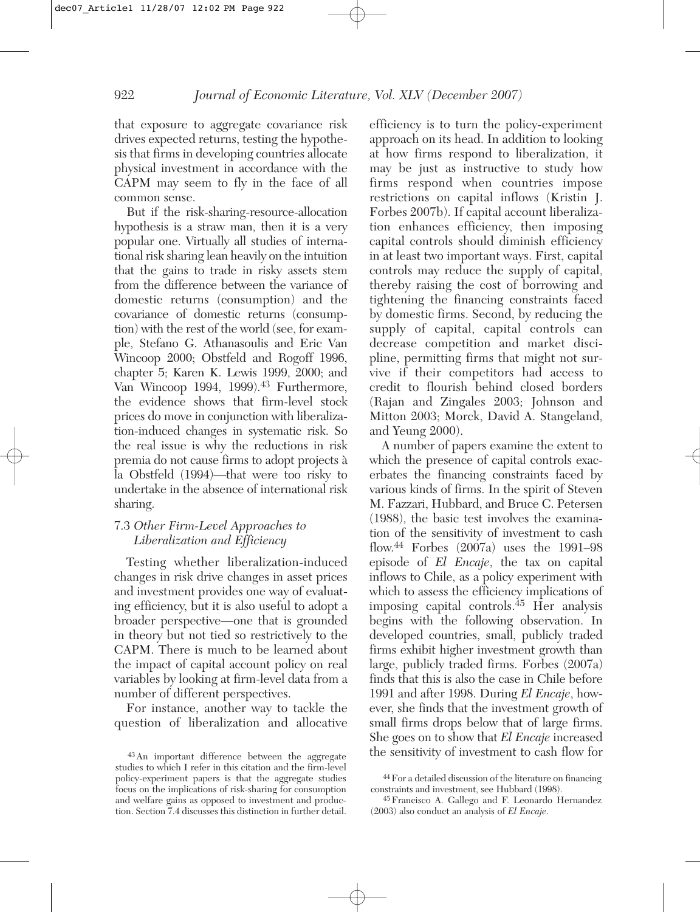that exposure to aggregate covariance risk drives expected returns, testing the hypothesis that firms in developing countries allocate physical investment in accordance with the CAPM may seem to fly in the face of all common sense.

But if the risk-sharing-resource-allocation hypothesis is a straw man, then it is a very popular one. Virtually all studies of international risk sharing lean heavily on the intuition that the gains to trade in risky assets stem from the difference between the variance of domestic returns (consumption) and the covariance of domestic returns (consumption) with the rest of the world (see, for example, Stefano G. Athanasoulis and Eric Van Wincoop 2000; Obstfeld and Rogoff 1996, chapter 5; Karen K. Lewis 1999, 2000; and Van Wincoop 1994, 1999).[43] Furthermore, the evidence shows that firm-level stock prices do move in conjunction with liberalization-induced changes in systematic risk. So the real issue is why the reductions in risk premia do not cause firms to adopt projects à la Obstfeld (1994)—that were too risky to undertake in the absence of international risk sharing.

### 7.3 *Other Firm-Level Approaches to Liberalization and Efficiency*

Testing whether liberalization-induced changes in risk drive changes in asset prices and investment provides one way of evaluating efficiency, but it is also useful to adopt a broader perspective—one that is grounded in theory but not tied so restrictively to the CAPM. There is much to be learned about the impact of capital account policy on real variables by looking at firm-level data from a number of different perspectives.

For instance, another way to tackle the question of liberalization and allocative efficiency is to turn the policy-experiment approach on its head. In addition to looking at how firms respond to liberalization, it may be just as instructive to study how firms respond when countries impose restrictions on capital inflows (Kristin J. Forbes 2007b). If capital account liberalization enhances efficiency, then imposing capital controls should diminish efficiency in at least two important ways. First, capital controls may reduce the supply of capital, thereby raising the cost of borrowing and tightening the financing constraints faced by domestic firms. Second, by reducing the supply of capital, capital controls can decrease competition and market discipline, permitting firms that might not survive if their competitors had access to credit to flourish behind closed borders (Rajan and Zingales 2003; Johnson and Mitton 2003; Morck, David A. Stangeland, and Yeung 2000).

A number of papers examine the extent to which the presence of capital controls exacerbates the financing constraints faced by various kinds of firms. In the spirit of Steven M. Fazzari, Hubbard, and Bruce C. Petersen (1988), the basic test involves the examination of the sensitivity of investment to cash flow.[44] Forbes (2007a) uses the 1991–98 episode of *El Encaje*, the tax on capital inflows to Chile, as a policy experiment with which to assess the efficiency implications of imposing capital controls.[45] Her analysis begins with the following observation. In developed countries, small, publicly traded firms exhibit higher investment growth than large, publicly traded firms. Forbes (2007a) finds that this is also the case in Chile before 1991 and after 1998. During *El Encaje*, however, she finds that the investment growth of small firms drops below that of large firms. She goes on to show that *El Encaje* increased the sensitivity of investment to cash flow for

[43] An important difference between the aggregate studies to which I refer in this citation and the firm-level policy-experiment papers is that the aggregate studies focus on the implications of risk-sharing for consumption and welfare gains as opposed to investment and production. Section 7.4 discusses this distinction in further detail.

[44] For a detailed discussion of the literature on financing constraints and investment, see Hubbard (1998).

[45] Francisco A. Gallego and F. Leonardo Hernandez (2003) also conduct an analysis of *El Encaje*.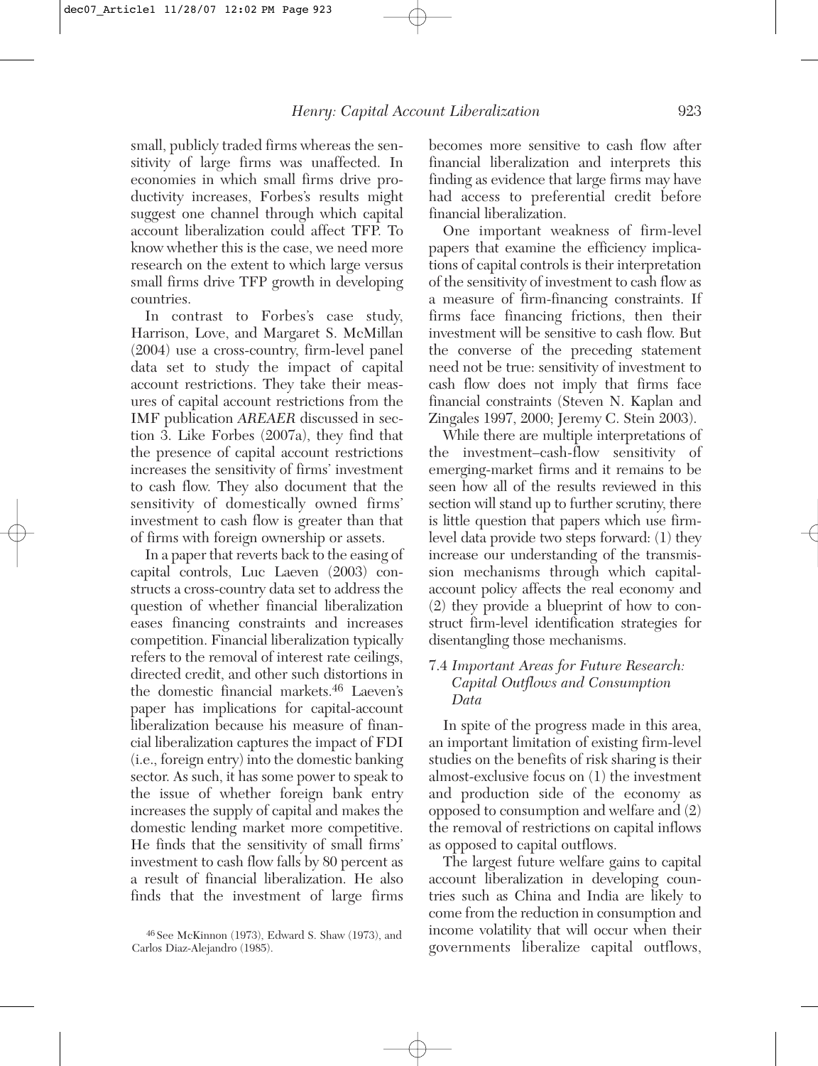small, publicly traded firms whereas the sensitivity of large firms was unaffected. In economies in which small firms drive productivity increases, Forbes's results might suggest one channel through which capital account liberalization could affect TFP. To know whether this is the case, we need more research on the extent to which large versus small firms drive TFP growth in developing countries.

In contrast to Forbes's case study, Harrison, Love, and Margaret S. McMillan (2004) use a cross-country, firm-level panel data set to study the impact of capital account restrictions. They take their measures of capital account restrictions from the IMF publication *AREAER* discussed in section 3. Like Forbes (2007a), they find that the presence of capital account restrictions increases the sensitivity of firms' investment to cash flow. They also document that the sensitivity of domestically owned firms' investment to cash flow is greater than that of firms with foreign ownership or assets.

In a paper that reverts back to the easing of capital controls, Luc Laeven (2003) constructs a cross-country data set to address the question of whether financial liberalization eases financing constraints and increases competition. Financial liberalization typically refers to the removal of interest rate ceilings, directed credit, and other such distortions in the domestic financial markets.[46] Laeven's paper has implications for capital-account liberalization because his measure of financial liberalization captures the impact of FDI (i.e., foreign entry) into the domestic banking sector. As such, it has some power to speak to the issue of whether foreign bank entry increases the supply of capital and makes the domestic lending market more competitive. He finds that the sensitivity of small firms' investment to cash flow falls by 80 percent as a result of financial liberalization. He also finds that the investment of large firms becomes more sensitive to cash flow after financial liberalization and interprets this finding as evidence that large firms may have had access to preferential credit before financial liberalization.

One important weakness of firm-level papers that examine the efficiency implications of capital controls is their interpretation of the sensitivity of investment to cash flow as a measure of firm-financing constraints. If firms face financing frictions, then their investment will be sensitive to cash flow. But the converse of the preceding statement need not be true: sensitivity of investment to cash flow does not imply that firms face financial constraints (Steven N. Kaplan and Zingales 1997, 2000; Jeremy C. Stein 2003).

While there are multiple interpretations of the investment–cash-flow sensitivity of emerging-market firms and it remains to be seen how all of the results reviewed in this section will stand up to further scrutiny, there is little question that papers which use firm-level data provide two steps forward: (1) they increase our understanding of the transmission mechanisms through which capital-account policy affects the real economy and (2) they provide a blueprint of how to construct firm-level identification strategies for disentangling those mechanisms.

### 7.4 *Important Areas for Future Research: Capital Outflows and Consumption Data*

In spite of the progress made in this area, an important limitation of existing firm-level studies on the benefits of risk sharing is their almost-exclusive focus on (1) the investment and production side of the economy as opposed to consumption and welfare and (2) the removal of restrictions on capital inflows as opposed to capital outflows.

The largest future welfare gains to capital account liberalization in developing countries such as China and India are likely to come from the reduction in consumption and income volatility that will occur when their governments liberalize capital outflows,

[46] See McKinnon (1973), Edward S. Shaw (1973), and Carlos Diaz-Alejandro (1985).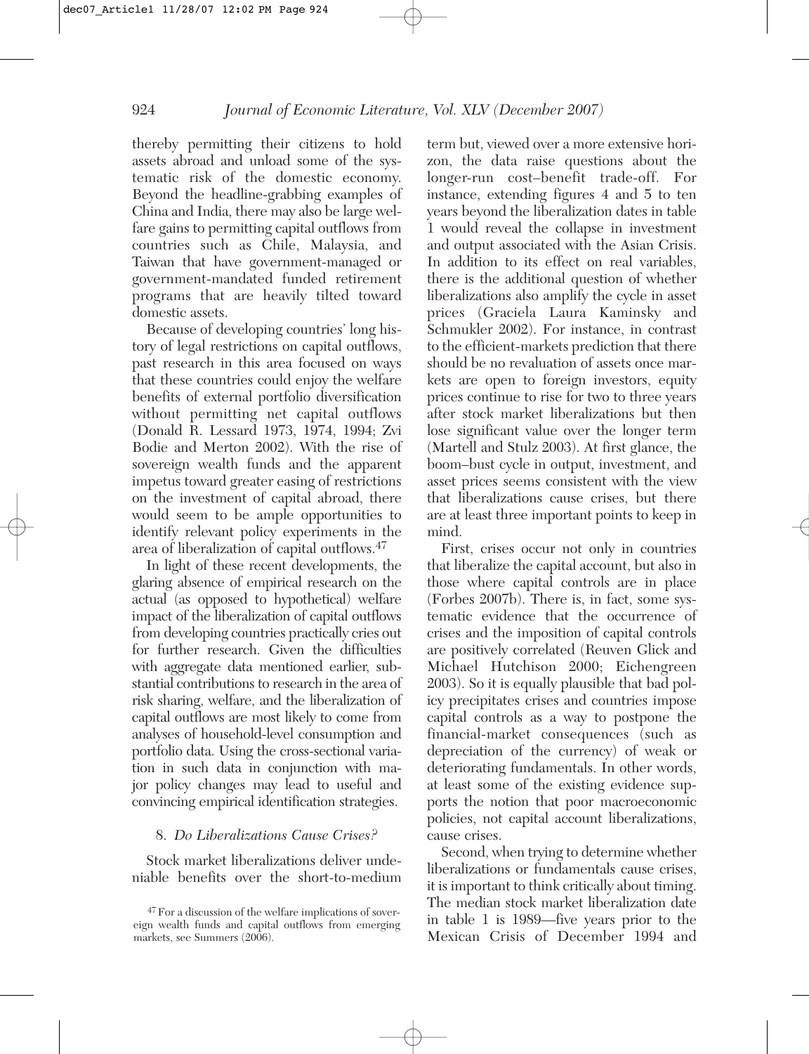thereby permitting their citizens to hold assets abroad and unload some of the systematic risk of the domestic economy. Beyond the headline-grabbing examples of China and India, there may also be large welfare gains to permitting capital outflows from countries such as Chile, Malaysia, and Taiwan that have government-managed or government-mandated funded retirement programs that are heavily tilted toward domestic assets.

Because of developing countries' long history of legal restrictions on capital outflows, past research in this area focused on ways that these countries could enjoy the welfare benefits of external portfolio diversification without permitting net capital outflows (Donald R. Lessard 1973, 1974, 1994; Zvi Bodie and Merton 2002). With the rise of sovereign wealth funds and the apparent impetus toward greater easing of restrictions on the investment of capital abroad, there would seem to be ample opportunities to identify relevant policy experiments in the area of liberalization of capital outflows.[47]

In light of these recent developments, the glaring absence of empirical research on the actual (as opposed to hypothetical) welfare impact of the liberalization of capital outflows from developing countries practically cries out for further research. Given the difficulties with aggregate data mentioned earlier, substantial contributions to research in the area of risk sharing, welfare, and the liberalization of capital outflows are most likely to come from analyses of household-level consumption and portfolio data. Using the cross-sectional variation in such data in conjunction with major policy changes may lead to useful and convincing empirical identification strategies.

## 8. *Do Liberalizations Cause Crises?*

Stock market liberalizations deliver undeniable benefits over the short-to-medium term but, viewed over a more extensive horizon, the data raise questions about the longer-run cost–benefit trade-off. For instance, extending figures 4 and 5 to ten years beyond the liberalization dates in table 1 would reveal the collapse in investment and output associated with the Asian Crisis. In addition to its effect on real variables, there is the additional question of whether liberalizations also amplify the cycle in asset prices (Graciela Laura Kaminsky and Schmukler 2002). For instance, in contrast to the efficient-markets prediction that there should be no revaluation of assets once markets are open to foreign investors, equity prices continue to rise for two to three years after stock market liberalizations but then lose significant value over the longer term (Martell and Stulz 2003). At first glance, the boom–bust cycle in output, investment, and asset prices seems consistent with the view that liberalizations cause crises, but there are at least three important points to keep in mind.

First, crises occur not only in countries that liberalize the capital account, but also in those where capital controls are in place (Forbes 2007b). There is, in fact, some systematic evidence that the occurrence of crises and the imposition of capital controls are positively correlated (Reuven Glick and Michael Hutchison 2000; Eichengreen 2003). So it is equally plausible that bad policy precipitates crises and countries impose capital controls as a way to postpone the financial-market consequences (such as depreciation of the currency) of weak or deteriorating fundamentals. In other words, at least some of the existing evidence supports the notion that poor macroeconomic policies, not capital account liberalizations, cause crises.

Second, when trying to determine whether liberalizations or fundamentals cause crises, it is important to think critically about timing. The median stock market liberalization date in table 1 is 1989—five years prior to the Mexican Crisis of December 1994 and

[47] For a discussion of the welfare implications of sovereign wealth funds and capital outflows from emerging markets, see Summers (2006).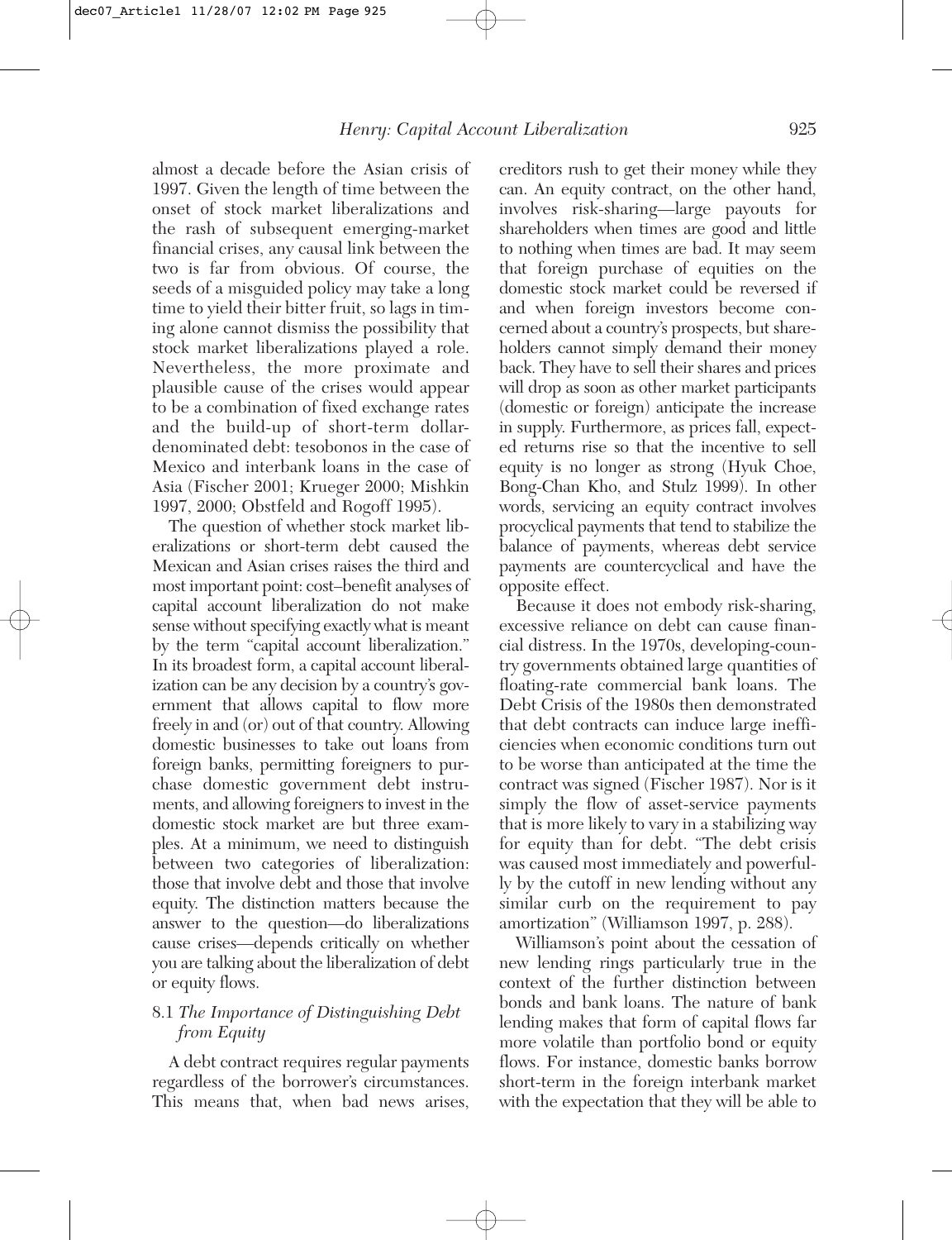almost a decade before the Asian crisis of 1997. Given the length of time between the onset of stock market liberalizations and the rash of subsequent emerging-market financial crises, any causal link between the two is far from obvious. Of course, the seeds of a misguided policy may take a long time to yield their bitter fruit, so lags in timing alone cannot dismiss the possibility that stock market liberalizations played a role. Nevertheless, the more proximate and plausible cause of the crises would appear to be a combination of fixed exchange rates and the build-up of short-term dollar-denominated debt: tesobonos in the case of Mexico and interbank loans in the case of Asia (Fischer 2001; Krueger 2000; Mishkin 1997, 2000; Obstfeld and Rogoff 1995).

The question of whether stock market liberalizations or short-term debt caused the Mexican and Asian crises raises the third and most important point: cost–benefit analyses of capital account liberalization do not make sense without specifying exactly what is meant by the term "capital account liberalization." In its broadest form, a capital account liberalization can be any decision by a country's government that allows capital to flow more freely in and (or) out of that country. Allowing domestic businesses to take out loans from foreign banks, permitting foreigners to purchase domestic government debt instruments, and allowing foreigners to invest in the domestic stock market are but three examples. At a minimum, we need to distinguish between two categories of liberalization: those that involve debt and those that involve equity. The distinction matters because the answer to the question—do liberalizations cause crises—depends critically on whether you are talking about the liberalization of debt or equity flows.

### 8.1 *The Importance of Distinguishing Debt from Equity*

A debt contract requires regular payments regardless of the borrower's circumstances. This means that, when bad news arises, creditors rush to get their money while they can. An equity contract, on the other hand, involves risk-sharing—large payouts for shareholders when times are good and little to nothing when times are bad. It may seem that foreign purchase of equities on the domestic stock market could be reversed if and when foreign investors become concerned about a country's prospects, but shareholders cannot simply demand their money back. They have to sell their shares and prices will drop as soon as other market participants (domestic or foreign) anticipate the increase in supply. Furthermore, as prices fall, expected returns rise so that the incentive to sell equity is no longer as strong (Hyuk Choe, Bong-Chan Kho, and Stulz 1999). In other words, servicing an equity contract involves procyclical payments that tend to stabilize the balance of payments, whereas debt service payments are countercyclical and have the opposite effect.

Because it does not embody risk-sharing, excessive reliance on debt can cause financial distress. In the 1970s, developing-country governments obtained large quantities of floating-rate commercial bank loans. The Debt Crisis of the 1980s then demonstrated that debt contracts can induce large inefficiencies when economic conditions turn out to be worse than anticipated at the time the contract was signed (Fischer 1987). Nor is it simply the flow of asset-service payments that is more likely to vary in a stabilizing way for equity than for debt. "The debt crisis was caused most immediately and powerfully by the cutoff in new lending without any similar curb on the requirement to pay amortization" (Williamson 1997, p. 288).

Williamson's point about the cessation of new lending rings particularly true in the context of the further distinction between bonds and bank loans. The nature of bank lending makes that form of capital flows far more volatile than portfolio bond or equity flows. For instance, domestic banks borrow short-term in the foreign interbank market with the expectation that they will be able to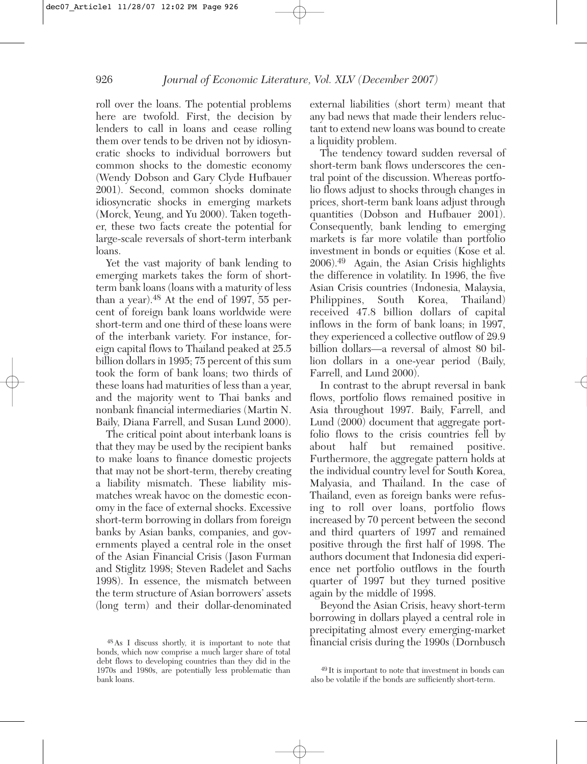roll over the loans. The potential problems here are twofold. First, the decision by lenders to call in loans and cease rolling them over tends to be driven not by idiosyncratic shocks to individual borrowers but common shocks to the domestic economy (Wendy Dobson and Gary Clyde Hufbauer 2001). Second, common shocks dominate idiosyncratic shocks in emerging markets (Morck, Yeung, and Yu 2000). Taken together, these two facts create the potential for large-scale reversals of short-term interbank loans.

Yet the vast majority of bank lending to emerging markets takes the form of short-term bank loans (loans with a maturity of less than a year).[48] At the end of 1997, 55 percent of foreign bank loans worldwide were short-term and one third of these loans were of the interbank variety. For instance, foreign capital flows to Thailand peaked at 25.5 billion dollars in 1995; 75 percent of this sum took the form of bank loans; two thirds of these loans had maturities of less than a year, and the majority went to Thai banks and nonbank financial intermediaries (Martin N. Baily, Diana Farrell, and Susan Lund 2000).

The critical point about interbank loans is that they may be used by the recipient banks to make loans to finance domestic projects that may not be short-term, thereby creating a liability mismatch. These liability mismatches wreak havoc on the domestic economy in the face of external shocks. Excessive short-term borrowing in dollars from foreign banks by Asian banks, companies, and governments played a central role in the onset of the Asian Financial Crisis (Jason Furman and Stiglitz 1998; Steven Radelet and Sachs 1998). In essence, the mismatch between the term structure of Asian borrowers' assets (long term) and their dollar-denominated external liabilities (short term) meant that any bad news that made their lenders reluctant to extend new loans was bound to create a liquidity problem.

The tendency toward sudden reversal of short-term bank flows underscores the central point of the discussion. Whereas portfolio flows adjust to shocks through changes in prices, short-term bank loans adjust through quantities (Dobson and Hufbauer 2001). Consequently, bank lending to emerging markets is far more volatile than portfolio investment in bonds or equities (Kose et al. 2006).[49] Again, the Asian Crisis highlights the difference in volatility. In 1996, the five Asian Crisis countries (Indonesia, Malaysia, Philippines, South Korea, Thailand) received 47.8 billion dollars of capital inflows in the form of bank loans; in 1997, they experienced a collective outflow of 29.9 billion dollars—a reversal of almost 80 billion dollars in a one-year period (Baily, Farrell, and Lund 2000).

In contrast to the abrupt reversal in bank flows, portfolio flows remained positive in Asia throughout 1997. Baily, Farrell, and Lund (2000) document that aggregate portfolio flows to the crisis countries fell by about half but remained positive. Furthermore, the aggregate pattern holds at the individual country level for South Korea, Malyasia, and Thailand. In the case of Thailand, even as foreign banks were refusing to roll over loans, portfolio flows increased by 70 percent between the second and third quarters of 1997 and remained positive through the first half of 1998. The authors document that Indonesia did experience net portfolio outflows in the fourth quarter of 1997 but they turned positive again by the middle of 1998.

Beyond the Asian Crisis, heavy short-term borrowing in dollars played a central role in precipitating almost every emerging-market financial crisis during the 1990s (Dornbusch

[48] As I discuss shortly, it is important to note that bonds, which now comprise a much larger share of total debt flows to developing countries than they did in the 1970s and 1980s, are potentially less problematic than bank loans.

[49] It is important to note that investment in bonds can also be volatile if the bonds are sufficiently short-term.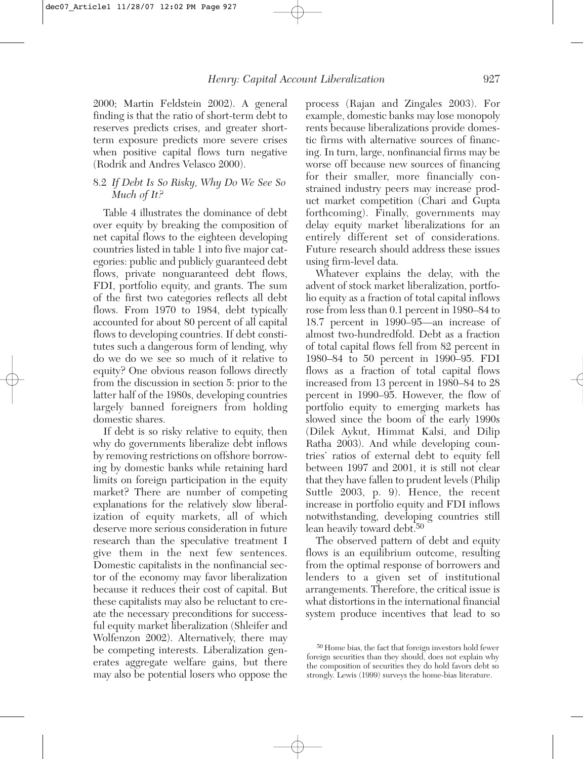2000; Martin Feldstein 2002). A general finding is that the ratio of short-term debt to reserves predicts crises, and greater short-term exposure predicts more severe crises when positive capital flows turn negative (Rodrik and Andres Velasco 2000).

### 8.2 *If Debt Is So Risky, Why Do We See So Much of It?*

Table 4 illustrates the dominance of debt over equity by breaking the composition of net capital flows to the eighteen developing countries listed in table 1 into five major categories: public and publicly guaranteed debt flows, private nonguaranteed debt flows, FDI, portfolio equity, and grants. The sum of the first two categories reflects all debt flows. From 1970 to 1984, debt typically accounted for about 80 percent of all capital flows to developing countries. If debt constitutes such a dangerous form of lending, why do we do we see so much of it relative to equity? One obvious reason follows directly from the discussion in section 5: prior to the latter half of the 1980s, developing countries largely banned foreigners from holding domestic shares.

If debt is so risky relative to equity, then why do governments liberalize debt inflows by removing restrictions on offshore borrowing by domestic banks while retaining hard limits on foreign participation in the equity market? There are number of competing explanations for the relatively slow liberalization of equity markets, all of which deserve more serious consideration in future research than the speculative treatment I give them in the next few sentences. Domestic capitalists in the nonfinancial sector of the economy may favor liberalization because it reduces their cost of capital. But these capitalists may also be reluctant to create the necessary preconditions for successful equity market liberalization (Shleifer and Wolfenzon 2002). Alternatively, there may be competing interests. Liberalization generates aggregate welfare gains, but there may also be potential losers who oppose the process (Rajan and Zingales 2003). For example, domestic banks may lose monopoly rents because liberalizations provide domestic firms with alternative sources of financing. In turn, large, nonfinancial firms may be worse off because new sources of financing for their smaller, more financially constrained industry peers may increase product market competition (Chari and Gupta forthcoming). Finally, governments may delay equity market liberalizations for an entirely different set of considerations. Future research should address these issues using firm-level data.

Whatever explains the delay, with the advent of stock market liberalization, portfolio equity as a fraction of total capital inflows rose from less than 0.1 percent in 1980–84 to 18.7 percent in 1990–95—an increase of almost two-hundredfold. Debt as a fraction of total capital flows fell from 82 percent in 1980–84 to 50 percent in 1990–95. FDI flows as a fraction of total capital flows increased from 13 percent in 1980–84 to 28 percent in 1990–95. However, the flow of portfolio equity to emerging markets has slowed since the boom of the early 1990s (Dilek Aykut, Himmat Kalsi, and Dilip Ratha 2003). And while developing countries' ratios of external debt to equity fell between 1997 and 2001, it is still not clear that they have fallen to prudent levels (Philip Suttle 2003, p. 9). Hence, the recent increase in portfolio equity and FDI inflows notwithstanding, developing countries still lean heavily toward debt.[50]

The observed pattern of debt and equity flows is an equilibrium outcome, resulting from the optimal response of borrowers and lenders to a given set of institutional arrangements. Therefore, the critical issue is what distortions in the international financial system produce incentives that lead to so

[50] Home bias, the fact that foreign investors hold fewer foreign securities than they should, does not explain why the composition of securities they do hold favors debt so strongly. Lewis (1999) surveys the home-bias literature.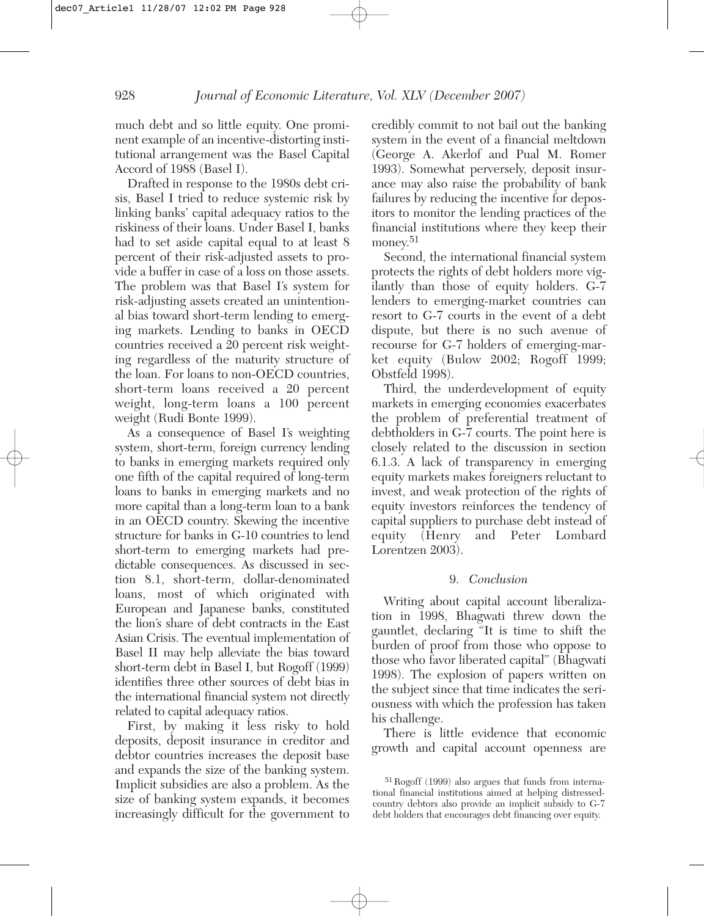much debt and so little equity. One prominent example of an incentive-distorting institutional arrangement was the Basel Capital Accord of 1988 (Basel I).

Drafted in response to the 1980s debt crisis, Basel I tried to reduce systemic risk by linking banks' capital adequacy ratios to the riskiness of their loans. Under Basel I, banks had to set aside capital equal to at least 8 percent of their risk-adjusted assets to provide a buffer in case of a loss on those assets. The problem was that Basel I's system for risk-adjusting assets created an unintentional bias toward short-term lending to emerging markets. Lending to banks in OECD countries received a 20 percent risk weighting regardless of the maturity structure of the loan. For loans to non-OECD countries, short-term loans received a 20 percent weight, long-term loans a 100 percent weight (Rudi Bonte 1999).

As a consequence of Basel I's weighting system, short-term, foreign currency lending to banks in emerging markets required only one fifth of the capital required of long-term loans to banks in emerging markets and no more capital than a long-term loan to a bank in an OECD country. Skewing the incentive structure for banks in G-10 countries to lend short-term to emerging markets had predictable consequences. As discussed in section 8.1, short-term, dollar-denominated loans, most of which originated with European and Japanese banks, constituted the lion's share of debt contracts in the East Asian Crisis. The eventual implementation of Basel II may help alleviate the bias toward short-term debt in Basel I, but Rogoff (1999) identifies three other sources of debt bias in the international financial system not directly related to capital adequacy ratios.

First, by making it less risky to hold deposits, deposit insurance in creditor and debtor countries increases the deposit base and expands the size of the banking system. Implicit subsidies are also a problem. As the size of banking system expands, it becomes increasingly difficult for the government to credibly commit to not bail out the banking system in the event of a financial meltdown (George A. Akerlof and Pual M. Romer 1993). Somewhat perversely, deposit insurance may also raise the probability of bank failures by reducing the incentive for depositors to monitor the lending practices of the financial institutions where they keep their money.[51]

Second, the international financial system protects the rights of debt holders more vigilantly than those of equity holders. G-7 lenders to emerging-market countries can resort to G-7 courts in the event of a debt dispute, but there is no such avenue of recourse for G-7 holders of emerging-market equity (Bulow 2002; Rogoff 1999; Obstfeld 1998).

Third, the underdevelopment of equity markets in emerging economies exacerbates the problem of preferential treatment of debtholders in G-7 courts. The point here is closely related to the discussion in section 6.1.3. A lack of transparency in emerging equity markets makes foreigners reluctant to invest, and weak protection of the rights of equity investors reinforces the tendency of capital suppliers to purchase debt instead of equity (Henry and Peter Lombard Lorentzen 2003).

## 9. *Conclusion*

Writing about capital account liberalization in 1998, Bhagwati threw down the gauntlet, declaring "It is time to shift the burden of proof from those who oppose to those who favor liberated capital" (Bhagwati 1998). The explosion of papers written on the subject since that time indicates the seriousness with which the profession has taken his challenge.

There is little evidence that economic growth and capital account openness are

[51] Rogoff (1999) also argues that funds from international financial institutions aimed at helping distressed-country debtors also provide an implicit subsidy to G-7 debt holders that encourages debt financing over equity.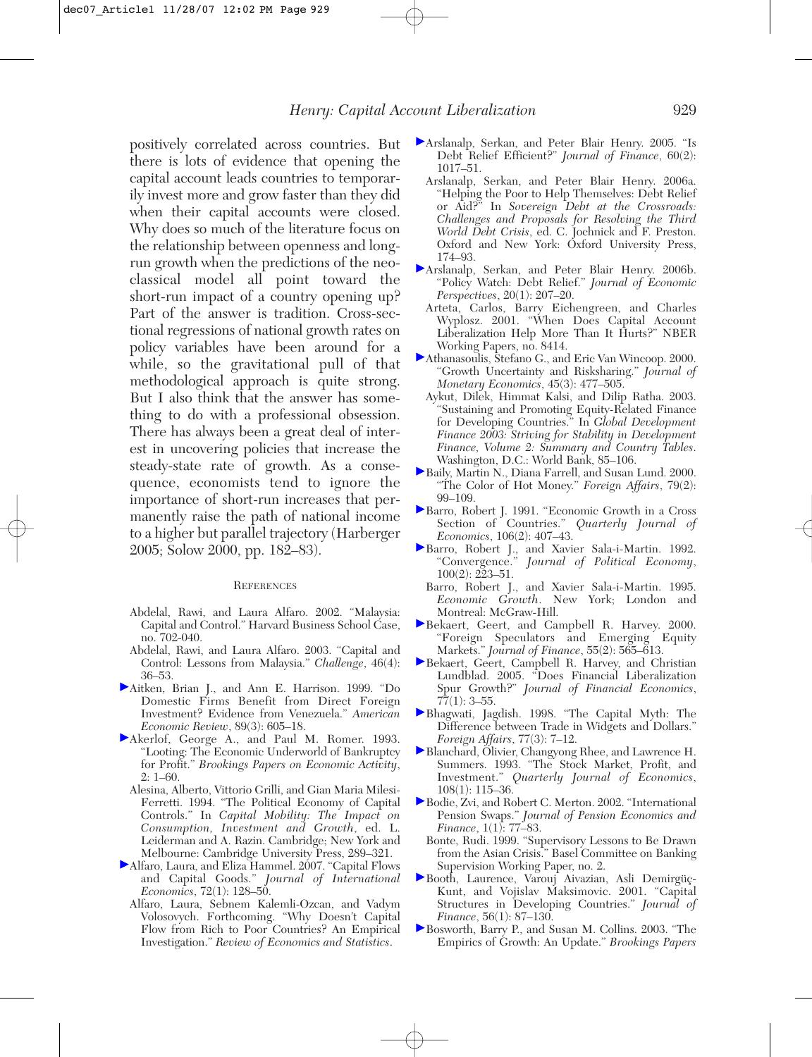positively correlated across countries. But there is lots of evidence that opening the capital account leads countries to temporarily invest more and grow faster than they did when their capital accounts were closed. Why does so much of the literature focus on the relationship between openness and long-run growth when the predictions of the neoclassical model all point toward the short-run impact of a country opening up? Part of the answer is tradition. Cross-sectional regressions of national growth rates on policy variables have been around for a while, so the gravitational pull of that methodological approach is quite strong. But I also think that the answer has something to do with a professional obsession. There has always been a great deal of interest in uncovering policies that increase the steady-state rate of growth. As a consequence, economists tend to ignore the importance of short-run increases that permanently raise the path of national income to a higher but parallel trajectory (Harberger 2005; Solow 2000, pp. 182–83).

## References

Abdelal, Rawi, and Laura Alfaro. 2002. "Malaysia: Capital and Control." Harvard Business School Case, no. 702-040.

Abdelal, Rawi, and Laura Alfaro. 2003. "Capital and Control: Lessons from Malaysia." *Challenge*, 46(4): 36–53.

Aitken, Brian J., and Ann E. Harrison. 1999. "Do Domestic Firms Benefit from Direct Foreign Investment? Evidence from Venezuela." *American Economic Review*, 89(3): 605–18.

Akerlof, George A., and Paul M. Romer. 1993. "Looting: The Economic Underworld of Bankruptcy for Profit." *Brookings Papers on Economic Activity*, 2: 1–60.

Alesina, Alberto, Vittorio Grilli, and Gian Maria Milesi-Ferretti. 1994. "The Political Economy of Capital Controls." In *Capital Mobility: The Impact on Consumption, Investment and Growth*, ed. L. Leiderman and A. Razin. Cambridge; New York and Melbourne: Cambridge University Press, 289–321.

Alfaro, Laura, and Eliza Hammel. 2007. "Capital Flows and Capital Goods." *Journal of International Economics*, 72(1): 128–50.

Alfaro, Laura, Sebnem Kalemli-Ozcan, and Vadym Volosovych. Forthcoming. "Why Doesn't Capital Flow from Rich to Poor Countries? An Empirical Investigation." *Review of Economics and Statistics*.

Arslanalp, Serkan, and Peter Blair Henry. 2005. "Is Debt Relief Efficient?" *Journal of Finance*, 60(2): 1017–51.

Arslanalp, Serkan, and Peter Blair Henry. 2006a. "Helping the Poor to Help Themselves: Debt Relief or Aid?" In *Sovereign Debt at the Crossroads: Challenges and Proposals for Resolving the Third World Debt Crisis*, ed. C. Jochnick and F. Preston. Oxford and New York: Oxford University Press, 174–93.

Arslanalp, Serkan, and Peter Blair Henry. 2006b. "Policy Watch: Debt Relief." *Journal of Economic Perspectives*, 20(1): 207–20.

Arteta, Carlos, Barry Eichengreen, and Charles Wyplosz. 2001. "When Does Capital Account Liberalization Help More Than It Hurts?" NBER Working Papers, no. 8414.

Athanasoulis, Stefano G., and Eric Van Wincoop. 2000. "Growth Uncertainty and Risksharing." *Journal of Monetary Economics*, 45(3): 477–505.

Aykut, Dilek, Himmat Kalsi, and Dilip Ratha. 2003. "Sustaining and Promoting Equity-Related Finance for Developing Countries." In *Global Development Finance 2003: Striving for Stability in Development Finance, Volume 2: Summary and Country Tables*. Washington, D.C.: World Bank, 85–106.

Baily, Martin N., Diana Farrell, and Susan Lund. 2000. "The Color of Hot Money." *Foreign Affairs*, 79(2): 99–109.

Barro, Robert J. 1991. "Economic Growth in a Cross Section of Countries." *Quarterly Journal of Economics*, 106(2): 407–43.

Barro, Robert J., and Xavier Sala-i-Martin. 1992. "Convergence." *Journal of Political Economy*, 100(2): 223–51.

Barro, Robert J., and Xavier Sala-i-Martin. 1995. *Economic Growth*. New York; London and Montreal: McGraw-Hill.

Bekaert, Geert, and Campbell R. Harvey. 2000. "Foreign Speculators and Emerging Equity Markets." *Journal of Finance*, 55(2): 565–613.

Bekaert, Geert, Campbell R. Harvey, and Christian Lundblad. 2005. "Does Financial Liberalization Spur Growth?" *Journal of Financial Economics*, 77(1): 3–55.

Bhagwati, Jagdish. 1998. "The Capital Myth: The Difference between Trade in Widgets and Dollars." *Foreign Affairs*, 77(3): 7–12.

Blanchard, Olivier, Changyong Rhee, and Lawrence H. Summers. 1993. "The Stock Market, Profit, and Investment." *Quarterly Journal of Economics*, 108(1): 115–36.

Bodie, Zvi, and Robert C. Merton. 2002. "International Pension Swaps." *Journal of Pension Economics and Finance*, 1(1): 77–83.

Bonte, Rudi. 1999. "Supervisory Lessons to Be Drawn from the Asian Crisis." Basel Committee on Banking Supervision Working Paper, no. 2.

Booth, Laurence, Varouj Aivazian, Asli Demirgüç-Kunt, and Vojislav Maksimovic. 2001. "Capital Structures in Developing Countries." *Journal of Finance*, 56(1): 87–130.

Bosworth, Barry P., and Susan M. Collins. 2003. "The Empirics of Growth: An Update." *Brookings Papers*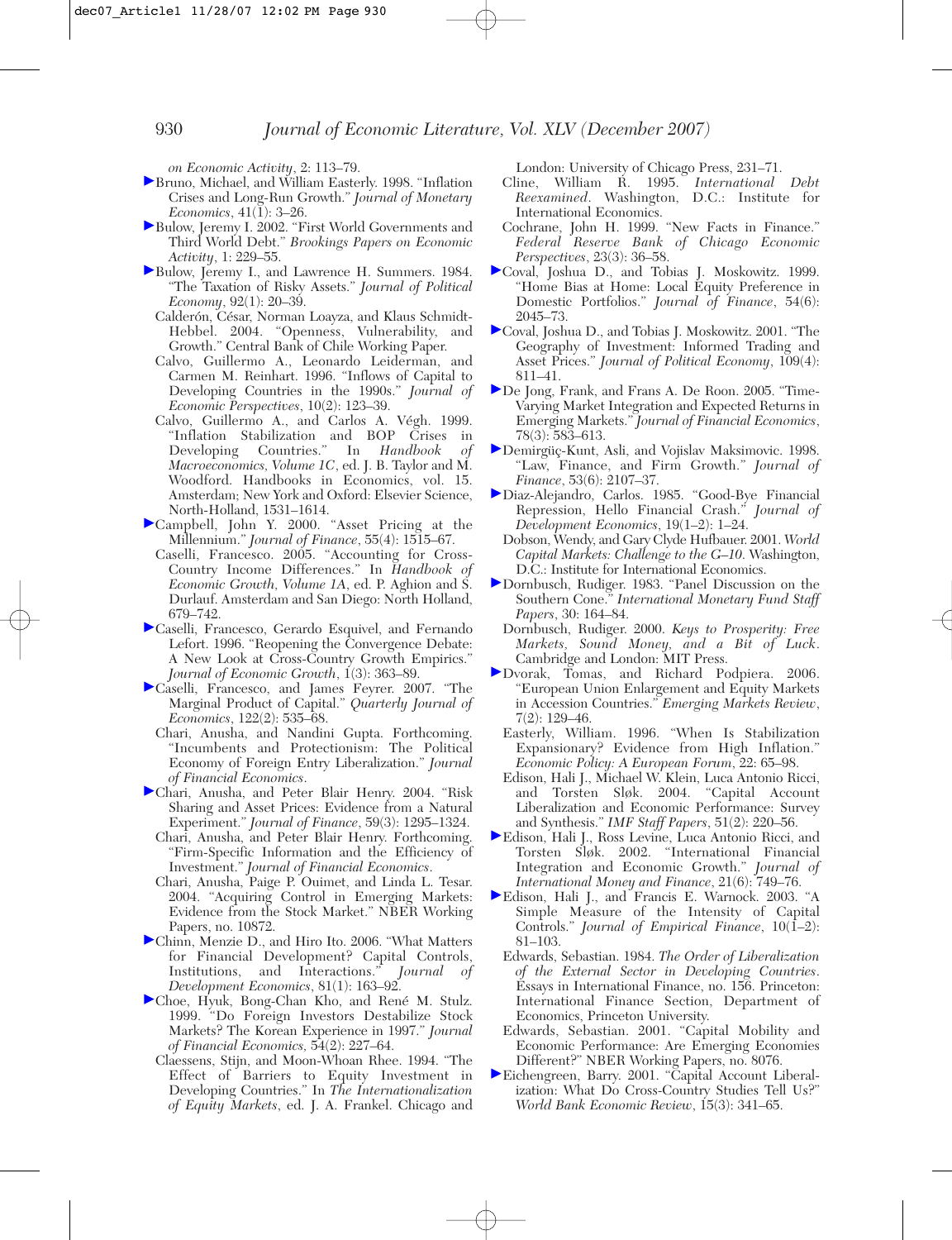*on Economic Activity*, 2: 113–79.

Bruno, Michael, and William Easterly. 1998. "Inflation Crises and Long-Run Growth." *Journal of Monetary Economics*, 41(1): 3–26.

Bulow, Jeremy I. 2002. "First World Governments and Third World Debt." *Brookings Papers on Economic Activity*, 1: 229–55.

Bulow, Jeremy I., and Lawrence H. Summers. 1984. "The Taxation of Risky Assets." *Journal of Political Economy*, 92(1): 20–39.

Calderón, César, Norman Loayza, and Klaus Schmidt-Hebbel. 2004. "Openness, Vulnerability, and Growth." Central Bank of Chile Working Paper.

Calvo, Guillermo A., Leonardo Leiderman, and Carmen M. Reinhart. 1996. "Inflows of Capital to Developing Countries in the 1990s." *Journal of Economic Perspectives*, 10(2): 123–39.

Calvo, Guillermo A., and Carlos A. Végh. 1999. "Inflation Stabilization and BOP Crises in Developing Countries." In *Handbook of Macroeconomics, Volume 1C*, ed. J. B. Taylor and M. Woodford. Handbooks in Economics, vol. 15. Amsterdam; New York and Oxford: Elsevier Science, North-Holland, 1531–1614.

Campbell, John Y. 2000. "Asset Pricing at the Millennium." *Journal of Finance*, 55(4): 1515–67.

Caselli, Francesco. 2005. "Accounting for Cross-Country Income Differences." In *Handbook of Economic Growth, Volume 1A*, ed. P. Aghion and S. Durlauf. Amsterdam and San Diego: North Holland, 679–742.

Caselli, Francesco, Gerardo Esquivel, and Fernando Lefort. 1996. "Reopening the Convergence Debate: A New Look at Cross-Country Growth Empirics." *Journal of Economic Growth*, 1(3): 363–89.

Caselli, Francesco, and James Feyrer. 2007. "The Marginal Product of Capital." *Quarterly Journal of Economics*, 122(2): 535–68.

Chari, Anusha, and Nandini Gupta. Forthcoming. "Incumbents and Protectionism: The Political Economy of Foreign Entry Liberalization." *Journal of Financial Economics*.

Chari, Anusha, and Peter Blair Henry. 2004. "Risk Sharing and Asset Prices: Evidence from a Natural Experiment." *Journal of Finance*, 59(3): 1295–1324.

Chari, Anusha, and Peter Blair Henry. Forthcoming. "Firm-Specific Information and the Efficiency of Investment." *Journal of Financial Economics*.

Chari, Anusha, Paige P. Ouimet, and Linda L. Tesar. 2004. "Acquiring Control in Emerging Markets: Evidence from the Stock Market." NBER Working Papers, no. 10872.

Chinn, Menzie D., and Hiro Ito. 2006. "What Matters for Financial Development? Capital Controls, Institutions, and Interactions." *Journal of Development Economics*, 81(1): 163–92.

Choe, Hyuk, Bong-Chan Kho, and René M. Stulz. 1999. "Do Foreign Investors Destabilize Stock Markets? The Korean Experience in 1997." *Journal of Financial Economics*, 54(2): 227–64.

Claessens, Stijn, and Moon-Whoan Rhee. 1994. "The Effect of Barriers to Equity Investment in Developing Countries." In *The Internationalization of Equity Markets*, ed. J. A. Frankel. Chicago and London: University of Chicago Press, 231–71.

Cline, William R. 1995. *International Debt Reexamined*. Washington, D.C.: Institute for International Economics.

Cochrane, John H. 1999. "New Facts in Finance." *Federal Reserve Bank of Chicago Economic Perspectives*, 23(3): 36–58.

Coval, Joshua D., and Tobias J. Moskowitz. 1999. "Home Bias at Home: Local Equity Preference in Domestic Portfolios." *Journal of Finance*, 54(6): 2045–73.

Coval, Joshua D., and Tobias J. Moskowitz. 2001. "The Geography of Investment: Informed Trading and Asset Prices." *Journal of Political Economy*, 109(4): 811–41.

De Jong, Frank, and Frans A. De Roon. 2005. "Time-Varying Market Integration and Expected Returns in Emerging Markets." *Journal of Financial Economics*, 78(3): 583–613.

Demirgüç-Kunt, Asli, and Vojislav Maksimovic. 1998. "Law, Finance, and Firm Growth." *Journal of Finance*, 53(6): 2107–37.

Diaz-Alejandro, Carlos. 1985. "Good-Bye Financial Repression, Hello Financial Crash." *Journal of Development Economics*, 19(1–2): 1–24.

Dobson, Wendy, and Gary Clyde Hufbauer. 2001. *World Capital Markets: Challenge to the G–10*. Washington, D.C.: Institute for International Economics.

Dornbusch, Rudiger. 1983. "Panel Discussion on the Southern Cone." *International Monetary Fund Staff Papers*, 30: 164–84.

Dornbusch, Rudiger. 2000. *Keys to Prosperity: Free Markets, Sound Money, and a Bit of Luck*. Cambridge and London: MIT Press.

Dvorak, Tomas, and Richard Podpiera. 2006. "European Union Enlargement and Equity Markets in Accession Countries." *Emerging Markets Review*, 7(2): 129–46.

Easterly, William. 1996. "When Is Stabilization Expansionary? Evidence from High Inflation." *Economic Policy: A European Forum*, 22: 65–98.

Edison, Hali J., Michael W. Klein, Luca Antonio Ricci, and Torsten Sløk. 2004. "Capital Account Liberalization and Economic Performance: Survey and Synthesis." *IMF Staff Papers*, 51(2): 220–56.

Edison, Hali J., Ross Levine, Luca Antonio Ricci, and Torsten Sløk. 2002. "International Financial Integration and Economic Growth." *Journal of International Money and Finance*, 21(6): 749–76.

Edison, Hali J., and Francis E. Warnock. 2003. "A Simple Measure of the Intensity of Capital Controls." *Journal of Empirical Finance*, 10(1–2): 81–103.

Edwards, Sebastian. 1984. *The Order of Liberalization of the External Sector in Developing Countries*. Essays in International Finance, no. 156. Princeton: International Finance Section, Department of Economics, Princeton University.

Edwards, Sebastian. 2001. "Capital Mobility and Economic Performance: Are Emerging Economies Different?" NBER Working Papers, no. 8076.

Eichengreen, Barry. 2001. "Capital Account Liberalization: What Do Cross-Country Studies Tell Us?" *World Bank Economic Review*, 15(3): 341–65.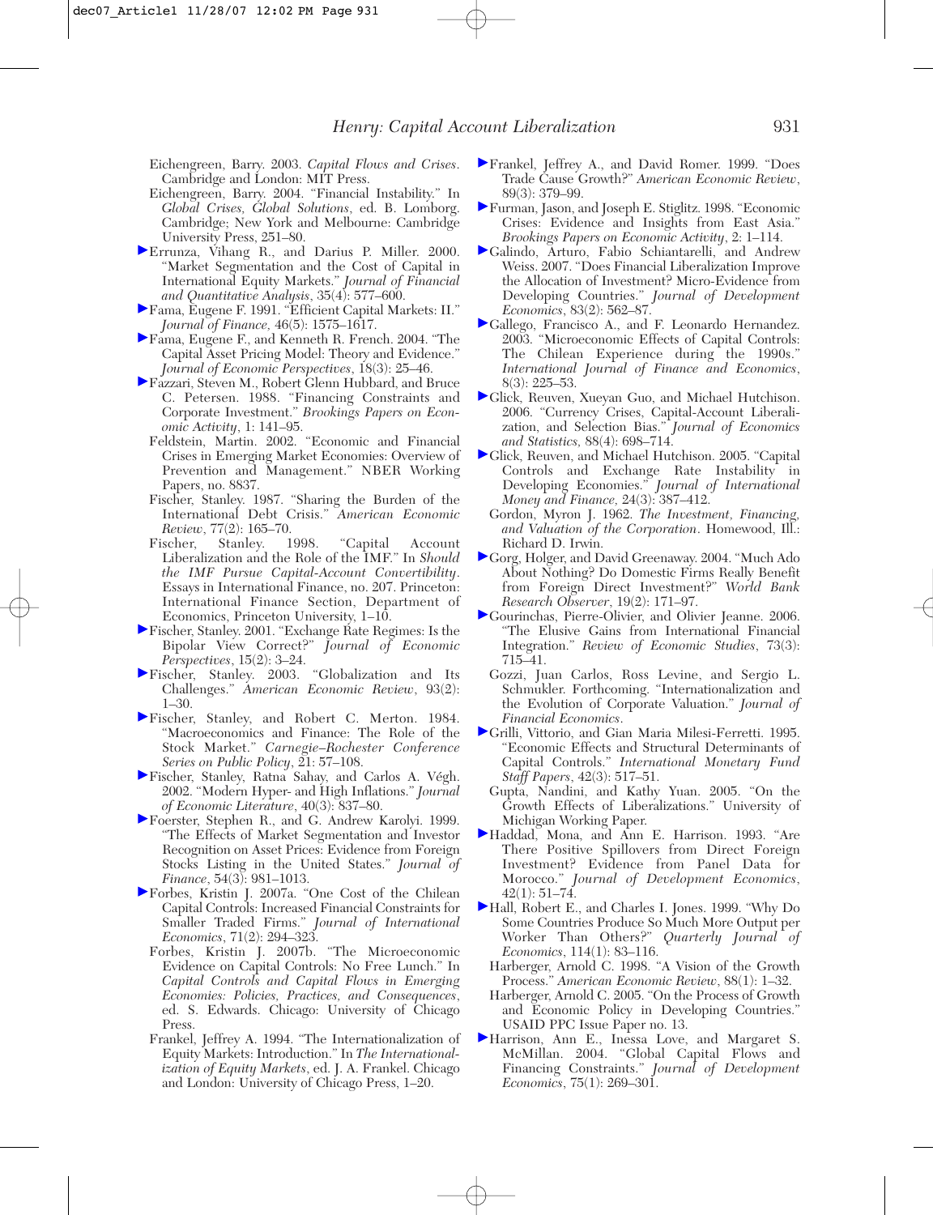Eichengreen, Barry. 2003. *Capital Flows and Crises*. Cambridge and London: MIT Press.

Eichengreen, Barry. 2004. "Financial Instability." In *Global Crises, Global Solutions*, ed. B. Lomborg. Cambridge; New York and Melbourne: Cambridge University Press, 251–80.

Errunza, Vihang R., and Darius P. Miller. 2000. "Market Segmentation and the Cost of Capital in International Equity Markets." *Journal of Financial and Quantitative Analysis*, 35(4): 577–600.

Fama, Eugene F. 1991. "Efficient Capital Markets: II." *Journal of Finance*, 46(5): 1575–1617.

Fama, Eugene F., and Kenneth R. French. 2004. "The Capital Asset Pricing Model: Theory and Evidence." *Journal of Economic Perspectives*, 18(3): 25–46.

Fazzari, Steven M., Robert Glenn Hubbard, and Bruce C. Petersen. 1988. "Financing Constraints and Corporate Investment." *Brookings Papers on Economic Activity*, 1: 141–95.

Feldstein, Martin. 2002. "Economic and Financial Crises in Emerging Market Economies: Overview of Prevention and Management." NBER Working Papers, no. 8837.

Fischer, Stanley. 1987. "Sharing the Burden of the International Debt Crisis." *American Economic Review*, 77(2): 165–70.

Fischer, Stanley. 1998. "Capital Account Liberalization and the Role of the IMF." In *Should the IMF Pursue Capital-Account Convertibility*. Essays in International Finance, no. 207. Princeton: International Finance Section, Department of Economics, Princeton University, 1–10.

Fischer, Stanley. 2001. "Exchange Rate Regimes: Is the Bipolar View Correct?" *Journal of Economic Perspectives*, 15(2): 3–24.

Fischer, Stanley. 2003. "Globalization and Its Challenges." *American Economic Review*, 93(2): 1–30.

Fischer, Stanley, and Robert C. Merton. 1984. "Macroeconomics and Finance: The Role of the Stock Market." *Carnegie–Rochester Conference Series on Public Policy*, 21: 57–108.

Fischer, Stanley, Ratna Sahay, and Carlos A. Végh. 2002. "Modern Hyper- and High Inflations." *Journal of Economic Literature*, 40(3): 837–80.

Foerster, Stephen R., and G. Andrew Karolyi. 1999. "The Effects of Market Segmentation and Investor Recognition on Asset Prices: Evidence from Foreign Stocks Listing in the United States." *Journal of Finance*, 54(3): 981–1013.

Forbes, Kristin J. 2007a. "One Cost of the Chilean Capital Controls: Increased Financial Constraints for Smaller Traded Firms." *Journal of International Economics*, 71(2): 294–323.

Forbes, Kristin J. 2007b. "The Microeconomic Evidence on Capital Controls: No Free Lunch." In *Capital Controls and Capital Flows in Emerging Economies: Policies, Practices, and Consequences*, ed. S. Edwards. Chicago: University of Chicago Press.

Frankel, Jeffrey A. 1994. "The Internationalization of Equity Markets: Introduction." In *The Internationalization of Equity Markets*, ed. J. A. Frankel. Chicago and London: University of Chicago Press, 1–20.

Frankel, Jeffrey A., and David Romer. 1999. "Does Trade Cause Growth?" *American Economic Review*, 89(3): 379–99.

Furman, Jason, and Joseph E. Stiglitz. 1998. "Economic Crises: Evidence and Insights from East Asia." *Brookings Papers on Economic Activity*, 2: 1–114.

Galindo, Arturo, Fabio Schiantarelli, and Andrew Weiss. 2007. "Does Financial Liberalization Improve the Allocation of Investment? Micro-Evidence from Developing Countries." *Journal of Development Economics*, 83(2): 562–87.

Gallego, Francisco A., and F. Leonardo Hernandez. 2003. "Microeconomic Effects of Capital Controls: The Chilean Experience during the 1990s." *International Journal of Finance and Economics*, 8(3): 225–53.

Glick, Reuven, Xueyan Guo, and Michael Hutchison. 2006. "Currency Crises, Capital-Account Liberalization, and Selection Bias." *Journal of Economics and Statistics*, 88(4): 698–714.

Glick, Reuven, and Michael Hutchison. 2005. "Capital Controls and Exchange Rate Instability in Developing Economies." *Journal of International Money and Finance*, 24(3): 387–412.

Gordon, Myron J. 1962. *The Investment, Financing, and Valuation of the Corporation*. Homewood, Ill.: Richard D. Irwin.

Gorg, Holger, and David Greenaway. 2004. "Much Ado About Nothing? Do Domestic Firms Really Benefit from Foreign Direct Investment?" *World Bank Research Observer*, 19(2): 171–97.

Gourinchas, Pierre-Olivier, and Olivier Jeanne. 2006. "The Elusive Gains from International Financial Integration." *Review of Economic Studies*, 73(3): 715–41.

Gozzi, Juan Carlos, Ross Levine, and Sergio L. Schmukler. Forthcoming. "Internationalization and the Evolution of Corporate Valuation." *Journal of Financial Economics*.

Grilli, Vittorio, and Gian Maria Milesi-Ferretti. 1995. "Economic Effects and Structural Determinants of Capital Controls." *International Monetary Fund Staff Papers*, 42(3): 517–51.

Gupta, Nandini, and Kathy Yuan. 2005. "On the Growth Effects of Liberalizations." University of Michigan Working Paper.

Haddad, Mona, and Ann E. Harrison. 1993. "Are There Positive Spillovers from Direct Foreign Investment? Evidence from Panel Data for Morocco." *Journal of Development Economics*, 42(1): 51–74.

Hall, Robert E., and Charles I. Jones. 1999. "Why Do Some Countries Produce So Much More Output per Worker Than Others?" *Quarterly Journal of Economics*, 114(1): 83–116.

Harberger, Arnold C. 1998. "A Vision of the Growth Process." *American Economic Review*, 88(1): 1–32.

Harberger, Arnold C. 2005. "On the Process of Growth and Economic Policy in Developing Countries." USAID PPC Issue Paper no. 13.

Harrison, Ann E., Inessa Love, and Margaret S. McMillan. 2004. "Global Capital Flows and Financing Constraints." *Journal of Development Economics*, 75(1): 269–301.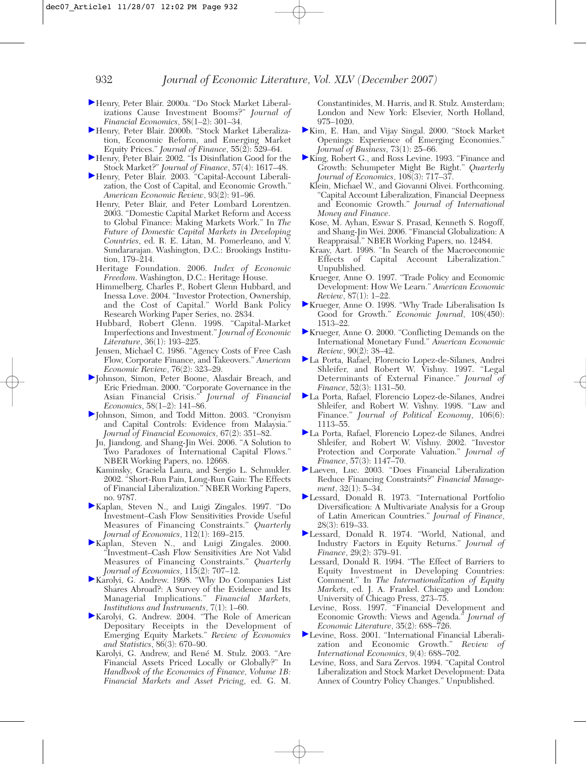Henry, Peter Blair. 2000a. "Do Stock Market Liberalizations Cause Investment Booms?" *Journal of Financial Economics*, 58(1–2): 301–34.

Henry, Peter Blair. 2000b. "Stock Market Liberalization, Economic Reform, and Emerging Market Equity Prices." *Journal of Finance*, 55(2): 529–64.

Henry, Peter Blair. 2002. "Is Disinflation Good for the Stock Market?" *Journal of Finance*, 57(4): 1617–48.

Henry, Peter Blair. 2003. "Capital-Account Liberalization, the Cost of Capital, and Economic Growth." *American Economic Review*, 93(2): 91–96.

Henry, Peter Blair, and Peter Lombard Lorentzen. 2003. "Domestic Capital Market Reform and Access to Global Finance: Making Markets Work." In *The Future of Domestic Capital Markets in Developing Countries*, ed. R. E. Litan, M. Pomerleano, and V. Sundararajan. Washington, D.C.: Brookings Institution, 179–214.

Heritage Foundation. 2006. *Index of Economic Freedom*. Washington, D.C.: Heritage House.

Himmelberg, Charles P., Robert Glenn Hubbard, and Inessa Love. 2004. "Investor Protection, Ownership, and the Cost of Capital." World Bank Policy Research Working Paper Series, no. 2834.

Hubbard, Robert Glenn. 1998. "Capital-Market Imperfections and Investment." *Journal of Economic Literature*, 36(1): 193–225.

Jensen, Michael C. 1986. "Agency Costs of Free Cash Flow, Corporate Finance, and Takeovers." *American Economic Review*, 76(2): 323–29.

Johnson, Simon, Peter Boone, Alasdair Breach, and Eric Friedman. 2000. "Corporate Governance in the Asian Financial Crisis." *Journal of Financial Economics*, 58(1–2): 141–86.

Johnson, Simon, and Todd Mitton. 2003. "Cronyism and Capital Controls: Evidence from Malaysia." *Journal of Financial Economics*, 67(2): 351–82.

Ju, Jiandong, and Shang-Jin Wei. 2006. "A Solution to Two Paradoxes of International Capital Flows." NBER Working Papers, no. 12668.

Kaminsky, Graciela Laura, and Sergio L. Schmukler. 2002. "Short-Run Pain, Long-Run Gain: The Effects of Financial Liberalization." NBER Working Papers, no. 9787.

Kaplan, Steven N., and Luigi Zingales. 1997. "Do Investment–Cash Flow Sensitivities Provide Useful Measures of Financing Constraints." *Quarterly Journal of Economics*, 112(1): 169–215.

Kaplan, Steven N., and Luigi Zingales. 2000. "Investment–Cash Flow Sensitivities Are Not Valid Measures of Financing Constraints." *Quarterly Journal of Economics*, 115(2): 707–12.

Karolyi, G. Andrew. 1998. "Why Do Companies List Shares Abroad?: A Survey of the Evidence and Its Managerial Implications." *Financial Markets, Institutions and Instruments*, 7(1): 1–60.

Karolyi, G. Andrew. 2004. "The Role of American Depositary Receipts in the Development of Emerging Equity Markets." *Review of Economics and Statistics*, 86(3): 670–90.

Karolyi, G. Andrew, and René M. Stulz. 2003. "Are Financial Assets Priced Locally or Globally?" In *Handbook of the Economics of Finance, Volume 1B: Financial Markets and Asset Pricing*, ed. G. M. Constantinides, M. Harris, and R. Stulz. Amsterdam; London and New York: Elsevier, North Holland, 975–1020.

Kim, E. Han, and Vijay Singal. 2000. "Stock Market Openings: Experience of Emerging Economies." *Journal of Business*, 73(1): 25–66.

King, Robert G., and Ross Levine. 1993. "Finance and Growth: Schumpeter Might Be Right." *Quarterly Journal of Economics*, 108(3): 717–37.

Klein, Michael W., and Giovanni Olivei. Forthcoming. "Capital Account Liberalization, Financial Deepness and Economic Growth." *Journal of International Money and Finance*.

Kose, M. Ayhan, Eswar S. Prasad, Kenneth S. Rogoff, and Shang-Jin Wei. 2006. "Financial Globalization: A Reappraisal." NBER Working Papers, no. 12484.

Kraay, Aart. 1998. "In Search of the Macroeconomic Effects of Capital Account Liberalization." Unpublished.

Krueger, Anne O. 1997. "Trade Policy and Economic Development: How We Learn." *American Economic Review*, 87(1): 1–22.

Krueger, Anne O. 1998. "Why Trade Liberalisation Is Good for Growth." *Economic Journal*, 108(450): 1513–22.

Krueger, Anne O. 2000. "Conflicting Demands on the International Monetary Fund." *American Economic Review*, 90(2): 38–42.

La Porta, Rafael, Florencio Lopez-de-Silanes, Andrei Shleifer, and Robert W. Vishny. 1997. "Legal Determinants of External Finance." *Journal of Finance*, 52(3): 1131–50.

La Porta, Rafael, Florencio Lopez-de-Silanes, Andrei Shleifer, and Robert W. Vishny. 1998. "Law and Finance." *Journal of Political Economy*, 106(6): 1113–55.

La Porta, Rafael, Florencio Lopez-de Silanes, Andrei Shleifer, and Robert W. Vishny. 2002. "Investor Protection and Corporate Valuation." *Journal of Finance*, 57(3): 1147–70.

Laeven, Luc. 2003. "Does Financial Liberalization Reduce Financing Constraints?" *Financial Management*, 32(1): 5–34.

Lessard, Donald R. 1973. "International Portfolio Diversification: A Multivariate Analysis for a Group of Latin American Countries." *Journal of Finance*, 28(3): 619–33.

Lessard, Donald R. 1974. "World, National, and Industry Factors in Equity Returns." *Journal of Finance*, 29(2): 379–91.

Lessard, Donald R. 1994. "The Effect of Barriers to Equity Investment in Developing Countries: Comment." In *The Internationalization of Equity Markets*, ed. J. A. Frankel. Chicago and London: University of Chicago Press, 273–75.

Levine, Ross. 1997. "Financial Development and Economic Growth: Views and Agenda." *Journal of Economic Literature*, 35(2): 688–726.

Levine, Ross. 2001. "International Financial Liberalization and Economic Growth." *Review of International Economics*, 9(4): 688–702.

Levine, Ross, and Sara Zervos. 1994. "Capital Control Liberalization and Stock Market Development: Data Annex of Country Policy Changes." Unpublished.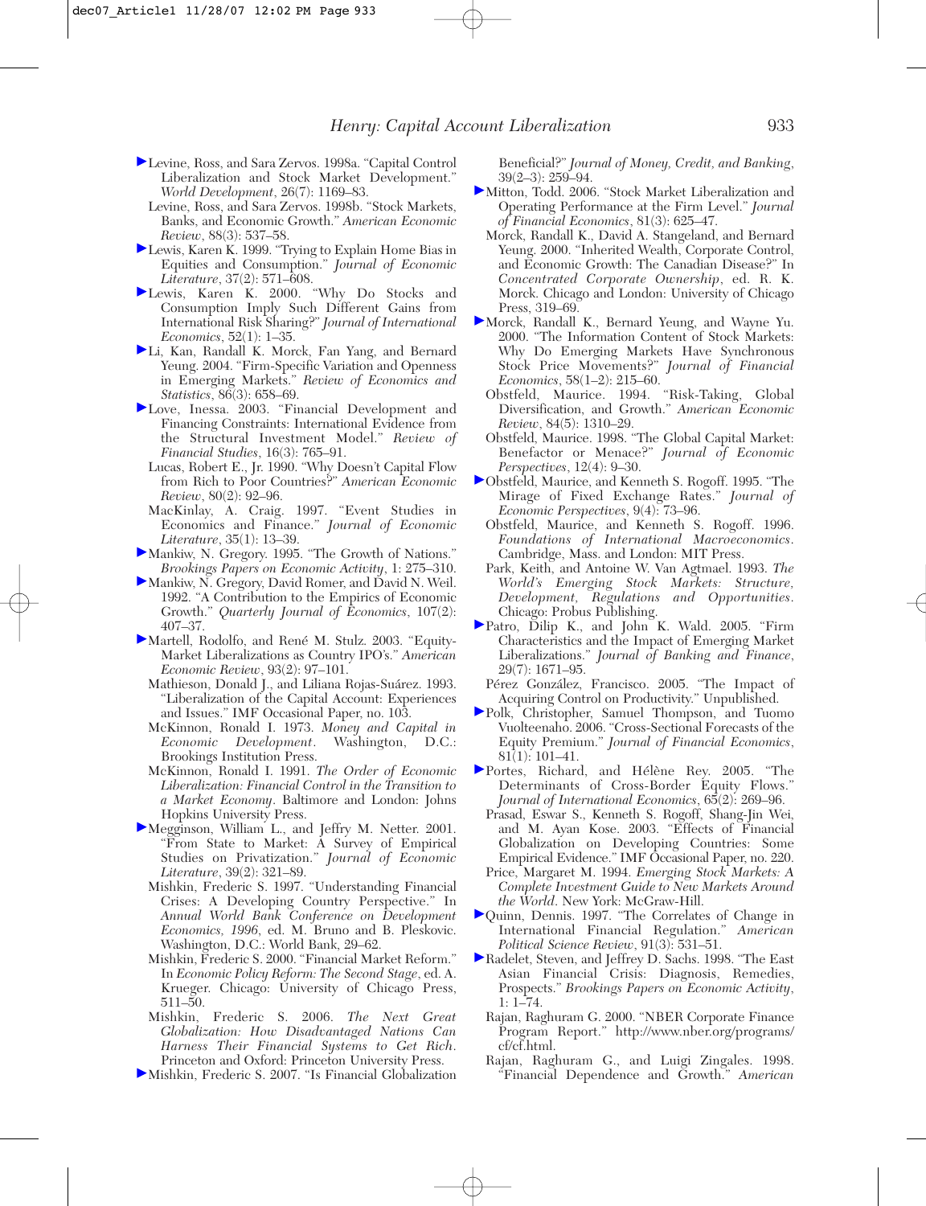Levine, Ross, and Sara Zervos. 1998a. "Capital Control Liberalization and Stock Market Development." *World Development*, 26(7): 1169–83.

Levine, Ross, and Sara Zervos. 1998b. "Stock Markets, Banks, and Economic Growth." *American Economic Review*, 88(3): 537–58.

Lewis, Karen K. 1999. "Trying to Explain Home Bias in Equities and Consumption." *Journal of Economic Literature*, 37(2): 571–608.

Lewis, Karen K. 2000. "Why Do Stocks and Consumption Imply Such Different Gains from International Risk Sharing?" *Journal of International Economics*, 52(1): 1–35.

Li, Kan, Randall K. Morck, Fan Yang, and Bernard Yeung. 2004. "Firm-Specific Variation and Openness in Emerging Markets." *Review of Economics and Statistics*, 86(3): 658–69.

Love, Inessa. 2003. "Financial Development and Financing Constraints: International Evidence from the Structural Investment Model." *Review of Financial Studies*, 16(3): 765–91.

Lucas, Robert E., Jr. 1990. "Why Doesn't Capital Flow from Rich to Poor Countries?" *American Economic Review*, 80(2): 92–96.

MacKinlay, A. Craig. 1997. "Event Studies in Economics and Finance." *Journal of Economic Literature*, 35(1): 13–39.

Mankiw, N. Gregory. 1995. "The Growth of Nations." *Brookings Papers on Economic Activity*, 1: 275–310.

Mankiw, N. Gregory, David Romer, and David N. Weil. 1992. "A Contribution to the Empirics of Economic Growth." *Quarterly Journal of Economics*, 107(2): 407–37.

Martell, Rodolfo, and René M. Stulz. 2003. "Equity-Market Liberalizations as Country IPO's." *American Economic Review*, 93(2): 97–101.

Mathieson, Donald J., and Liliana Rojas-Suárez. 1993. "Liberalization of the Capital Account: Experiences and Issues." IMF Occasional Paper, no. 103.

McKinnon, Ronald I. 1973. *Money and Capital in Economic Development*. Washington, D.C.: Brookings Institution Press.

McKinnon, Ronald I. 1991. *The Order of Economic Liberalization: Financial Control in the Transition to a Market Economy*. Baltimore and London: Johns Hopkins University Press.

Megginson, William L., and Jeffry M. Netter. 2001. "From State to Market: A Survey of Empirical Studies on Privatization." *Journal of Economic Literature*, 39(2): 321–89.

Mishkin, Frederic S. 1997. "Understanding Financial Crises: A Developing Country Perspective." In *Annual World Bank Conference on Development Economics, 1996*, ed. M. Bruno and B. Pleskovic. Washington, D.C.: World Bank, 29–62.

Mishkin, Frederic S. 2000. "Financial Market Reform." In *Economic Policy Reform: The Second Stage*, ed. A. Krueger. Chicago: University of Chicago Press, 511–50.

Mishkin, Frederic S. 2006. *The Next Great Globalization: How Disadvantaged Nations Can Harness Their Financial Systems to Get Rich*. Princeton and Oxford: Princeton University Press.

Mishkin, Frederic S. 2007. "Is Financial Globalization Beneficial?" *Journal of Money, Credit, and Banking*, 39(2–3): 259–94.

Mitton, Todd. 2006. "Stock Market Liberalization and Operating Performance at the Firm Level." *Journal of Financial Economics*, 81(3): 625–47.

Morck, Randall K., David A. Stangeland, and Bernard Yeung. 2000. "Inherited Wealth, Corporate Control, and Economic Growth: The Canadian Disease?" In *Concentrated Corporate Ownership*, ed. R. K. Morck. Chicago and London: University of Chicago Press, 319–69.

Morck, Randall K., Bernard Yeung, and Wayne Yu. 2000. "The Information Content of Stock Markets: Why Do Emerging Markets Have Synchronous Stock Price Movements?" *Journal of Financial Economics*, 58(1–2): 215–60.

Obstfeld, Maurice. 1994. "Risk-Taking, Global Diversification, and Growth." *American Economic Review*, 84(5): 1310–29.

Obstfeld, Maurice. 1998. "The Global Capital Market: Benefactor or Menace?" *Journal of Economic Perspectives*, 12(4): 9–30.

Obstfeld, Maurice, and Kenneth S. Rogoff. 1995. "The Mirage of Fixed Exchange Rates." *Journal of Economic Perspectives*, 9(4): 73–96.

Obstfeld, Maurice, and Kenneth S. Rogoff. 1996. *Foundations of International Macroeconomics*. Cambridge, Mass. and London: MIT Press.

Park, Keith, and Antoine W. Van Agtmael. 1993. *The World's Emerging Stock Markets: Structure, Development, Regulations and Opportunities*. Chicago: Probus Publishing.

Patro, Dilip K., and John K. Wald. 2005. "Firm Characteristics and the Impact of Emerging Market Liberalizations." *Journal of Banking and Finance*, 29(7): 1671–95.

Pérez González, Francisco. 2005. "The Impact of Acquiring Control on Productivity." Unpublished.

Polk, Christopher, Samuel Thompson, and Tuomo Vuolteenaho. 2006. "Cross-Sectional Forecasts of the Equity Premium." *Journal of Financial Economics*, 81(1): 101–41.

Portes, Richard, and Hélène Rey. 2005. "The Determinants of Cross-Border Equity Flows." *Journal of International Economics*, 65(2): 269–96.

Prasad, Eswar S., Kenneth S. Rogoff, Shang-Jin Wei, and M. Ayan Kose. 2003. "Effects of Financial Globalization on Developing Countries: Some Empirical Evidence." IMF Occasional Paper, no. 220.

Price, Margaret M. 1994. *Emerging Stock Markets: A Complete Investment Guide to New Markets Around the World*. New York: McGraw-Hill.

Quinn, Dennis. 1997. "The Correlates of Change in International Financial Regulation." *American Political Science Review*, 91(3): 531–51.

Radelet, Steven, and Jeffrey D. Sachs. 1998. "The East Asian Financial Crisis: Diagnosis, Remedies, Prospects." *Brookings Papers on Economic Activity*, 1: 1–74.

Rajan, Raghuram G. 2000. "NBER Corporate Finance Program Report." http://www.nber.org/programs/cf/cf.html.

Rajan, Raghuram G., and Luigi Zingales. 1998. "Financial Dependence and Growth." *American*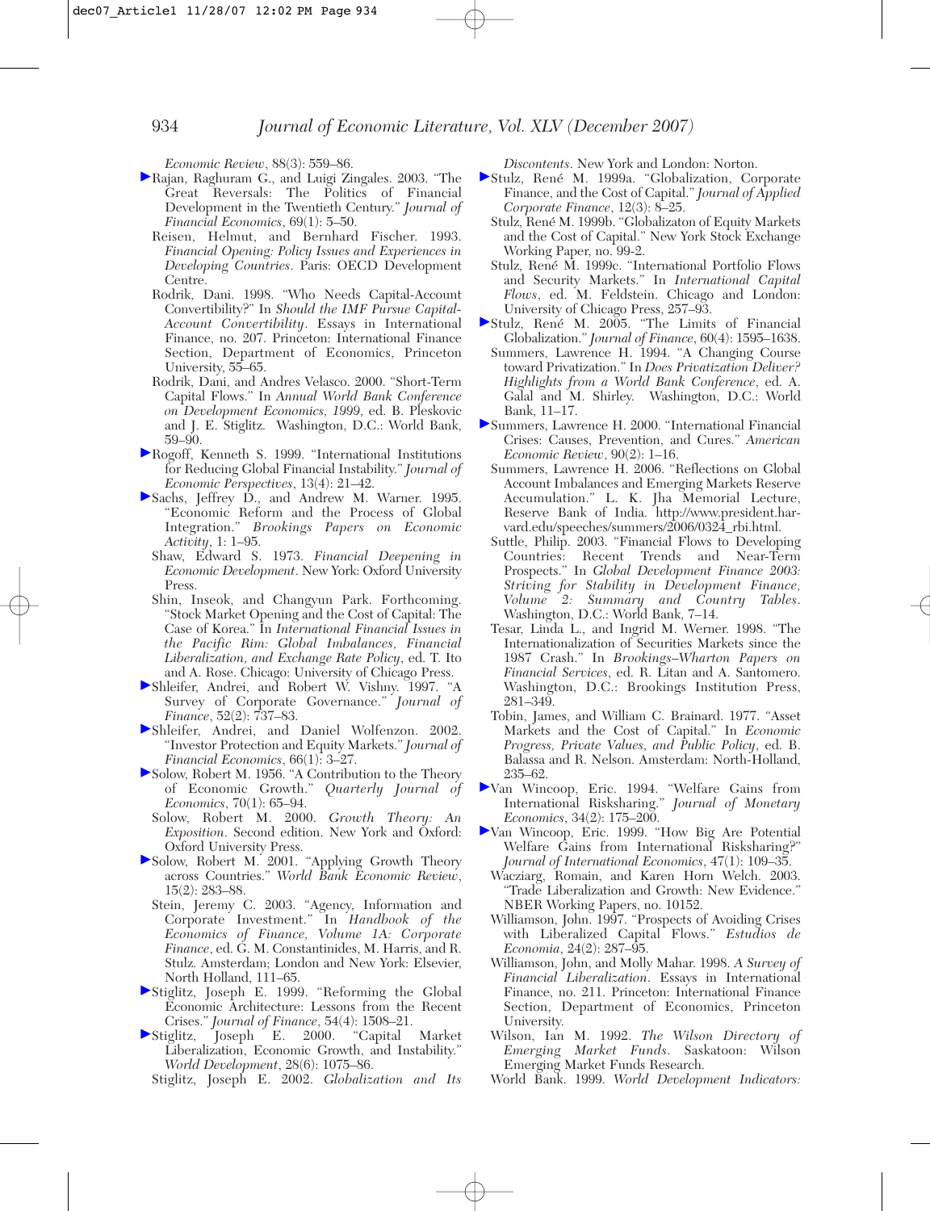*Economic Review*, 88(3): 559–86.

Rajan, Raghuram G., and Luigi Zingales. 2003. "The Great Reversals: The Politics of Financial Development in the Twentieth Century." *Journal of Financial Economics*, 69(1): 5–50.

Reisen, Helmut, and Bernhard Fischer. 1993. *Financial Opening: Policy Issues and Experiences in Developing Countries*. Paris: OECD Development Centre.

Rodrik, Dani. 1998. "Who Needs Capital-Account Convertibility?" In *Should the IMF Pursue Capital-Account Convertibility*. Essays in International Finance, no. 207. Princeton: International Finance Section, Department of Economics, Princeton University, 55–65.

Rodrik, Dani, and Andres Velasco. 2000. "Short-Term Capital Flows." In *Annual World Bank Conference on Development Economics, 1999*, ed. B. Pleskovic and J. E. Stiglitz. Washington, D.C.: World Bank, 59–90.

Rogoff, Kenneth S. 1999. "International Institutions for Reducing Global Financial Instability." *Journal of Economic Perspectives*, 13(4): 21–42.

Sachs, Jeffrey D., and Andrew M. Warner. 1995. "Economic Reform and the Process of Global Integration." *Brookings Papers on Economic Activity*, 1: 1–95.

Shaw, Edward S. 1973. *Financial Deepening in Economic Development*. New York: Oxford University Press.

Shin, Inseok, and Changyun Park. Forthcoming. "Stock Market Opening and the Cost of Capital: The Case of Korea." In *International Financial Issues in the Pacific Rim: Global Imbalances, Financial Liberalization, and Exchange Rate Policy*, ed. T. Ito and A. Rose. Chicago: University of Chicago Press.

Shleifer, Andrei, and Robert W. Vishny. 1997. "A Survey of Corporate Governance." *Journal of Finance*, 52(2): 737–83.

Shleifer, Andrei, and Daniel Wolfenzon. 2002. "Investor Protection and Equity Markets." *Journal of Financial Economics*, 66(1): 3–27.

Solow, Robert M. 1956. "A Contribution to the Theory of Economic Growth." *Quarterly Journal of Economics*, 70(1): 65–94.

Solow, Robert M. 2000. *Growth Theory: An Exposition*. Second edition. New York and Oxford: Oxford University Press.

Solow, Robert M. 2001. "Applying Growth Theory across Countries." *World Bank Economic Review*, 15(2): 283–88.

Stein, Jeremy C. 2003. "Agency, Information and Corporate Investment." In *Handbook of the Economics of Finance, Volume 1A: Corporate Finance*, ed. G. M. Constantinides, M. Harris, and R. Stulz. Amsterdam; London and New York: Elsevier, North Holland, 111–65.

Stiglitz, Joseph E. 1999. "Reforming the Global Economic Architecture: Lessons from the Recent Crises." *Journal of Finance*, 54(4): 1508–21.

Stiglitz, Joseph E. 2000. "Capital Market Liberalization, Economic Growth, and Instability." *World Development*, 28(6): 1075–86.

Stiglitz, Joseph E. 2002. *Globalization and Its Discontents*. New York and London: Norton.

Stulz, René M. 1999a. "Globalization, Corporate Finance, and the Cost of Capital." *Journal of Applied Corporate Finance*, 12(3): 8–25.

Stulz, René M. 1999b. "Globalizaton of Equity Markets and the Cost of Capital." New York Stock Exchange Working Paper, no. 99-2.

Stulz, René M. 1999c. "International Portfolio Flows and Security Markets." In *International Capital Flows*, ed. M. Feldstein. Chicago and London: University of Chicago Press, 257–93.

Stulz, René M. 2005. "The Limits of Financial Globalization." *Journal of Finance*, 60(4): 1595–1638.

Summers, Lawrence H. 1994. "A Changing Course toward Privatization." In *Does Privatization Deliver? Highlights from a World Bank Conference*, ed. A. Galal and M. Shirley. Washington, D.C.: World Bank, 11–17.

Summers, Lawrence H. 2000. "International Financial Crises: Causes, Prevention, and Cures." *American Economic Review*, 90(2): 1–16.

Summers, Lawrence H. 2006. "Reflections on Global Account Imbalances and Emerging Markets Reserve Accumulation." L. K. Jha Memorial Lecture, Reserve Bank of India. http://www.president.harvard.edu/speeches/summers/2006/0324_rbi.html.

Suttle, Philip. 2003. "Financial Flows to Developing Countries: Recent Trends and Near-Term Prospects." In *Global Development Finance 2003: Striving for Stability in Development Finance, Volume 2: Summary and Country Tables*. Washington, D.C.: World Bank, 7–14.

Tesar, Linda L., and Ingrid M. Werner. 1998. "The Internationalization of Securities Markets since the 1987 Crash." In *Brookings–Wharton Papers on Financial Services*, ed. R. Litan and A. Santomero. Washington, D.C.: Brookings Institution Press, 281–349.

Tobin, James, and William C. Brainard. 1977. "Asset Markets and the Cost of Capital." In *Economic Progress, Private Values, and Public Policy*, ed. B. Balassa and R. Nelson. Amsterdam: North-Holland, 235–62.

Van Wincoop, Eric. 1994. "Welfare Gains from International Risksharing." *Journal of Monetary Economics*, 34(2): 175–200.

Van Wincoop, Eric. 1999. "How Big Are Potential Welfare Gains from International Risksharing?" *Journal of International Economics*, 47(1): 109–35.

Wacziarg, Romain, and Karen Horn Welch. 2003. "Trade Liberalization and Growth: New Evidence." NBER Working Papers, no. 10152.

Williamson, John. 1997. "Prospects of Avoiding Crises with Liberalized Capital Flows." *Estudios de Economia*, 24(2): 287–95.

Williamson, John, and Molly Mahar. 1998. *A Survey of Financial Liberalization*. Essays in International Finance, no. 211. Princeton: International Finance Section, Department of Economics, Princeton University.

Wilson, Ian M. 1992. *The Wilson Directory of Emerging Market Funds*. Saskatoon: Wilson Emerging Market Funds Research.

World Bank. 1999. *World Development Indicators:*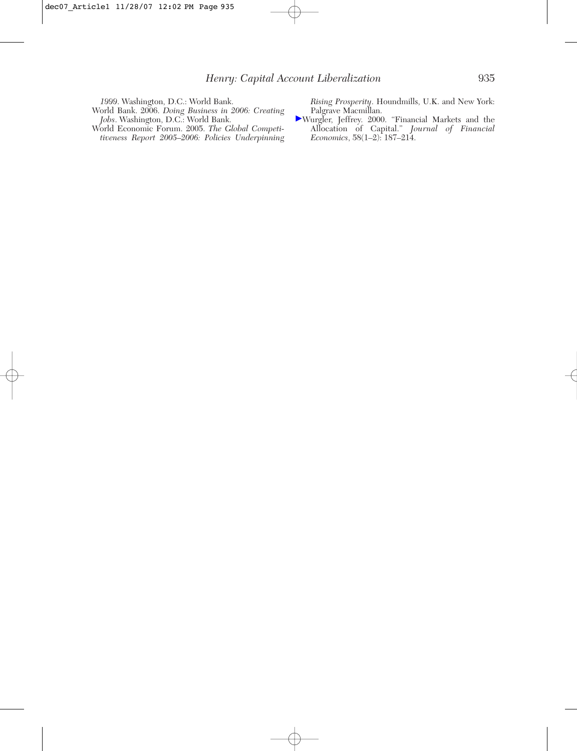*1999*. Washington, D.C.: World Bank.

World Bank. 2006. *Doing Business in 2006: Creating Jobs*. Washington, D.C.: World Bank.

World Economic Forum. 2005. *The Global Competitiveness Report 2005–2006: Policies Underpinning Rising Prosperity*. Houndmills, U.K. and New York: Palgrave Macmillan.

Wurgler, Jeffrey. 2000. "Financial Markets and the Allocation of Capital." *Journal of Financial Economics*, 58(1–2): 187–214.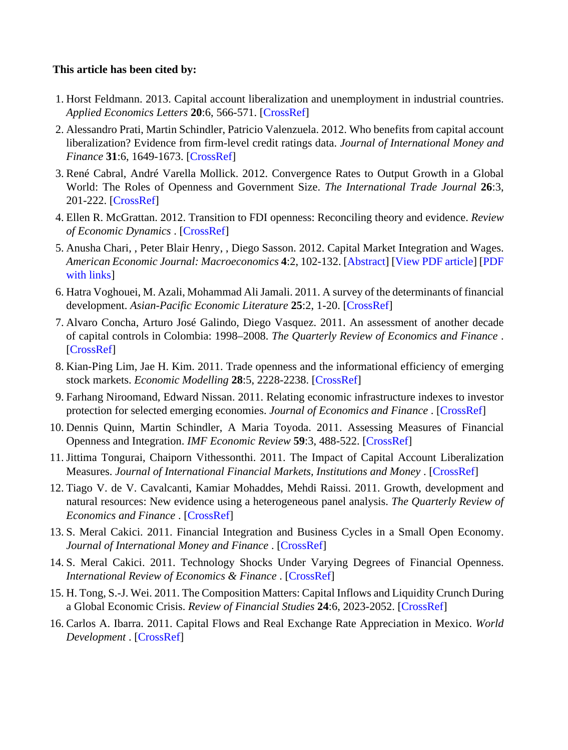**This article has been cited by:**

1. Horst Feldmann. 2013. Capital account liberalization and unemployment in industrial countries. *Applied Economics Letters* **20**:6, 566-571. [CrossRef]
2. Alessandro Prati, Martin Schindler, Patricio Valenzuela. 2012. Who benefits from capital account liberalization? Evidence from firm-level credit ratings data. *Journal of International Money and Finance* **31**:6, 1649-1673. [CrossRef]
3. René Cabral, André Varella Mollick. 2012. Convergence Rates to Output Growth in a Global World: The Roles of Openness and Government Size. *The International Trade Journal* **26**:3, 201-222. [CrossRef]
4. Ellen R. McGrattan. 2012. Transition to FDI openness: Reconciling theory and evidence. *Review of Economic Dynamics* . [CrossRef]
5. Anusha Chari, , Peter Blair Henry, , Diego Sasson. 2012. Capital Market Integration and Wages. *American Economic Journal: Macroeconomics* **4**:2, 102-132. [Abstract] [View PDF article] [PDF with links]
6. Hatra Voghouei, M. Azali, Mohammad Ali Jamali. 2011. A survey of the determinants of financial development. *Asian-Pacific Economic Literature* **25**:2, 1-20. [CrossRef]
7. Alvaro Concha, Arturo José Galindo, Diego Vasquez. 2011. An assessment of another decade of capital controls in Colombia: 1998–2008. *The Quarterly Review of Economics and Finance* . [CrossRef]
8. Kian-Ping Lim, Jae H. Kim. 2011. Trade openness and the informational efficiency of emerging stock markets. *Economic Modelling* **28**:5, 2228-2238. [CrossRef]
9. Farhang Niroomand, Edward Nissan. 2011. Relating economic infrastructure indexes to investor protection for selected emerging economies. *Journal of Economics and Finance* . [CrossRef]
10. Dennis Quinn, Martin Schindler, A Maria Toyoda. 2011. Assessing Measures of Financial Openness and Integration. *IMF Economic Review* **59**:3, 488-522. [CrossRef]
11. Jittima Tongurai, Chaiporn Vithessonthi. 2011. The Impact of Capital Account Liberalization Measures. *Journal of International Financial Markets, Institutions and Money* . [CrossRef]
12. Tiago V. de V. Cavalcanti, Kamiar Mohaddes, Mehdi Raissi. 2011. Growth, development and natural resources: New evidence using a heterogeneous panel analysis. *The Quarterly Review of Economics and Finance* . [CrossRef]
13. S. Meral Cakici. 2011. Financial Integration and Business Cycles in a Small Open Economy. *Journal of International Money and Finance* . [CrossRef]
14. S. Meral Cakici. 2011. Technology Shocks Under Varying Degrees of Financial Openness. *International Review of Economics & Finance* . [CrossRef]
15. H. Tong, S.-J. Wei. 2011. The Composition Matters: Capital Inflows and Liquidity Crunch During a Global Economic Crisis. *Review of Financial Studies* **24**:6, 2023-2052. [CrossRef]
16. Carlos A. Ibarra. 2011. Capital Flows and Real Exchange Rate Appreciation in Mexico. *World Development* . [CrossRef]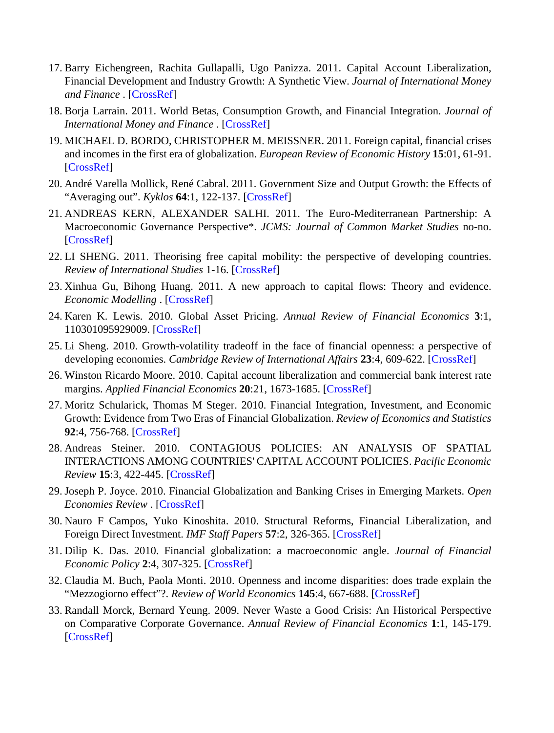17. Barry Eichengreen, Rachita Gullapalli, Ugo Panizza. 2011. Capital Account Liberalization, Financial Development and Industry Growth: A Synthetic View. *Journal of International Money and Finance* . [CrossRef]
18. Borja Larrain. 2011. World Betas, Consumption Growth, and Financial Integration. *Journal of International Money and Finance* . [CrossRef]
19. MICHAEL D. BORDO, CHRISTOPHER M. MEISSNER. 2011. Foreign capital, financial crises and incomes in the first era of globalization. *European Review of Economic History* **15**:01, 61-91. [CrossRef]
20. André Varella Mollick, René Cabral. 2011. Government Size and Output Growth: the Effects of "Averaging out". *Kyklos* **64**:1, 122-137. [CrossRef]
21. ANDREAS KERN, ALEXANDER SALHI. 2011. The Euro-Mediterranean Partnership: A Macroeconomic Governance Perspective*. *JCMS: Journal of Common Market Studies* no-no. [CrossRef]
22. LI SHENG. 2011. Theorising free capital mobility: the perspective of developing countries. *Review of International Studies* 1-16. [CrossRef]
23. Xinhua Gu, Bihong Huang. 2011. A new approach to capital flows: Theory and evidence. *Economic Modelling* . [CrossRef]
24. Karen K. Lewis. 2010. Global Asset Pricing. *Annual Review of Financial Economics* **3**:1, 110301095929009. [CrossRef]
25. Li Sheng. 2010. Growth-volatility tradeoff in the face of financial openness: a perspective of developing economies. *Cambridge Review of International Affairs* **23**:4, 609-622. [CrossRef]
26. Winston Ricardo Moore. 2010. Capital account liberalization and commercial bank interest rate margins. *Applied Financial Economics* **20**:21, 1673-1685. [CrossRef]
27. Moritz Schularick, Thomas M Steger. 2010. Financial Integration, Investment, and Economic Growth: Evidence from Two Eras of Financial Globalization. *Review of Economics and Statistics* **92**:4, 756-768. [CrossRef]
28. Andreas Steiner. 2010. CONTAGIOUS POLICIES: AN ANALYSIS OF SPATIAL INTERACTIONS AMONG COUNTRIES' CAPITAL ACCOUNT POLICIES. *Pacific Economic Review* **15**:3, 422-445. [CrossRef]
29. Joseph P. Joyce. 2010. Financial Globalization and Banking Crises in Emerging Markets. *Open Economies Review* . [CrossRef]
30. Nauro F Campos, Yuko Kinoshita. 2010. Structural Reforms, Financial Liberalization, and Foreign Direct Investment. *IMF Staff Papers* **57**:2, 326-365. [CrossRef]
31. Dilip K. Das. 2010. Financial globalization: a macroeconomic angle. *Journal of Financial Economic Policy* **2**:4, 307-325. [CrossRef]
32. Claudia M. Buch, Paola Monti. 2010. Openness and income disparities: does trade explain the "Mezzogiorno effect"?. *Review of World Economics* **145**:4, 667-688. [CrossRef]
33. Randall Morck, Bernard Yeung. 2009. Never Waste a Good Crisis: An Historical Perspective on Comparative Corporate Governance. *Annual Review of Financial Economics* **1**:1, 145-179. [CrossRef]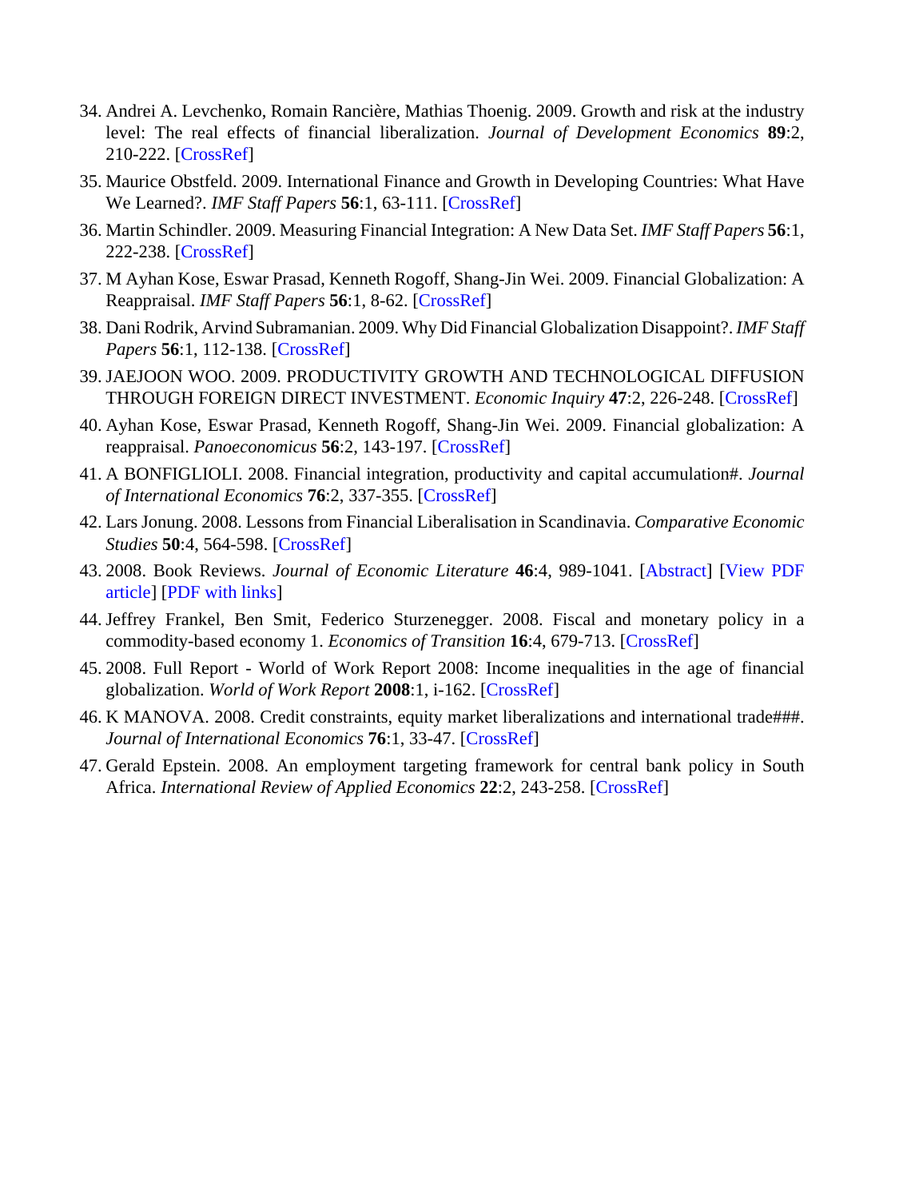34. Andrei A. Levchenko, Romain Rancière, Mathias Thoenig. 2009. Growth and risk at the industry level: The real effects of financial liberalization. *Journal of Development Economics* **89**:2, 210-222. [CrossRef]
35. Maurice Obstfeld. 2009. International Finance and Growth in Developing Countries: What Have We Learned?. *IMF Staff Papers* **56**:1, 63-111. [CrossRef]
36. Martin Schindler. 2009. Measuring Financial Integration: A New Data Set. *IMF Staff Papers* **56**:1, 222-238. [CrossRef]
37. M Ayhan Kose, Eswar Prasad, Kenneth Rogoff, Shang-Jin Wei. 2009. Financial Globalization: A Reappraisal. *IMF Staff Papers* **56**:1, 8-62. [CrossRef]
38. Dani Rodrik, Arvind Subramanian. 2009. Why Did Financial Globalization Disappoint?. *IMF Staff Papers* **56**:1, 112-138. [CrossRef]
39. JAEJOON WOO. 2009. PRODUCTIVITY GROWTH AND TECHNOLOGICAL DIFFUSION THROUGH FOREIGN DIRECT INVESTMENT. *Economic Inquiry* **47**:2, 226-248. [CrossRef]
40. Ayhan Kose, Eswar Prasad, Kenneth Rogoff, Shang-Jin Wei. 2009. Financial globalization: A reappraisal. *Panoeconomicus* **56**:2, 143-197. [CrossRef]
41. A BONFIGLIOLI. 2008. Financial integration, productivity and capital accumulation#. *Journal of International Economics* **76**:2, 337-355. [CrossRef]
42. Lars Jonung. 2008. Lessons from Financial Liberalisation in Scandinavia. *Comparative Economic Studies* **50**:4, 564-598. [CrossRef]
43. 2008. Book Reviews. *Journal of Economic Literature* **46**:4, 989-1041. [Abstract] [View PDF article] [PDF with links]
44. Jeffrey Frankel, Ben Smit, Federico Sturzenegger. 2008. Fiscal and monetary policy in a commodity-based economy 1. *Economics of Transition* **16**:4, 679-713. [CrossRef]
45. 2008. Full Report - World of Work Report 2008: Income inequalities in the age of financial globalization. *World of Work Report* **2008**:1, i-162. [CrossRef]
46. K MANOVA. 2008. Credit constraints, equity market liberalizations and international trade###. *Journal of International Economics* **76**:1, 33-47. [CrossRef]
47. Gerald Epstein. 2008. An employment targeting framework for central bank policy in South Africa. *International Review of Applied Economics* **22**:2, 243-258. [CrossRef]